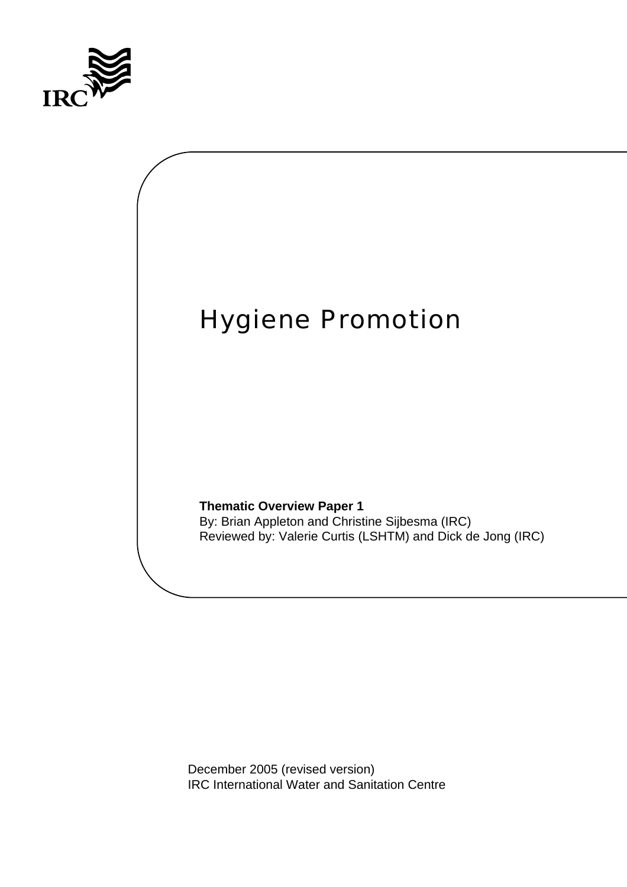IRC

# Hygiene Promotion

**Thematic Overview Paper 1**
By: Brian Appleton and Christine Sijbesma (IRC)
Reviewed by: Valerie Curtis (LSHTM) and Dick de Jong (IRC)

December 2005 (revised version)
IRC International Water and Sanitation Centre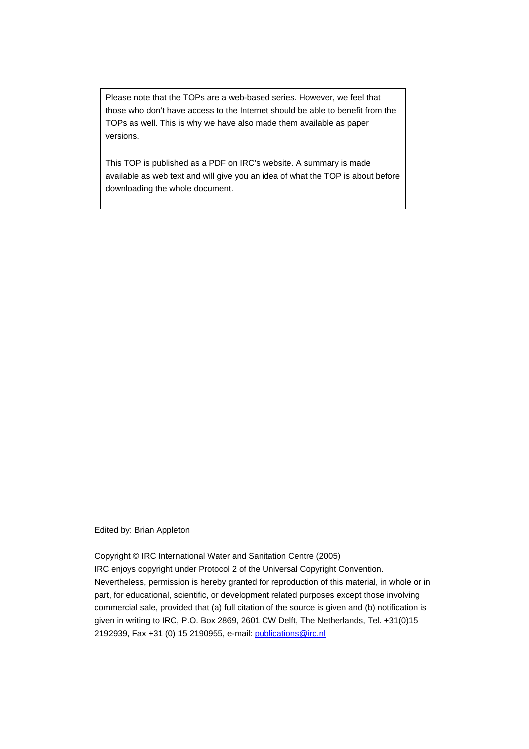Please note that the TOPs are a web-based series. However, we feel that those who don't have access to the Internet should be able to benefit from the TOPs as well. This is why we have also made them available as paper versions.

This TOP is published as a PDF on IRC's website. A summary is made available as web text and will give you an idea of what the TOP is about before downloading the whole document.

Edited by: Brian Appleton

Copyright © IRC International Water and Sanitation Centre (2005)
IRC enjoys copyright under Protocol 2 of the Universal Copyright Convention. Nevertheless, permission is hereby granted for reproduction of this material, in whole or in part, for educational, scientific, or development related purposes except those involving commercial sale, provided that (a) full citation of the source is given and (b) notification is given in writing to IRC, P.O. Box 2869, 2601 CW Delft, The Netherlands, Tel. +31(0)15 2192939, Fax +31 (0) 15 2190955, e-mail: publications@irc.nl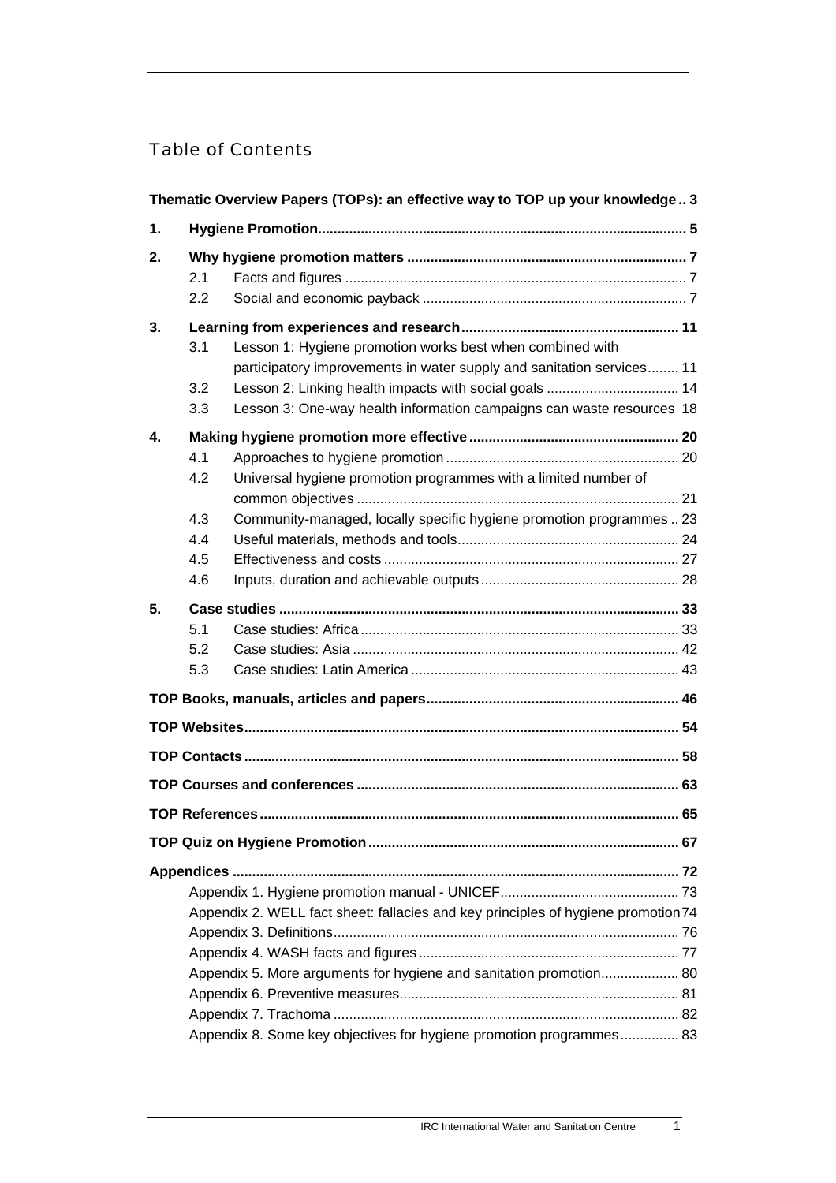## Table of Contents

**Thematic Overview Papers (TOPs): an effective way to TOP up your knowledge .. 3**

**1. Hygiene Promotion ... 5**

**2. Why hygiene promotion matters ... 7**

- 2.1 Facts and figures ... 7
- 2.2 Social and economic payback ... 7

**3. Learning from experiences and research ... 11**

- 3.1 Lesson 1: Hygiene promotion works best when combined with participatory improvements in water supply and sanitation services ... 11
- 3.2 Lesson 2: Linking health impacts with social goals ... 14
- 3.3 Lesson 3: One-way health information campaigns can waste resources 18

**4. Making hygiene promotion more effective ... 20**

- 4.1 Approaches to hygiene promotion ... 20
- 4.2 Universal hygiene promotion programmes with a limited number of common objectives ... 21
- 4.3 Community-managed, locally specific hygiene promotion programmes .. 23
- 4.4 Useful materials, methods and tools ... 24
- 4.5 Effectiveness and costs ... 27
- 4.6 Inputs, duration and achievable outputs ... 28

**5. Case studies ... 33**

- 5.1 Case studies: Africa ... 33
- 5.2 Case studies: Asia ... 42
- 5.3 Case studies: Latin America ... 43

**TOP Books, manuals, articles and papers ... 46**

**TOP Websites ... 54**

**TOP Contacts ... 58**

**TOP Courses and conferences ... 63**

**TOP References ... 65**

**TOP Quiz on Hygiene Promotion ... 67**

**Appendices ... 72**

- Appendix 1. Hygiene promotion manual - UNICEF ... 73
- Appendix 2. WELL fact sheet: fallacies and key principles of hygiene promotion 74
- Appendix 3. Definitions ... 76
- Appendix 4. WASH facts and figures ... 77
- Appendix 5. More arguments for hygiene and sanitation promotion ... 80
- Appendix 6. Preventive measures ... 81
- Appendix 7. Trachoma ... 82
- Appendix 8. Some key objectives for hygiene promotion programmes ... 83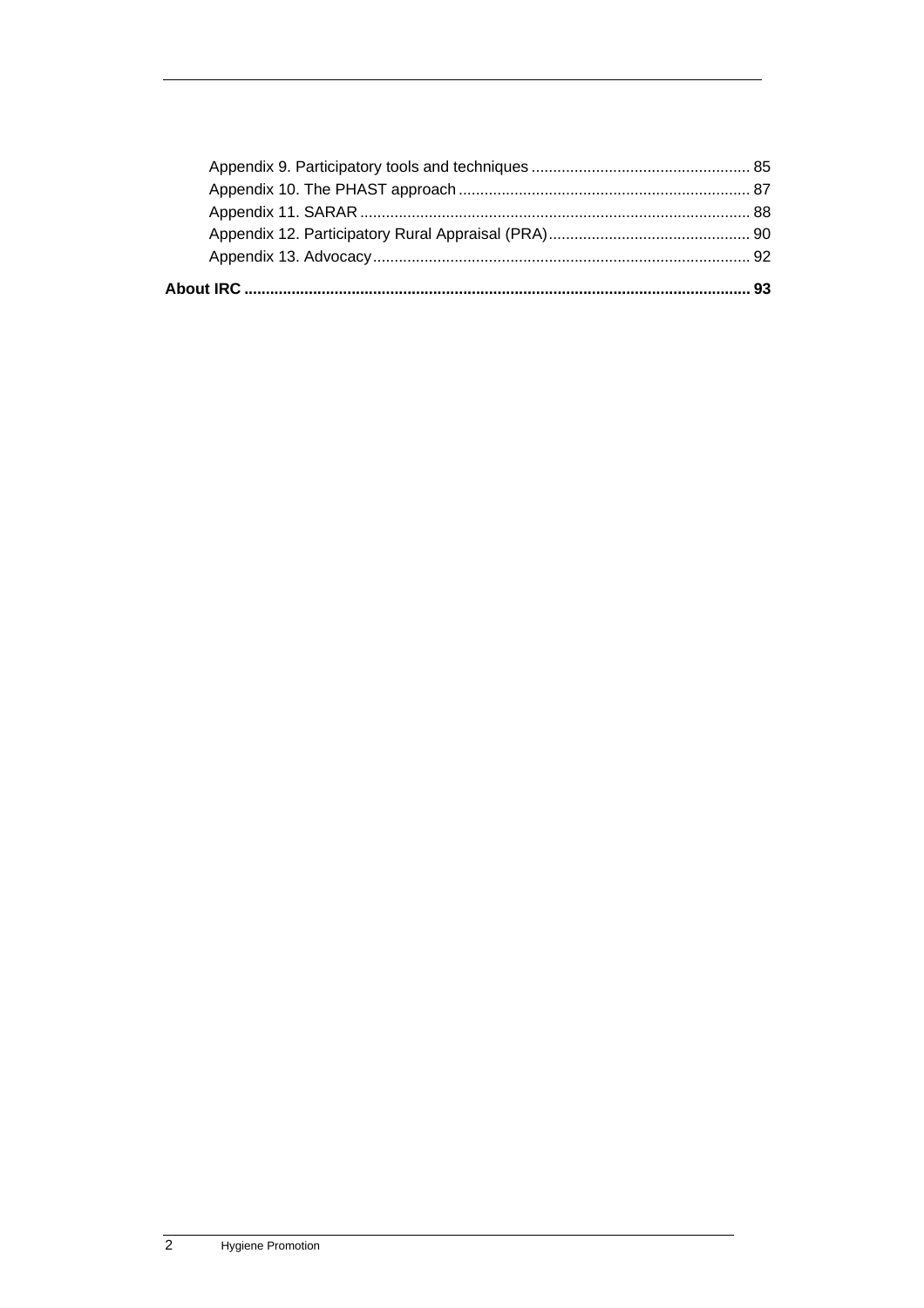Appendix 9. Participatory tools and techniques .................................................. 85
Appendix 10. The PHAST approach ................................................................... 87
Appendix 11. SARAR .......................................................................................... 88
Appendix 12. Participatory Rural Appraisal (PRA) .............................................. 90
Appendix 13. Advocacy ....................................................................................... 92

**About IRC ....................................................................................................................... 93**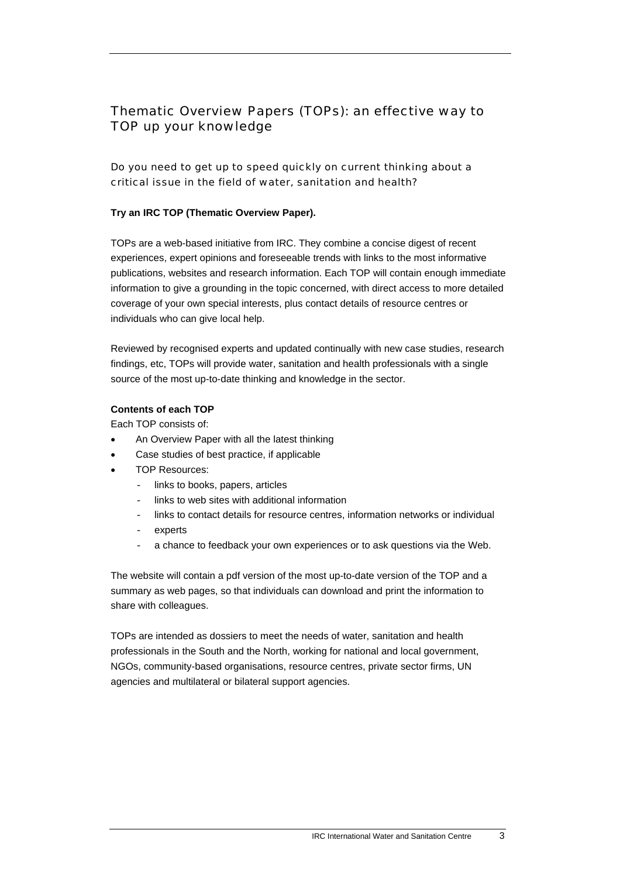# Thematic Overview Papers (TOPs): an effective way to TOP up your knowledge

Do you need to get up to speed quickly on current thinking about a critical issue in the field of water, sanitation and health?

**Try an IRC TOP (Thematic Overview Paper).**

TOPs are a web-based initiative from IRC. They combine a concise digest of recent experiences, expert opinions and foreseeable trends with links to the most informative publications, websites and research information. Each TOP will contain enough immediate information to give a grounding in the topic concerned, with direct access to more detailed coverage of your own special interests, plus contact details of resource centres or individuals who can give local help.

Reviewed by recognised experts and updated continually with new case studies, research findings, etc, TOPs will provide water, sanitation and health professionals with a single source of the most up-to-date thinking and knowledge in the sector.

**Contents of each TOP**

Each TOP consists of:

- An Overview Paper with all the latest thinking
- Case studies of best practice, if applicable
- TOP Resources:
  - links to books, papers, articles
  - links to web sites with additional information
  - links to contact details for resource centres, information networks or individual
  - experts
  - a chance to feedback your own experiences or to ask questions via the Web.

The website will contain a pdf version of the most up-to-date version of the TOP and a summary as web pages, so that individuals can download and print the information to share with colleagues.

TOPs are intended as dossiers to meet the needs of water, sanitation and health professionals in the South and the North, working for national and local government, NGOs, community-based organisations, resource centres, private sector firms, UN agencies and multilateral or bilateral support agencies.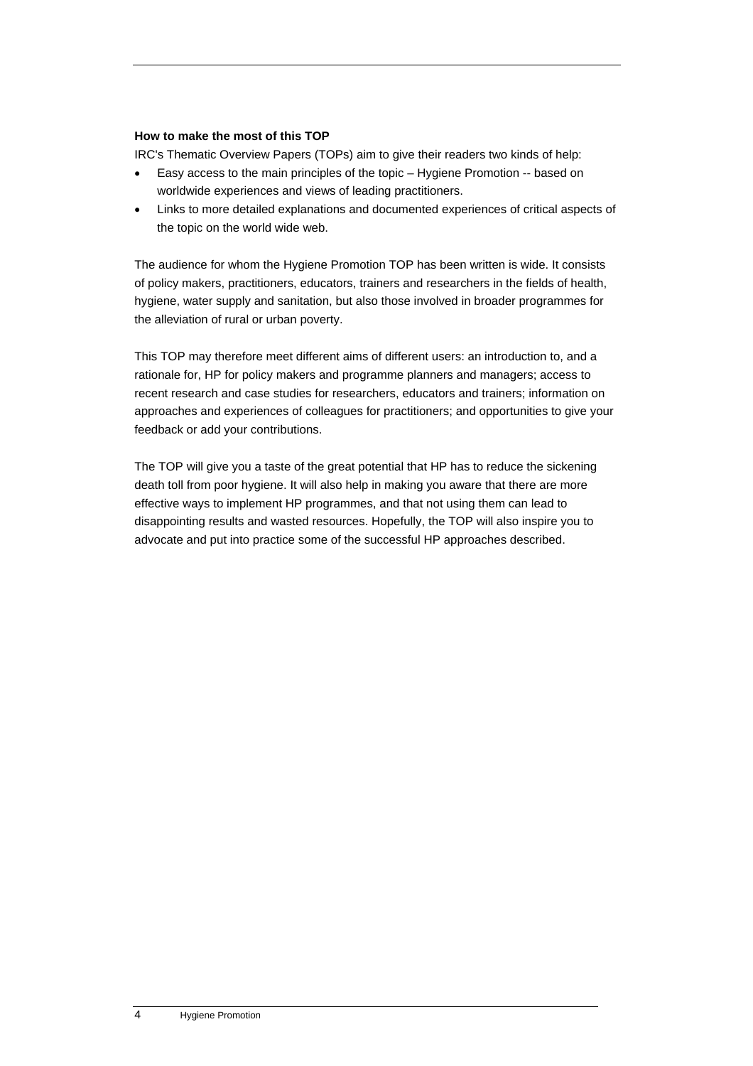**How to make the most of this TOP**

IRC's Thematic Overview Papers (TOPs) aim to give their readers two kinds of help:

- Easy access to the main principles of the topic – Hygiene Promotion -- based on worldwide experiences and views of leading practitioners.
- Links to more detailed explanations and documented experiences of critical aspects of the topic on the world wide web.

The audience for whom the Hygiene Promotion TOP has been written is wide. It consists of policy makers, practitioners, educators, trainers and researchers in the fields of health, hygiene, water supply and sanitation, but also those involved in broader programmes for the alleviation of rural or urban poverty.

This TOP may therefore meet different aims of different users: an introduction to, and a rationale for, HP for policy makers and programme planners and managers; access to recent research and case studies for researchers, educators and trainers; information on approaches and experiences of colleagues for practitioners; and opportunities to give your feedback or add your contributions.

The TOP will give you a taste of the great potential that HP has to reduce the sickening death toll from poor hygiene. It will also help in making you aware that there are more effective ways to implement HP programmes, and that not using them can lead to disappointing results and wasted resources. Hopefully, the TOP will also inspire you to advocate and put into practice some of the successful HP approaches described.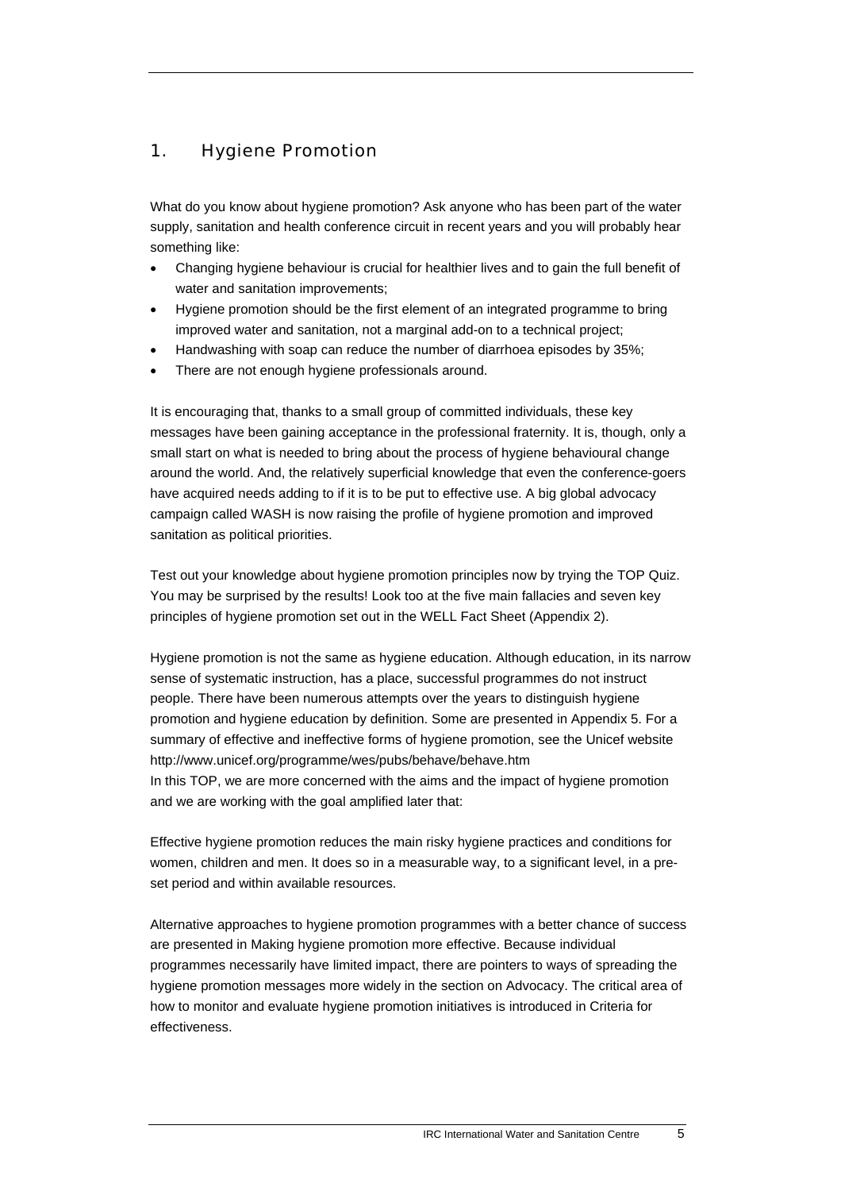# 1. Hygiene Promotion

What do you know about hygiene promotion? Ask anyone who has been part of the water supply, sanitation and health conference circuit in recent years and you will probably hear something like:

- Changing hygiene behaviour is crucial for healthier lives and to gain the full benefit of water and sanitation improvements;
- Hygiene promotion should be the first element of an integrated programme to bring improved water and sanitation, not a marginal add-on to a technical project;
- Handwashing with soap can reduce the number of diarrhoea episodes by 35%;
- There are not enough hygiene professionals around.

It is encouraging that, thanks to a small group of committed individuals, these key messages have been gaining acceptance in the professional fraternity. It is, though, only a small start on what is needed to bring about the process of hygiene behavioural change around the world. And, the relatively superficial knowledge that even the conference-goers have acquired needs adding to if it is to be put to effective use. A big global advocacy campaign called WASH is now raising the profile of hygiene promotion and improved sanitation as political priorities.

Test out your knowledge about hygiene promotion principles now by trying the TOP Quiz. You may be surprised by the results! Look too at the five main fallacies and seven key principles of hygiene promotion set out in the WELL Fact Sheet (Appendix 2).

Hygiene promotion is not the same as hygiene education. Although education, in its narrow sense of systematic instruction, has a place, successful programmes do not instruct people. There have been numerous attempts over the years to distinguish hygiene promotion and hygiene education by definition. Some are presented in Appendix 5. For a summary of effective and ineffective forms of hygiene promotion, see the Unicef website http://www.unicef.org/programme/wes/pubs/behave/behave.htm
In this TOP, we are more concerned with the aims and the impact of hygiene promotion and we are working with the goal amplified later that:

Effective hygiene promotion reduces the main risky hygiene practices and conditions for women, children and men. It does so in a measurable way, to a significant level, in a pre-set period and within available resources.

Alternative approaches to hygiene promotion programmes with a better chance of success are presented in Making hygiene promotion more effective. Because individual programmes necessarily have limited impact, there are pointers to ways of spreading the hygiene promotion messages more widely in the section on Advocacy. The critical area of how to monitor and evaluate hygiene promotion initiatives is introduced in Criteria for effectiveness.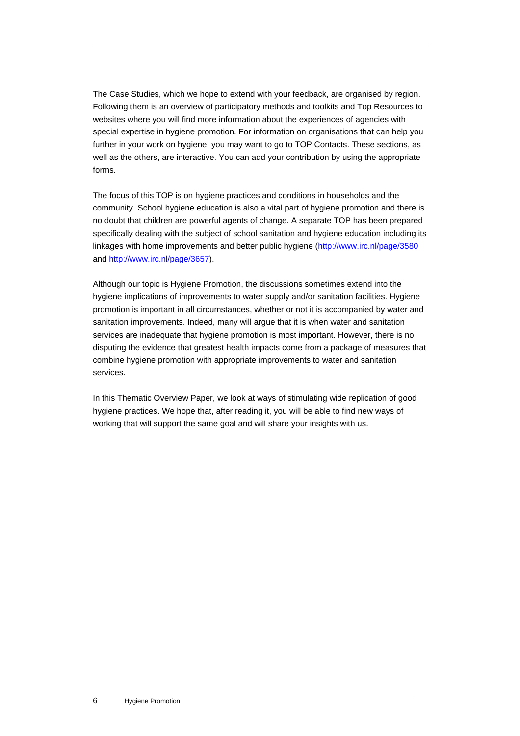The Case Studies, which we hope to extend with your feedback, are organised by region. Following them is an overview of participatory methods and toolkits and Top Resources to websites where you will find more information about the experiences of agencies with special expertise in hygiene promotion. For information on organisations that can help you further in your work on hygiene, you may want to go to TOP Contacts. These sections, as well as the others, are interactive. You can add your contribution by using the appropriate forms.

The focus of this TOP is on hygiene practices and conditions in households and the community. School hygiene education is also a vital part of hygiene promotion and there is no doubt that children are powerful agents of change. A separate TOP has been prepared specifically dealing with the subject of school sanitation and hygiene education including its linkages with home improvements and better public hygiene (http://www.irc.nl/page/3580 and http://www.irc.nl/page/3657).

Although our topic is Hygiene Promotion, the discussions sometimes extend into the hygiene implications of improvements to water supply and/or sanitation facilities. Hygiene promotion is important in all circumstances, whether or not it is accompanied by water and sanitation improvements. Indeed, many will argue that it is when water and sanitation services are inadequate that hygiene promotion is most important. However, there is no disputing the evidence that greatest health impacts come from a package of measures that combine hygiene promotion with appropriate improvements to water and sanitation services.

In this Thematic Overview Paper, we look at ways of stimulating wide replication of good hygiene practices. We hope that, after reading it, you will be able to find new ways of working that will support the same goal and will share your insights with us.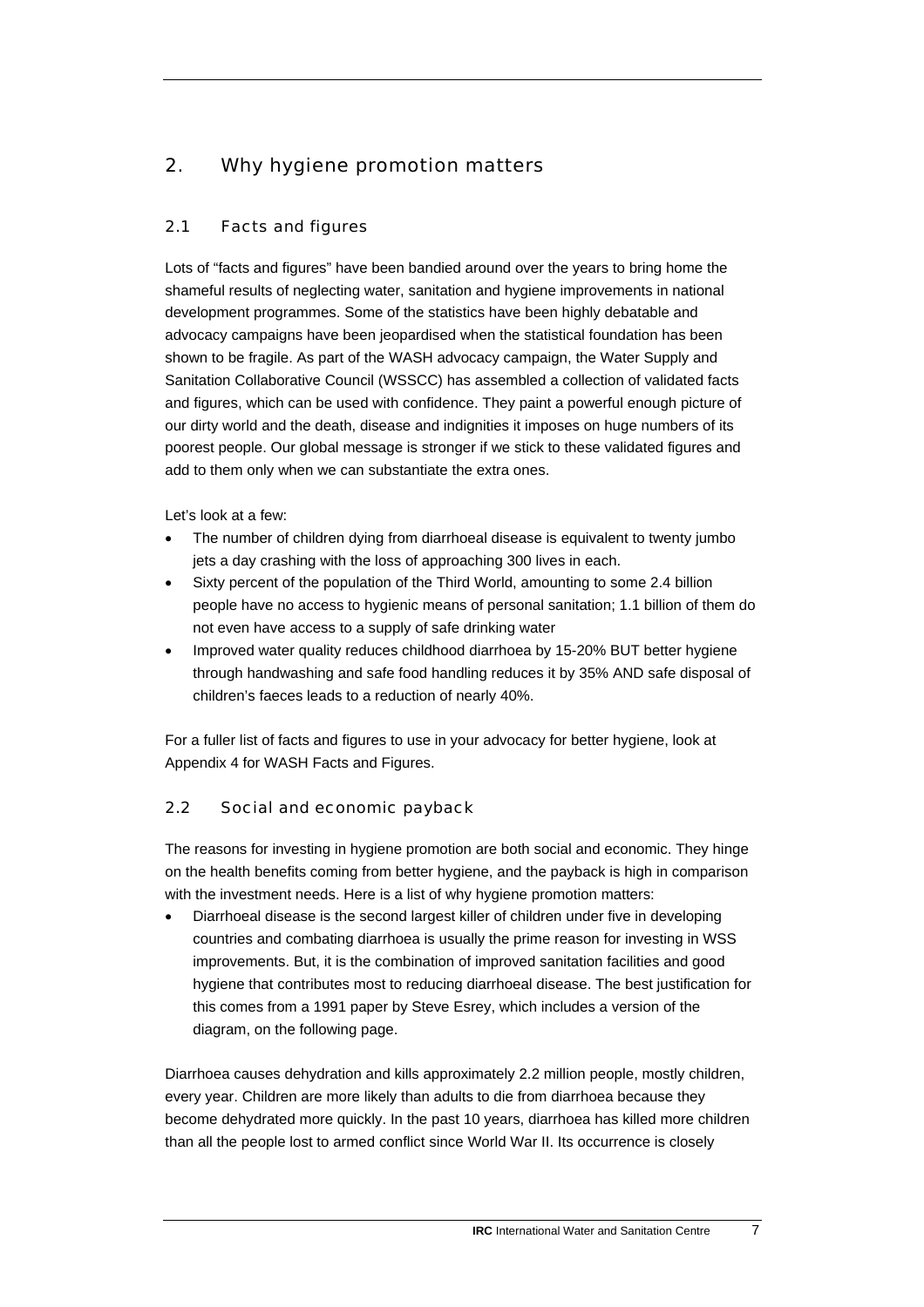## 2. Why hygiene promotion matters

### 2.1 Facts and figures

Lots of "facts and figures" have been bandied around over the years to bring home the shameful results of neglecting water, sanitation and hygiene improvements in national development programmes. Some of the statistics have been highly debatable and advocacy campaigns have been jeopardised when the statistical foundation has been shown to be fragile. As part of the WASH advocacy campaign, the Water Supply and Sanitation Collaborative Council (WSSCC) has assembled a collection of validated facts and figures, which can be used with confidence. They paint a powerful enough picture of our dirty world and the death, disease and indignities it imposes on huge numbers of its poorest people. Our global message is stronger if we stick to these validated figures and add to them only when we can substantiate the extra ones.

Let's look at a few:

- The number of children dying from diarrhoeal disease is equivalent to twenty jumbo jets a day crashing with the loss of approaching 300 lives in each.
- Sixty percent of the population of the Third World, amounting to some 2.4 billion people have no access to hygienic means of personal sanitation; 1.1 billion of them do not even have access to a supply of safe drinking water
- Improved water quality reduces childhood diarrhoea by 15-20% BUT better hygiene through handwashing and safe food handling reduces it by 35% AND safe disposal of children's faeces leads to a reduction of nearly 40%.

For a fuller list of facts and figures to use in your advocacy for better hygiene, look at Appendix 4 for WASH Facts and Figures.

### 2.2 Social and economic payback

The reasons for investing in hygiene promotion are both social and economic. They hinge on the health benefits coming from better hygiene, and the payback is high in comparison with the investment needs. Here is a list of why hygiene promotion matters:

- Diarrhoeal disease is the second largest killer of children under five in developing countries and combating diarrhoea is usually the prime reason for investing in WSS improvements. But, it is the combination of improved sanitation facilities and good hygiene that contributes most to reducing diarrhoeal disease. The best justification for this comes from a 1991 paper by Steve Esrey, which includes a version of the diagram, on the following page.

Diarrhoea causes dehydration and kills approximately 2.2 million people, mostly children, every year. Children are more likely than adults to die from diarrhoea because they become dehydrated more quickly. In the past 10 years, diarrhoea has killed more children than all the people lost to armed conflict since World War II. Its occurrence is closely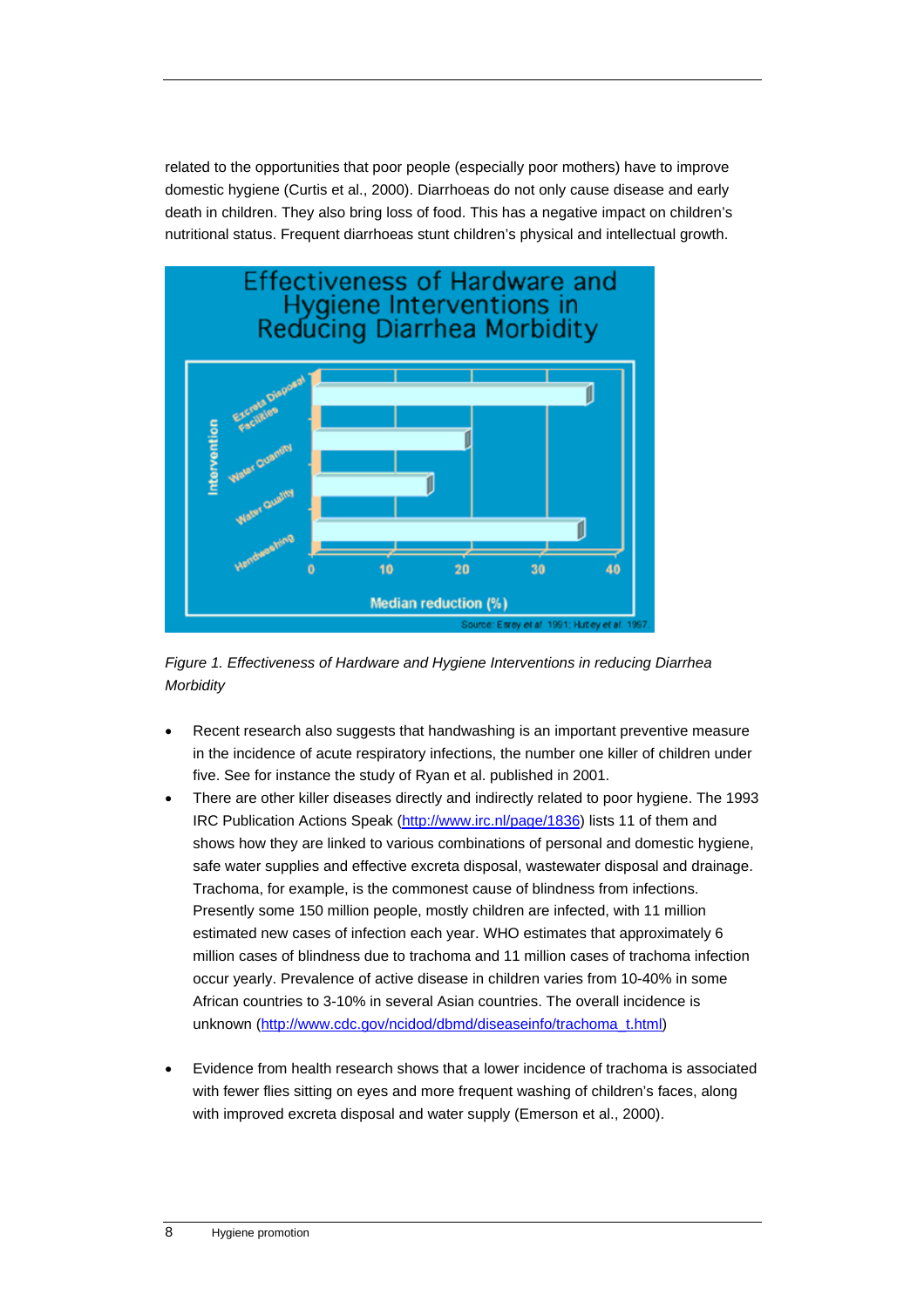related to the opportunities that poor people (especially poor mothers) have to improve domestic hygiene (Curtis et al., 2000). Diarrhoeas do not only cause disease and early death in children. They also bring loss of food. This has a negative impact on children's nutritional status. Frequent diarrhoeas stunt children's physical and intellectual growth.

*Figure 1. Effectiveness of Hardware and Hygiene Interventions in reducing Diarrhea Morbidity*

- Recent research also suggests that handwashing is an important preventive measure in the incidence of acute respiratory infections, the number one killer of children under five. See for instance the study of Ryan et al. published in 2001.
- There are other killer diseases directly and indirectly related to poor hygiene. The 1993 IRC Publication Actions Speak (http://www.irc.nl/page/1836) lists 11 of them and shows how they are linked to various combinations of personal and domestic hygiene, safe water supplies and effective excreta disposal, wastewater disposal and drainage. Trachoma, for example, is the commonest cause of blindness from infections. Presently some 150 million people, mostly children are infected, with 11 million estimated new cases of infection each year. WHO estimates that approximately 6 million cases of blindness due to trachoma and 11 million cases of trachoma infection occur yearly. Prevalence of active disease in children varies from 10-40% in some African countries to 3-10% in several Asian countries. The overall incidence is unknown (http://www.cdc.gov/ncidod/dbmd/diseaseinfo/trachoma_t.html)
- Evidence from health research shows that a lower incidence of trachoma is associated with fewer flies sitting on eyes and more frequent washing of children's faces, along with improved excreta disposal and water supply (Emerson et al., 2000).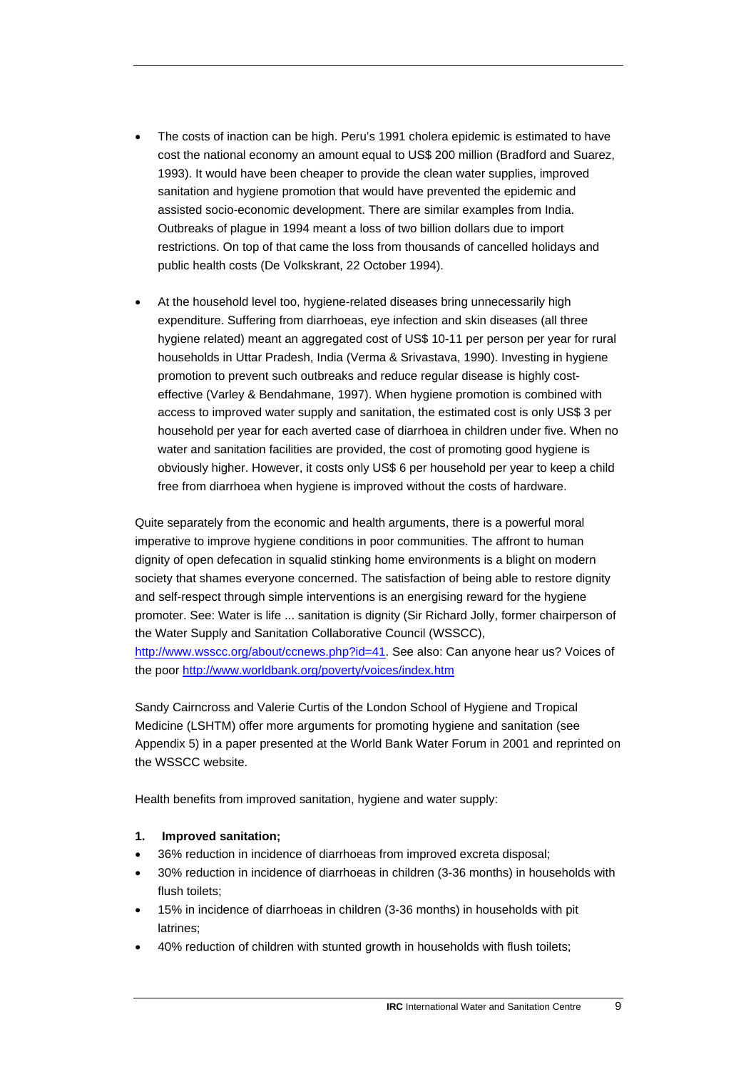- The costs of inaction can be high. Peru's 1991 cholera epidemic is estimated to have cost the national economy an amount equal to US$ 200 million (Bradford and Suarez, 1993). It would have been cheaper to provide the clean water supplies, improved sanitation and hygiene promotion that would have prevented the epidemic and assisted socio-economic development. There are similar examples from India. Outbreaks of plague in 1994 meant a loss of two billion dollars due to import restrictions. On top of that came the loss from thousands of cancelled holidays and public health costs (De Volkskrant, 22 October 1994).

- At the household level too, hygiene-related diseases bring unnecessarily high expenditure. Suffering from diarrhoeas, eye infection and skin diseases (all three hygiene related) meant an aggregated cost of US$ 10-11 per person per year for rural households in Uttar Pradesh, India (Verma & Srivastava, 1990). Investing in hygiene promotion to prevent such outbreaks and reduce regular disease is highly cost-effective (Varley & Bendahmane, 1997). When hygiene promotion is combined with access to improved water supply and sanitation, the estimated cost is only US$ 3 per household per year for each averted case of diarrhoea in children under five. When no water and sanitation facilities are provided, the cost of promoting good hygiene is obviously higher. However, it costs only US$ 6 per household per year to keep a child free from diarrhoea when hygiene is improved without the costs of hardware.

Quite separately from the economic and health arguments, there is a powerful moral imperative to improve hygiene conditions in poor communities. The affront to human dignity of open defecation in squalid stinking home environments is a blight on modern society that shames everyone concerned. The satisfaction of being able to restore dignity and self-respect through simple interventions is an energising reward for the hygiene promoter. See: Water is life ... sanitation is dignity (Sir Richard Jolly, former chairperson of the Water Supply and Sanitation Collaborative Council (WSSCC), http://www.wsscc.org/about/ccnews.php?id=41. See also: Can anyone hear us? Voices of the poor http://www.worldbank.org/poverty/voices/index.htm

Sandy Cairncross and Valerie Curtis of the London School of Hygiene and Tropical Medicine (LSHTM) offer more arguments for promoting hygiene and sanitation (see Appendix 5) in a paper presented at the World Bank Water Forum in 2001 and reprinted on the WSSCC website.

Health benefits from improved sanitation, hygiene and water supply:

**1. Improved sanitation;**

- 36% reduction in incidence of diarrhoeas from improved excreta disposal;
- 30% reduction in incidence of diarrhoeas in children (3-36 months) in households with flush toilets;
- 15% in incidence of diarrhoeas in children (3-36 months) in households with pit latrines;
- 40% reduction of children with stunted growth in households with flush toilets;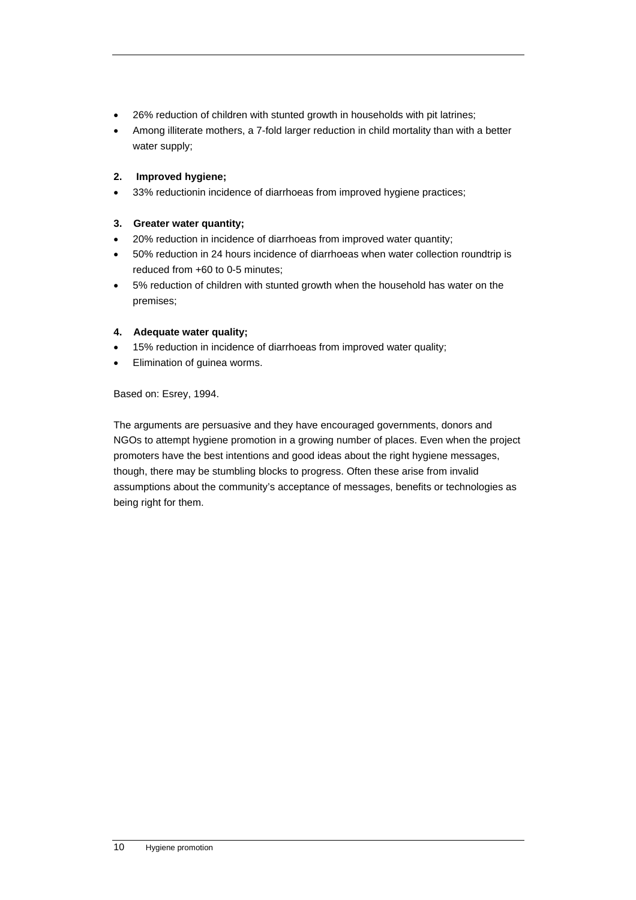- 26% reduction of children with stunted growth in households with pit latrines;
- Among illiterate mothers, a 7-fold larger reduction in child mortality than with a better water supply;

**2. Improved hygiene;**

- 33% reductionin incidence of diarrhoeas from improved hygiene practices;

**3. Greater water quantity;**

- 20% reduction in incidence of diarrhoeas from improved water quantity;
- 50% reduction in 24 hours incidence of diarrhoeas when water collection roundtrip is reduced from +60 to 0-5 minutes;
- 5% reduction of children with stunted growth when the household has water on the premises;

**4. Adequate water quality;**

- 15% reduction in incidence of diarrhoeas from improved water quality;
- Elimination of guinea worms.

Based on: Esrey, 1994.

The arguments are persuasive and they have encouraged governments, donors and NGOs to attempt hygiene promotion in a growing number of places. Even when the project promoters have the best intentions and good ideas about the right hygiene messages, though, there may be stumbling blocks to progress. Often these arise from invalid assumptions about the community's acceptance of messages, benefits or technologies as being right for them.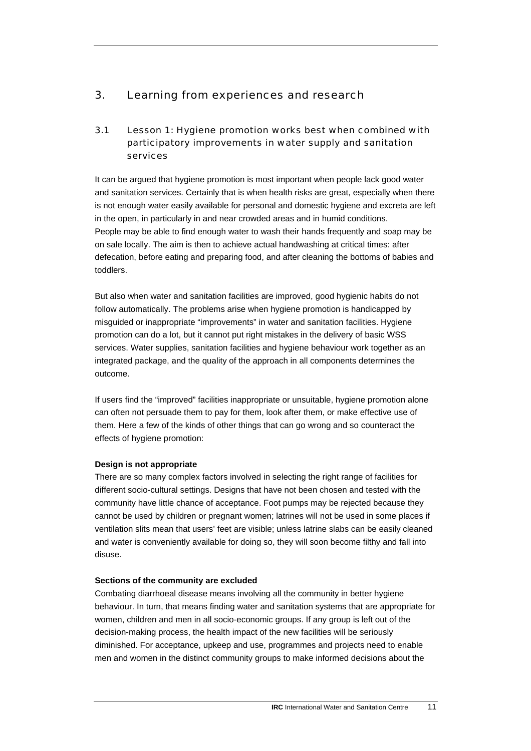## 3. Learning from experiences and research

### 3.1 Lesson 1: Hygiene promotion works best when combined with participatory improvements in water supply and sanitation services

It can be argued that hygiene promotion is most important when people lack good water and sanitation services. Certainly that is when health risks are great, especially when there is not enough water easily available for personal and domestic hygiene and excreta are left in the open, in particularly in and near crowded areas and in humid conditions.
People may be able to find enough water to wash their hands frequently and soap may be on sale locally. The aim is then to achieve actual handwashing at critical times: after defecation, before eating and preparing food, and after cleaning the bottoms of babies and toddlers.

But also when water and sanitation facilities are improved, good hygienic habits do not follow automatically. The problems arise when hygiene promotion is handicapped by misguided or inappropriate "improvements" in water and sanitation facilities. Hygiene promotion can do a lot, but it cannot put right mistakes in the delivery of basic WSS services. Water supplies, sanitation facilities and hygiene behaviour work together as an integrated package, and the quality of the approach in all components determines the outcome.

If users find the "improved" facilities inappropriate or unsuitable, hygiene promotion alone can often not persuade them to pay for them, look after them, or make effective use of them. Here a few of the kinds of other things that can go wrong and so counteract the effects of hygiene promotion:

**Design is not appropriate**
There are so many complex factors involved in selecting the right range of facilities for different socio-cultural settings. Designs that have not been chosen and tested with the community have little chance of acceptance. Foot pumps may be rejected because they cannot be used by children or pregnant women; latrines will not be used in some places if ventilation slits mean that users' feet are visible; unless latrine slabs can be easily cleaned and water is conveniently available for doing so, they will soon become filthy and fall into disuse.

**Sections of the community are excluded**
Combating diarrhoeal disease means involving all the community in better hygiene behaviour. In turn, that means finding water and sanitation systems that are appropriate for women, children and men in all socio-economic groups. If any group is left out of the decision-making process, the health impact of the new facilities will be seriously diminished. For acceptance, upkeep and use, programmes and projects need to enable men and women in the distinct community groups to make informed decisions about the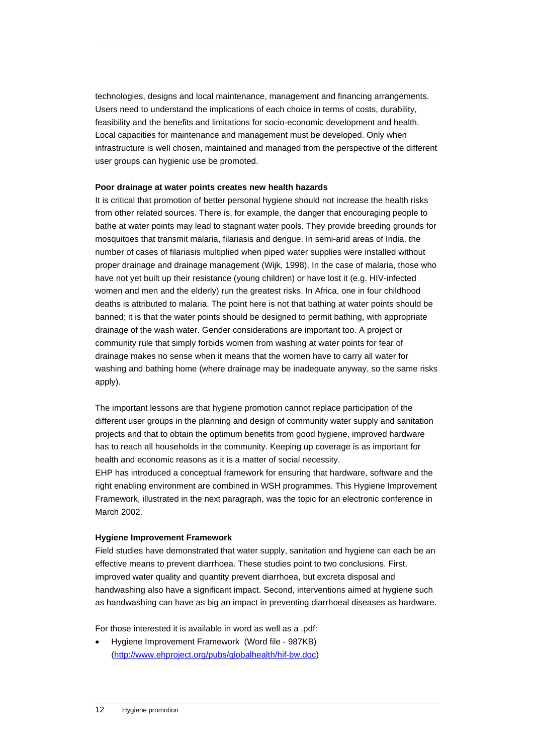technologies, designs and local maintenance, management and financing arrangements. Users need to understand the implications of each choice in terms of costs, durability, feasibility and the benefits and limitations for socio-economic development and health. Local capacities for maintenance and management must be developed. Only when infrastructure is well chosen, maintained and managed from the perspective of the different user groups can hygienic use be promoted.

**Poor drainage at water points creates new health hazards**

It is critical that promotion of better personal hygiene should not increase the health risks from other related sources. There is, for example, the danger that encouraging people to bathe at water points may lead to stagnant water pools. They provide breeding grounds for mosquitoes that transmit malaria, filariasis and dengue. In semi-arid areas of India, the number of cases of filariasis multiplied when piped water supplies were installed without proper drainage and drainage management (Wijk, 1998). In the case of malaria, those who have not yet built up their resistance (young children) or have lost it (e.g. HIV-infected women and men and the elderly) run the greatest risks. In Africa, one in four childhood deaths is attributed to malaria. The point here is not that bathing at water points should be banned; it is that the water points should be designed to permit bathing, with appropriate drainage of the wash water. Gender considerations are important too. A project or community rule that simply forbids women from washing at water points for fear of drainage makes no sense when it means that the women have to carry all water for washing and bathing home (where drainage may be inadequate anyway, so the same risks apply).

The important lessons are that hygiene promotion cannot replace participation of the different user groups in the planning and design of community water supply and sanitation projects and that to obtain the optimum benefits from good hygiene, improved hardware has to reach all households in the community. Keeping up coverage is as important for health and economic reasons as it is a matter of social necessity.

EHP has introduced a conceptual framework for ensuring that hardware, software and the right enabling environment are combined in WSH programmes. This Hygiene Improvement Framework, illustrated in the next paragraph, was the topic for an electronic conference in March 2002.

**Hygiene Improvement Framework**

Field studies have demonstrated that water supply, sanitation and hygiene can each be an effective means to prevent diarrhoea. These studies point to two conclusions. First, improved water quality and quantity prevent diarrhoea, but excreta disposal and handwashing also have a significant impact. Second, interventions aimed at hygiene such as handwashing can have as big an impact in preventing diarrhoeal diseases as hardware.

For those interested it is available in word as well as a .pdf:

- Hygiene Improvement Framework (Word file - 987KB) (http://www.ehproject.org/pubs/globalhealth/hif-bw.doc)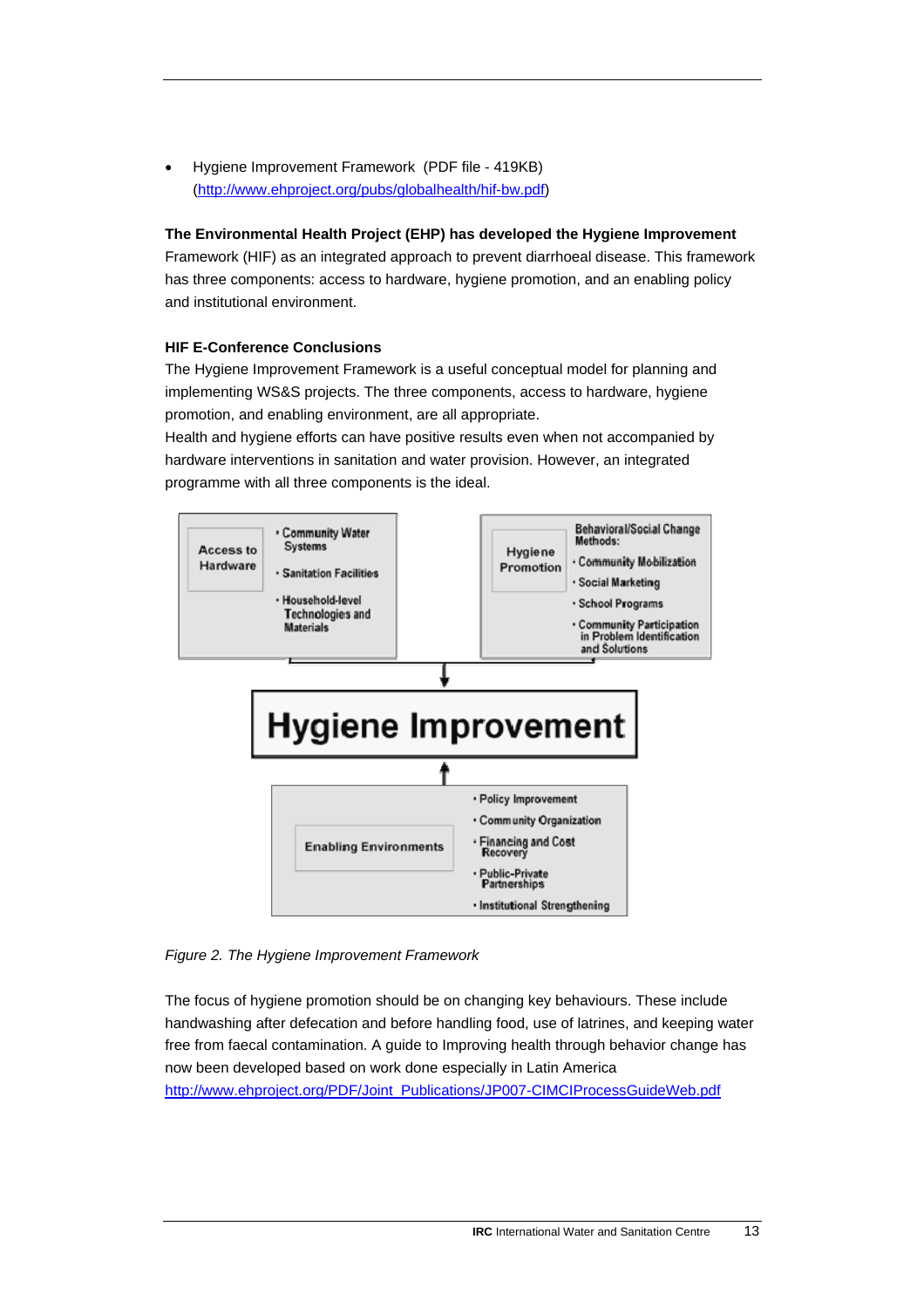- Hygiene Improvement Framework (PDF file - 419KB) (http://www.ehproject.org/pubs/globalhealth/hif-bw.pdf)

**The Environmental Health Project (EHP) has developed the Hygiene Improvement** Framework (HIF) as an integrated approach to prevent diarrhoeal disease. This framework has three components: access to hardware, hygiene promotion, and an enabling policy and institutional environment.

**HIF E-Conference Conclusions**

The Hygiene Improvement Framework is a useful conceptual model for planning and implementing WS&S projects. The three components, access to hardware, hygiene promotion, and enabling environment, are all appropriate.

Health and hygiene efforts can have positive results even when not accompanied by hardware interventions in sanitation and water provision. However, an integrated programme with all three components is the ideal.

**Access to Hardware**
- Community Water Systems
- Sanitation Facilities
- Household-level Technologies and Materials

**Hygiene Promotion**

Behavioral/Social Change Methods:
- Community Mobilization
- Social Marketing
- School Programs
- Community Participation in Problem Identification and Solutions

**Hygiene Improvement**

**Enabling Environments**
- Policy Improvement
- Community Organization
- Financing and Cost Recovery
- Public-Private Partnerships
- Institutional Strengthening

*Figure 2. The Hygiene Improvement Framework*

The focus of hygiene promotion should be on changing key behaviours. These include handwashing after defecation and before handling food, use of latrines, and keeping water free from faecal contamination. A guide to Improving health through behavior change has now been developed based on work done especially in Latin America http://www.ehproject.org/PDF/Joint_Publications/JP007-CIMCIProcessGuideWeb.pdf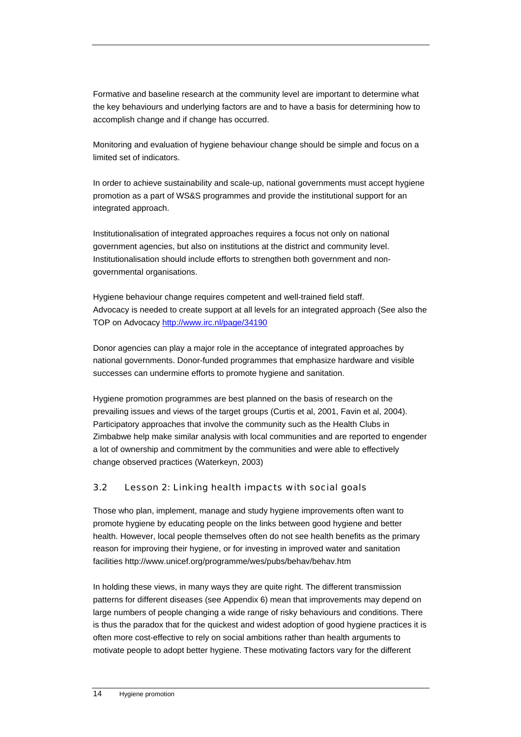Formative and baseline research at the community level are important to determine what the key behaviours and underlying factors are and to have a basis for determining how to accomplish change and if change has occurred.

Monitoring and evaluation of hygiene behaviour change should be simple and focus on a limited set of indicators.

In order to achieve sustainability and scale-up, national governments must accept hygiene promotion as a part of WS&S programmes and provide the institutional support for an integrated approach.

Institutionalisation of integrated approaches requires a focus not only on national government agencies, but also on institutions at the district and community level. Institutionalisation should include efforts to strengthen both government and non-governmental organisations.

Hygiene behaviour change requires competent and well-trained field staff.
Advocacy is needed to create support at all levels for an integrated approach (See also the TOP on Advocacy [http://www.irc.nl/page/34190](http://www.irc.nl/page/34190)

Donor agencies can play a major role in the acceptance of integrated approaches by national governments. Donor-funded programmes that emphasize hardware and visible successes can undermine efforts to promote hygiene and sanitation.

Hygiene promotion programmes are best planned on the basis of research on the prevailing issues and views of the target groups (Curtis et al, 2001, Favin et al, 2004). Participatory approaches that involve the community such as the Health Clubs in Zimbabwe help make similar analysis with local communities and are reported to engender a lot of ownership and commitment by the communities and were able to effectively change observed practices (Waterkeyn, 2003)

## 3.2 Lesson 2: Linking health impacts with social goals

Those who plan, implement, manage and study hygiene improvements often want to promote hygiene by educating people on the links between good hygiene and better health. However, local people themselves often do not see health benefits as the primary reason for improving their hygiene, or for investing in improved water and sanitation facilities http://www.unicef.org/programme/wes/pubs/behav/behav.htm

In holding these views, in many ways they are quite right. The different transmission patterns for different diseases (see Appendix 6) mean that improvements may depend on large numbers of people changing a wide range of risky behaviours and conditions. There is thus the paradox that for the quickest and widest adoption of good hygiene practices it is often more cost-effective to rely on social ambitions rather than health arguments to motivate people to adopt better hygiene. These motivating factors vary for the different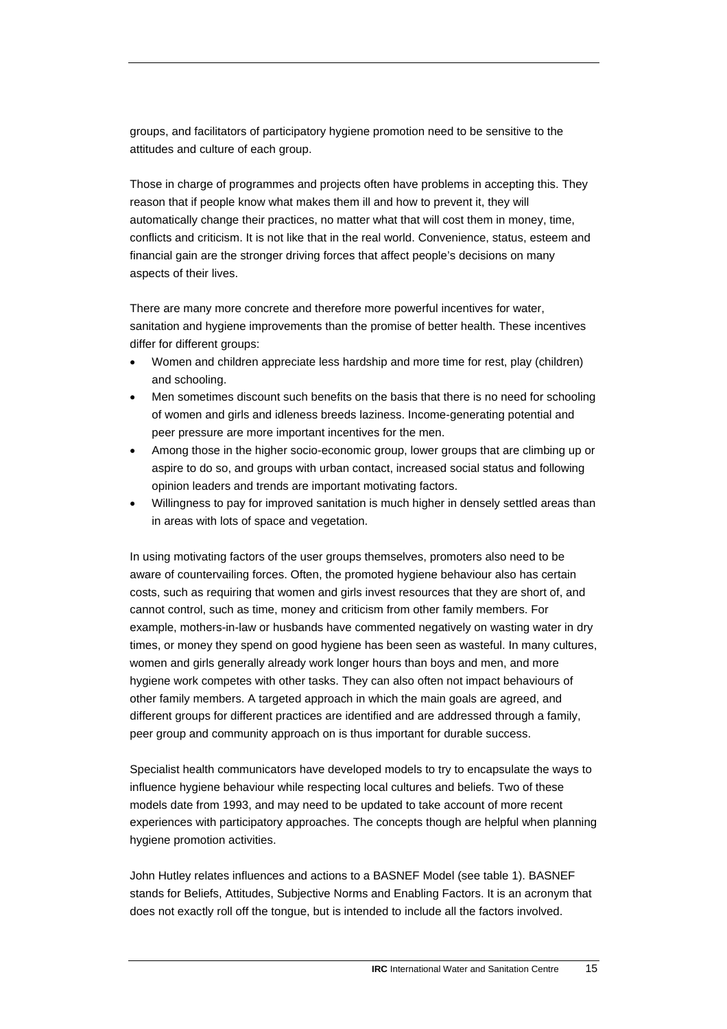groups, and facilitators of participatory hygiene promotion need to be sensitive to the attitudes and culture of each group.

Those in charge of programmes and projects often have problems in accepting this. They reason that if people know what makes them ill and how to prevent it, they will automatically change their practices, no matter what that will cost them in money, time, conflicts and criticism. It is not like that in the real world. Convenience, status, esteem and financial gain are the stronger driving forces that affect people's decisions on many aspects of their lives.

There are many more concrete and therefore more powerful incentives for water, sanitation and hygiene improvements than the promise of better health. These incentives differ for different groups:

- Women and children appreciate less hardship and more time for rest, play (children) and schooling.
- Men sometimes discount such benefits on the basis that there is no need for schooling of women and girls and idleness breeds laziness. Income-generating potential and peer pressure are more important incentives for the men.
- Among those in the higher socio-economic group, lower groups that are climbing up or aspire to do so, and groups with urban contact, increased social status and following opinion leaders and trends are important motivating factors.
- Willingness to pay for improved sanitation is much higher in densely settled areas than in areas with lots of space and vegetation.

In using motivating factors of the user groups themselves, promoters also need to be aware of countervailing forces. Often, the promoted hygiene behaviour also has certain costs, such as requiring that women and girls invest resources that they are short of, and cannot control, such as time, money and criticism from other family members. For example, mothers-in-law or husbands have commented negatively on wasting water in dry times, or money they spend on good hygiene has been seen as wasteful. In many cultures, women and girls generally already work longer hours than boys and men, and more hygiene work competes with other tasks. They can also often not impact behaviours of other family members. A targeted approach in which the main goals are agreed, and different groups for different practices are identified and are addressed through a family, peer group and community approach on is thus important for durable success.

Specialist health communicators have developed models to try to encapsulate the ways to influence hygiene behaviour while respecting local cultures and beliefs. Two of these models date from 1993, and may need to be updated to take account of more recent experiences with participatory approaches. The concepts though are helpful when planning hygiene promotion activities.

John Hutley relates influences and actions to a BASNEF Model (see table 1). BASNEF stands for Beliefs, Attitudes, Subjective Norms and Enabling Factors. It is an acronym that does not exactly roll off the tongue, but is intended to include all the factors involved.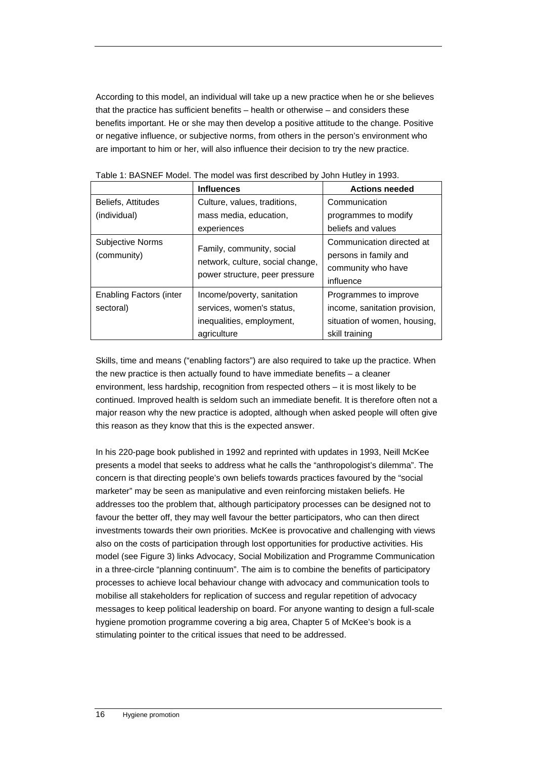According to this model, an individual will take up a new practice when he or she believes that the practice has sufficient benefits – health or otherwise – and considers these benefits important. He or she may then develop a positive attitude to the change. Positive or negative influence, or subjective norms, from others in the person's environment who are important to him or her, will also influence their decision to try the new practice.

Table 1: BASNEF Model. The model was first described by John Hutley in 1993.

| | Influences | Actions needed |
|---|---|---|
| Beliefs, Attitudes (individual) | Culture, values, traditions, mass media, education, experiences | Communication programmes to modify beliefs and values |
| Subjective Norms (community) | Family, community, social network, culture, social change, power structure, peer pressure | Communication directed at persons in family and community who have influence |
| Enabling Factors (inter sectoral) | Income/poverty, sanitation services, women's status, inequalities, employment, agriculture | Programmes to improve income, sanitation provision, situation of women, housing, skill training |

Skills, time and means ("enabling factors") are also required to take up the practice. When the new practice is then actually found to have immediate benefits – a cleaner environment, less hardship, recognition from respected others – it is most likely to be continued. Improved health is seldom such an immediate benefit. It is therefore often not a major reason why the new practice is adopted, although when asked people will often give this reason as they know that this is the expected answer.

In his 220-page book published in 1992 and reprinted with updates in 1993, Neill McKee presents a model that seeks to address what he calls the "anthropologist's dilemma". The concern is that directing people's own beliefs towards practices favoured by the "social marketer" may be seen as manipulative and even reinforcing mistaken beliefs. He addresses too the problem that, although participatory processes can be designed not to favour the better off, they may well favour the better participators, who can then direct investments towards their own priorities. McKee is provocative and challenging with views also on the costs of participation through lost opportunities for productive activities. His model (see Figure 3) links Advocacy, Social Mobilization and Programme Communication in a three-circle "planning continuum". The aim is to combine the benefits of participatory processes to achieve local behaviour change with advocacy and communication tools to mobilise all stakeholders for replication of success and regular repetition of advocacy messages to keep political leadership on board. For anyone wanting to design a full-scale hygiene promotion programme covering a big area, Chapter 5 of McKee's book is a stimulating pointer to the critical issues that need to be addressed.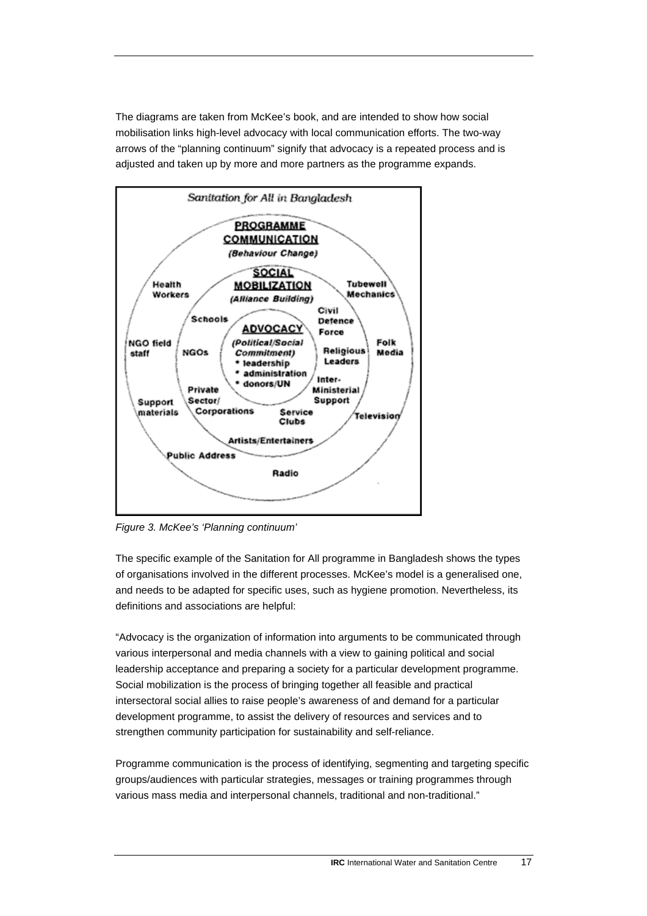The diagrams are taken from McKee's book, and are intended to show how social mobilisation links high-level advocacy with local communication efforts. The two-way arrows of the "planning continuum" signify that advocacy is a repeated process and is adjusted and taken up by more and more partners as the programme expands.

*Figure 3. McKee's 'Planning continuum'*

The specific example of the Sanitation for All programme in Bangladesh shows the types of organisations involved in the different processes. McKee's model is a generalised one, and needs to be adapted for specific uses, such as hygiene promotion. Nevertheless, its definitions and associations are helpful:

"Advocacy is the organization of information into arguments to be communicated through various interpersonal and media channels with a view to gaining political and social leadership acceptance and preparing a society for a particular development programme. Social mobilization is the process of bringing together all feasible and practical intersectoral social allies to raise people's awareness of and demand for a particular development programme, to assist the delivery of resources and services and to strengthen community participation for sustainability and self-reliance.

Programme communication is the process of identifying, segmenting and targeting specific groups/audiences with particular strategies, messages or training programmes through various mass media and interpersonal channels, traditional and non-traditional."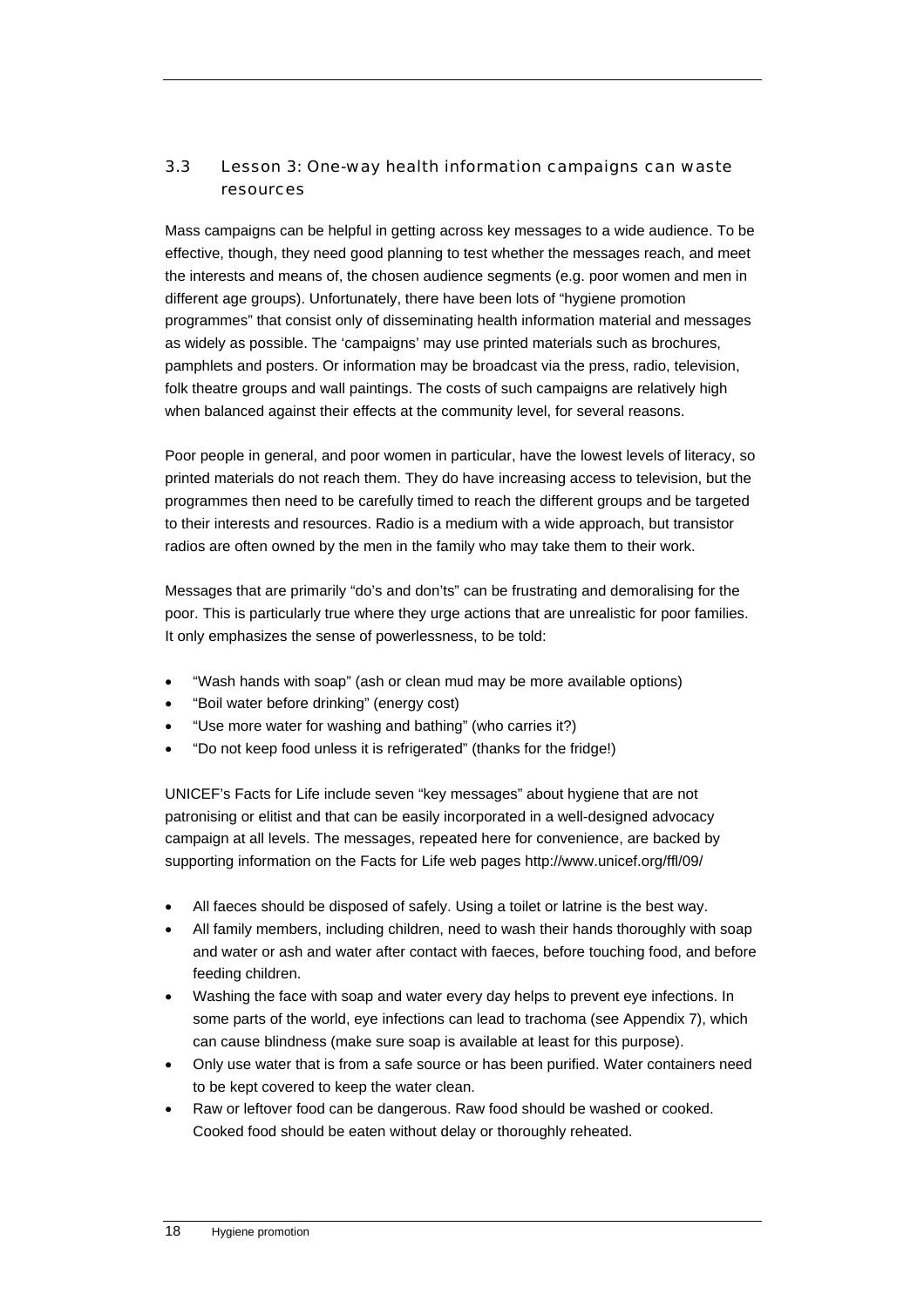### 3.3 Lesson 3: One-way health information campaigns can waste resources

Mass campaigns can be helpful in getting across key messages to a wide audience. To be effective, though, they need good planning to test whether the messages reach, and meet the interests and means of, the chosen audience segments (e.g. poor women and men in different age groups). Unfortunately, there have been lots of "hygiene promotion programmes" that consist only of disseminating health information material and messages as widely as possible. The 'campaigns' may use printed materials such as brochures, pamphlets and posters. Or information may be broadcast via the press, radio, television, folk theatre groups and wall paintings. The costs of such campaigns are relatively high when balanced against their effects at the community level, for several reasons.

Poor people in general, and poor women in particular, have the lowest levels of literacy, so printed materials do not reach them. They do have increasing access to television, but the programmes then need to be carefully timed to reach the different groups and be targeted to their interests and resources. Radio is a medium with a wide approach, but transistor radios are often owned by the men in the family who may take them to their work.

Messages that are primarily "do's and don'ts" can be frustrating and demoralising for the poor. This is particularly true where they urge actions that are unrealistic for poor families. It only emphasizes the sense of powerlessness, to be told:

- "Wash hands with soap" (ash or clean mud may be more available options)
- "Boil water before drinking" (energy cost)
- "Use more water for washing and bathing" (who carries it?)
- "Do not keep food unless it is refrigerated" (thanks for the fridge!)

UNICEF's Facts for Life include seven "key messages" about hygiene that are not patronising or elitist and that can be easily incorporated in a well-designed advocacy campaign at all levels. The messages, repeated here for convenience, are backed by supporting information on the Facts for Life web pages http://www.unicef.org/ffl/09/

- All faeces should be disposed of safely. Using a toilet or latrine is the best way.
- All family members, including children, need to wash their hands thoroughly with soap and water or ash and water after contact with faeces, before touching food, and before feeding children.
- Washing the face with soap and water every day helps to prevent eye infections. In some parts of the world, eye infections can lead to trachoma (see Appendix 7), which can cause blindness (make sure soap is available at least for this purpose).
- Only use water that is from a safe source or has been purified. Water containers need to be kept covered to keep the water clean.
- Raw or leftover food can be dangerous. Raw food should be washed or cooked. Cooked food should be eaten without delay or thoroughly reheated.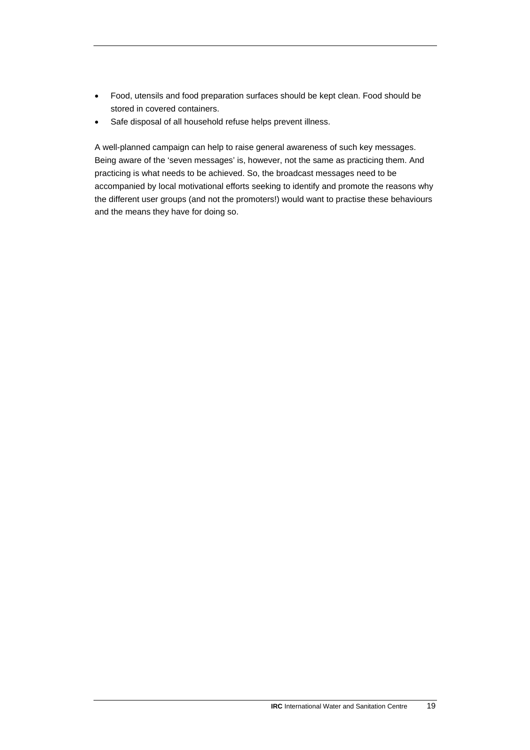- Food, utensils and food preparation surfaces should be kept clean. Food should be stored in covered containers.
- Safe disposal of all household refuse helps prevent illness.

A well-planned campaign can help to raise general awareness of such key messages. Being aware of the 'seven messages' is, however, not the same as practicing them. And practicing is what needs to be achieved. So, the broadcast messages need to be accompanied by local motivational efforts seeking to identify and promote the reasons why the different user groups (and not the promoters!) would want to practise these behaviours and the means they have for doing so.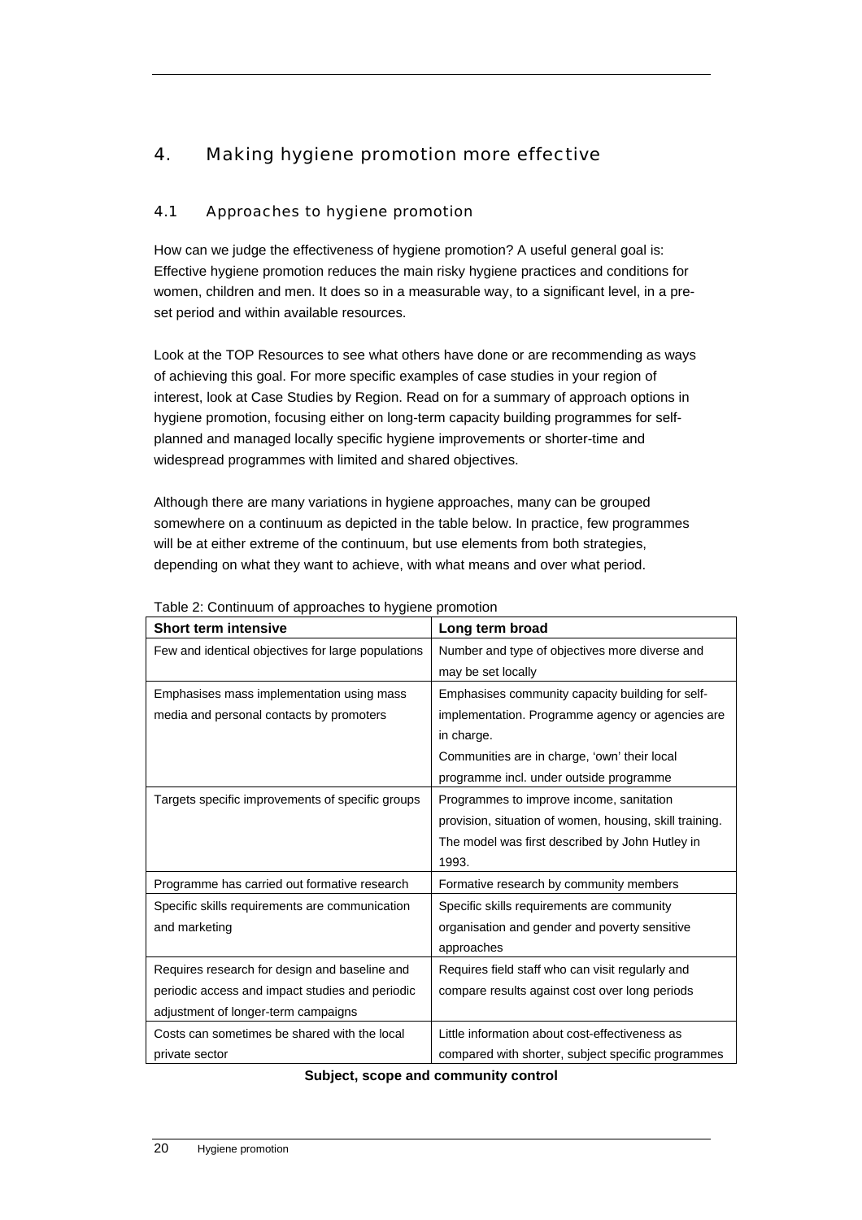## 4. Making hygiene promotion more effective

### 4.1 Approaches to hygiene promotion

How can we judge the effectiveness of hygiene promotion? A useful general goal is: Effective hygiene promotion reduces the main risky hygiene practices and conditions for women, children and men. It does so in a measurable way, to a significant level, in a pre-set period and within available resources.

Look at the TOP Resources to see what others have done or are recommending as ways of achieving this goal. For more specific examples of case studies in your region of interest, look at Case Studies by Region. Read on for a summary of approach options in hygiene promotion, focusing either on long-term capacity building programmes for self-planned and managed locally specific hygiene improvements or shorter-time and widespread programmes with limited and shared objectives.

Although there are many variations in hygiene approaches, many can be grouped somewhere on a continuum as depicted in the table below. In practice, few programmes will be at either extreme of the continuum, but use elements from both strategies, depending on what they want to achieve, with what means and over what period.

Table 2: Continuum of approaches to hygiene promotion

| Short term intensive | Long term broad |
|---|---|
| Few and identical objectives for large populations | Number and type of objectives more diverse and may be set locally |
| Emphasises mass implementation using mass media and personal contacts by promoters | Emphasises community capacity building for self-implementation. Programme agency or agencies are in charge.<br>Communities are in charge, 'own' their local programme incl. under outside programme |
| Targets specific improvements of specific groups | Programmes to improve income, sanitation provision, situation of women, housing, skill training. The model was first described by John Hutley in 1993. |
| Programme has carried out formative research | Formative research by community members |
| Specific skills requirements are communication and marketing | Specific skills requirements are community organisation and gender and poverty sensitive approaches |
| Requires research for design and baseline and periodic access and impact studies and periodic adjustment of longer-term campaigns | Requires field staff who can visit regularly and compare results against cost over long periods |
| Costs can sometimes be shared with the local private sector | Little information about cost-effectiveness as compared with shorter, subject specific programmes |

**Subject, scope and community control**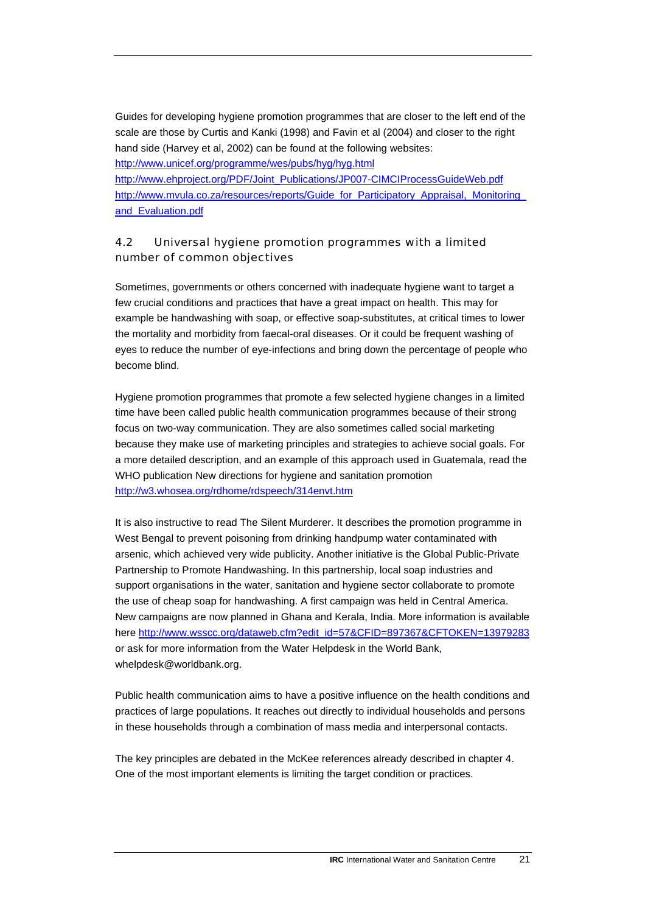Guides for developing hygiene promotion programmes that are closer to the left end of the scale are those by Curtis and Kanki (1998) and Favin et al (2004) and closer to the right hand side (Harvey et al, 2002) can be found at the following websites:
http://www.unicef.org/programme/wes/pubs/hyg/hyg.html
http://www.ehproject.org/PDF/Joint_Publications/JP007-CIMCIProcessGuideWeb.pdf
http://www.mvula.co.za/resources/reports/Guide_for_Participatory_Appraisal,_Monitoring_and_Evaluation.pdf

## 4.2 Universal hygiene promotion programmes with a limited number of common objectives

Sometimes, governments or others concerned with inadequate hygiene want to target a few crucial conditions and practices that have a great impact on health. This may for example be handwashing with soap, or effective soap-substitutes, at critical times to lower the mortality and morbidity from faecal-oral diseases. Or it could be frequent washing of eyes to reduce the number of eye-infections and bring down the percentage of people who become blind.

Hygiene promotion programmes that promote a few selected hygiene changes in a limited time have been called public health communication programmes because of their strong focus on two-way communication. They are also sometimes called social marketing because they make use of marketing principles and strategies to achieve social goals. For a more detailed description, and an example of this approach used in Guatemala, read the WHO publication New directions for hygiene and sanitation promotion
http://w3.whosea.org/rdhome/rdspeech/314envt.htm

It is also instructive to read The Silent Murderer. It describes the promotion programme in West Bengal to prevent poisoning from drinking handpump water contaminated with arsenic, which achieved very wide publicity. Another initiative is the Global Public-Private Partnership to Promote Handwashing. In this partnership, local soap industries and support organisations in the water, sanitation and hygiene sector collaborate to promote the use of cheap soap for handwashing. A first campaign was held in Central America. New campaigns are now planned in Ghana and Kerala, India. More information is available here http://www.wsscc.org/dataweb.cfm?edit_id=57&CFID=897367&CFTOKEN=13979283 or ask for more information from the Water Helpdesk in the World Bank, whelpdesk@worldbank.org.

Public health communication aims to have a positive influence on the health conditions and practices of large populations. It reaches out directly to individual households and persons in these households through a combination of mass media and interpersonal contacts.

The key principles are debated in the McKee references already described in chapter 4. One of the most important elements is limiting the target condition or practices.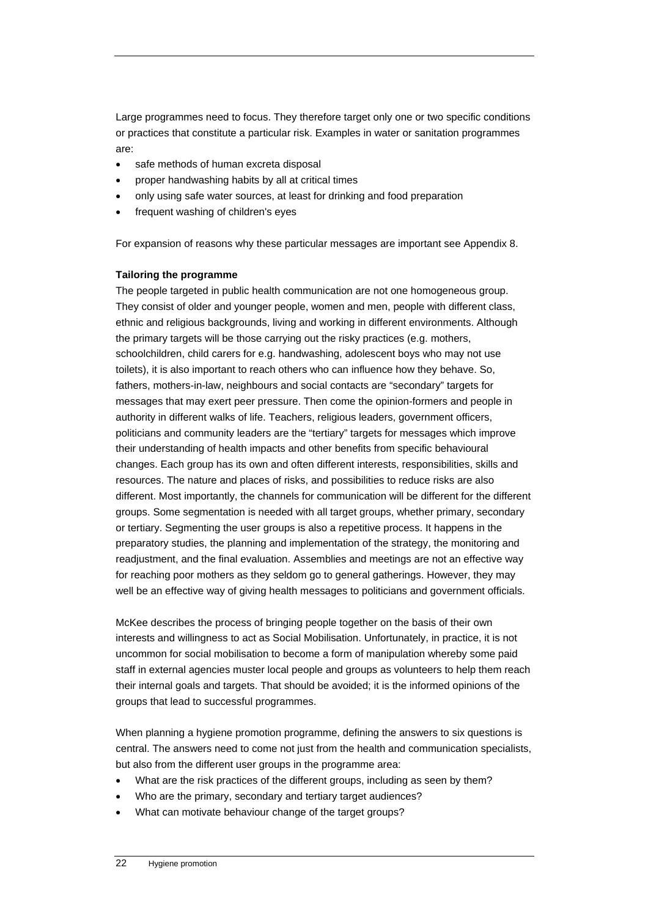Large programmes need to focus. They therefore target only one or two specific conditions or practices that constitute a particular risk. Examples in water or sanitation programmes are:

- safe methods of human excreta disposal
- proper handwashing habits by all at critical times
- only using safe water sources, at least for drinking and food preparation
- frequent washing of children's eyes

For expansion of reasons why these particular messages are important see Appendix 8.

**Tailoring the programme**

The people targeted in public health communication are not one homogeneous group. They consist of older and younger people, women and men, people with different class, ethnic and religious backgrounds, living and working in different environments. Although the primary targets will be those carrying out the risky practices (e.g. mothers, schoolchildren, child carers for e.g. handwashing, adolescent boys who may not use toilets), it is also important to reach others who can influence how they behave. So, fathers, mothers-in-law, neighbours and social contacts are "secondary" targets for messages that may exert peer pressure. Then come the opinion-formers and people in authority in different walks of life. Teachers, religious leaders, government officers, politicians and community leaders are the "tertiary" targets for messages which improve their understanding of health impacts and other benefits from specific behavioural changes. Each group has its own and often different interests, responsibilities, skills and resources. The nature and places of risks, and possibilities to reduce risks are also different. Most importantly, the channels for communication will be different for the different groups. Some segmentation is needed with all target groups, whether primary, secondary or tertiary. Segmenting the user groups is also a repetitive process. It happens in the preparatory studies, the planning and implementation of the strategy, the monitoring and readjustment, and the final evaluation. Assemblies and meetings are not an effective way for reaching poor mothers as they seldom go to general gatherings. However, they may well be an effective way of giving health messages to politicians and government officials.

McKee describes the process of bringing people together on the basis of their own interests and willingness to act as Social Mobilisation. Unfortunately, in practice, it is not uncommon for social mobilisation to become a form of manipulation whereby some paid staff in external agencies muster local people and groups as volunteers to help them reach their internal goals and targets. That should be avoided; it is the informed opinions of the groups that lead to successful programmes.

When planning a hygiene promotion programme, defining the answers to six questions is central. The answers need to come not just from the health and communication specialists, but also from the different user groups in the programme area:

- What are the risk practices of the different groups, including as seen by them?
- Who are the primary, secondary and tertiary target audiences?
- What can motivate behaviour change of the target groups?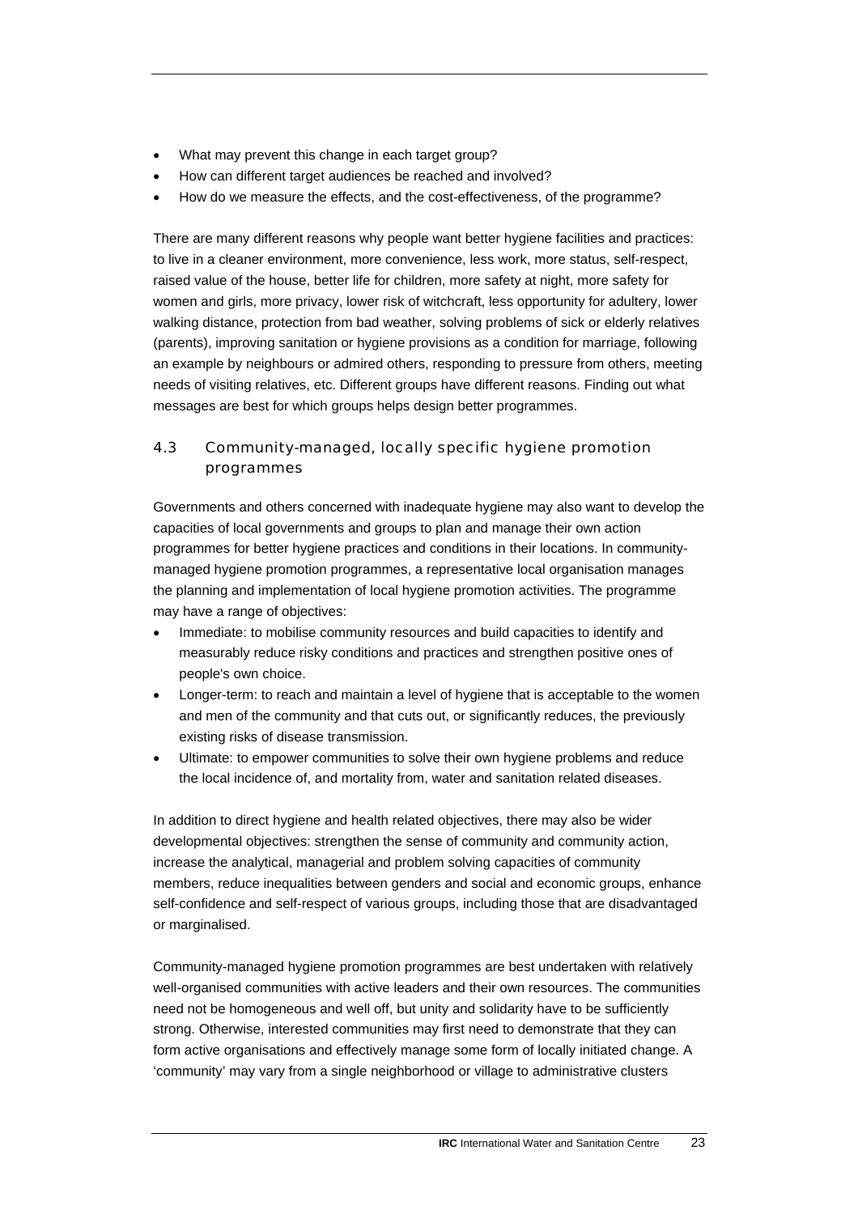- What may prevent this change in each target group?
- How can different target audiences be reached and involved?
- How do we measure the effects, and the cost-effectiveness, of the programme?

There are many different reasons why people want better hygiene facilities and practices: to live in a cleaner environment, more convenience, less work, more status, self-respect, raised value of the house, better life for children, more safety at night, more safety for women and girls, more privacy, lower risk of witchcraft, less opportunity for adultery, lower walking distance, protection from bad weather, solving problems of sick or elderly relatives (parents), improving sanitation or hygiene provisions as a condition for marriage, following an example by neighbours or admired others, responding to pressure from others, meeting needs of visiting relatives, etc. Different groups have different reasons. Finding out what messages are best for which groups helps design better programmes.

## 4.3 Community-managed, locally specific hygiene promotion programmes

Governments and others concerned with inadequate hygiene may also want to develop the capacities of local governments and groups to plan and manage their own action programmes for better hygiene practices and conditions in their locations. In community-managed hygiene promotion programmes, a representative local organisation manages the planning and implementation of local hygiene promotion activities. The programme may have a range of objectives:

- Immediate: to mobilise community resources and build capacities to identify and measurably reduce risky conditions and practices and strengthen positive ones of people's own choice.
- Longer-term: to reach and maintain a level of hygiene that is acceptable to the women and men of the community and that cuts out, or significantly reduces, the previously existing risks of disease transmission.
- Ultimate: to empower communities to solve their own hygiene problems and reduce the local incidence of, and mortality from, water and sanitation related diseases.

In addition to direct hygiene and health related objectives, there may also be wider developmental objectives: strengthen the sense of community and community action, increase the analytical, managerial and problem solving capacities of community members, reduce inequalities between genders and social and economic groups, enhance self-confidence and self-respect of various groups, including those that are disadvantaged or marginalised.

Community-managed hygiene promotion programmes are best undertaken with relatively well-organised communities with active leaders and their own resources. The communities need not be homogeneous and well off, but unity and solidarity have to be sufficiently strong. Otherwise, interested communities may first need to demonstrate that they can form active organisations and effectively manage some form of locally initiated change. A 'community' may vary from a single neighborhood or village to administrative clusters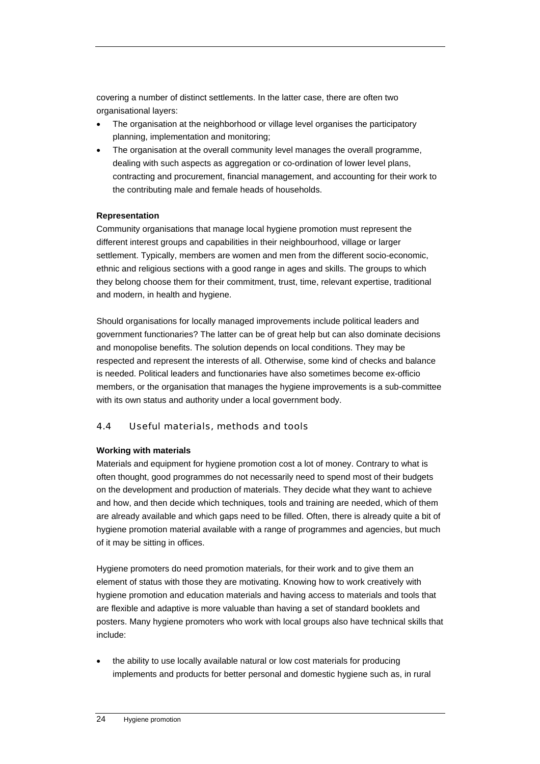covering a number of distinct settlements. In the latter case, there are often two organisational layers:

- The organisation at the neighborhood or village level organises the participatory planning, implementation and monitoring;
- The organisation at the overall community level manages the overall programme, dealing with such aspects as aggregation or co-ordination of lower level plans, contracting and procurement, financial management, and accounting for their work to the contributing male and female heads of households.

**Representation**

Community organisations that manage local hygiene promotion must represent the different interest groups and capabilities in their neighbourhood, village or larger settlement. Typically, members are women and men from the different socio-economic, ethnic and religious sections with a good range in ages and skills. The groups to which they belong choose them for their commitment, trust, time, relevant expertise, traditional and modern, in health and hygiene.

Should organisations for locally managed improvements include political leaders and government functionaries? The latter can be of great help but can also dominate decisions and monopolise benefits. The solution depends on local conditions. They may be respected and represent the interests of all. Otherwise, some kind of checks and balance is needed. Political leaders and functionaries have also sometimes become ex-officio members, or the organisation that manages the hygiene improvements is a sub-committee with its own status and authority under a local government body.

## 4.4 Useful materials, methods and tools

**Working with materials**

Materials and equipment for hygiene promotion cost a lot of money. Contrary to what is often thought, good programmes do not necessarily need to spend most of their budgets on the development and production of materials. They decide what they want to achieve and how, and then decide which techniques, tools and training are needed, which of them are already available and which gaps need to be filled. Often, there is already quite a bit of hygiene promotion material available with a range of programmes and agencies, but much of it may be sitting in offices.

Hygiene promoters do need promotion materials, for their work and to give them an element of status with those they are motivating. Knowing how to work creatively with hygiene promotion and education materials and having access to materials and tools that are flexible and adaptive is more valuable than having a set of standard booklets and posters. Many hygiene promoters who work with local groups also have technical skills that include:

- the ability to use locally available natural or low cost materials for producing implements and products for better personal and domestic hygiene such as, in rural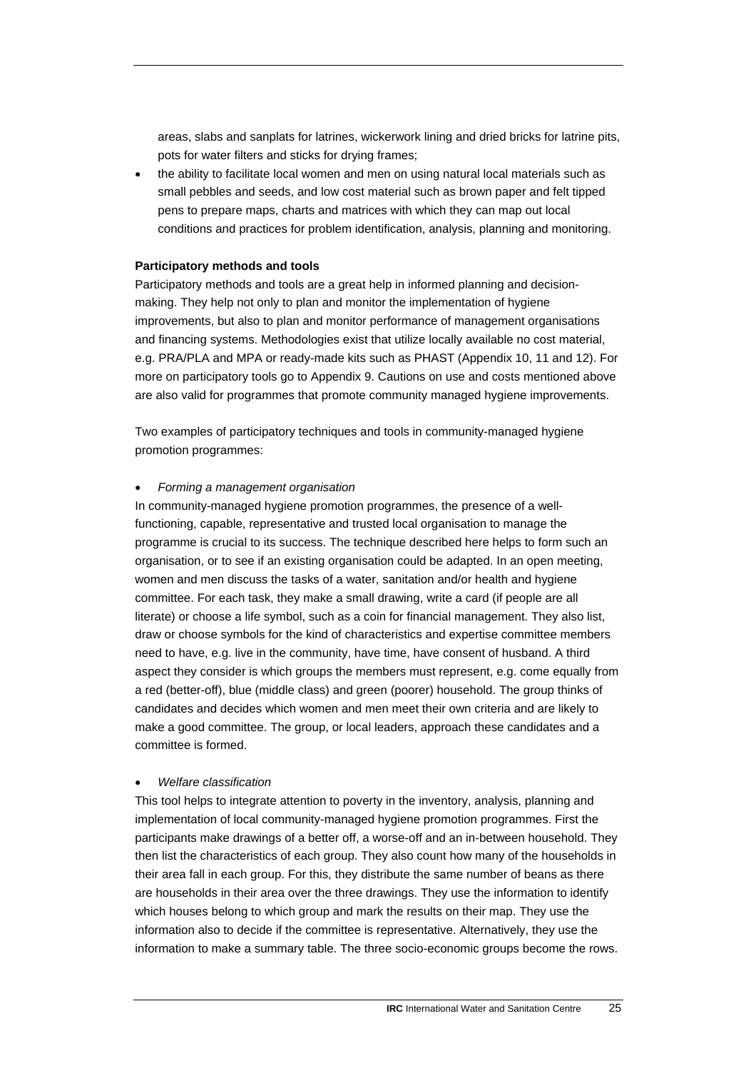areas, slabs and sanplats for latrines, wickerwork lining and dried bricks for latrine pits, pots for water filters and sticks for drying frames;

- the ability to facilitate local women and men on using natural local materials such as small pebbles and seeds, and low cost material such as brown paper and felt tipped pens to prepare maps, charts and matrices with which they can map out local conditions and practices for problem identification, analysis, planning and monitoring.

**Participatory methods and tools**

Participatory methods and tools are a great help in informed planning and decision-making. They help not only to plan and monitor the implementation of hygiene improvements, but also to plan and monitor performance of management organisations and financing systems. Methodologies exist that utilize locally available no cost material, e.g. PRA/PLA and MPA or ready-made kits such as PHAST (Appendix 10, 11 and 12). For more on participatory tools go to Appendix 9. Cautions on use and costs mentioned above are also valid for programmes that promote community managed hygiene improvements.

Two examples of participatory techniques and tools in community-managed hygiene promotion programmes:

- *Forming a management organisation*

In community-managed hygiene promotion programmes, the presence of a well-functioning, capable, representative and trusted local organisation to manage the programme is crucial to its success. The technique described here helps to form such an organisation, or to see if an existing organisation could be adapted. In an open meeting, women and men discuss the tasks of a water, sanitation and/or health and hygiene committee. For each task, they make a small drawing, write a card (if people are all literate) or choose a life symbol, such as a coin for financial management. They also list, draw or choose symbols for the kind of characteristics and expertise committee members need to have, e.g. live in the community, have time, have consent of husband. A third aspect they consider is which groups the members must represent, e.g. come equally from a red (better-off), blue (middle class) and green (poorer) household. The group thinks of candidates and decides which women and men meet their own criteria and are likely to make a good committee. The group, or local leaders, approach these candidates and a committee is formed.

- *Welfare classification*

This tool helps to integrate attention to poverty in the inventory, analysis, planning and implementation of local community-managed hygiene promotion programmes. First the participants make drawings of a better off, a worse-off and an in-between household. They then list the characteristics of each group. They also count how many of the households in their area fall in each group. For this, they distribute the same number of beans as there are households in their area over the three drawings. They use the information to identify which houses belong to which group and mark the results on their map. They use the information also to decide if the committee is representative. Alternatively, they use the information to make a summary table. The three socio-economic groups become the rows.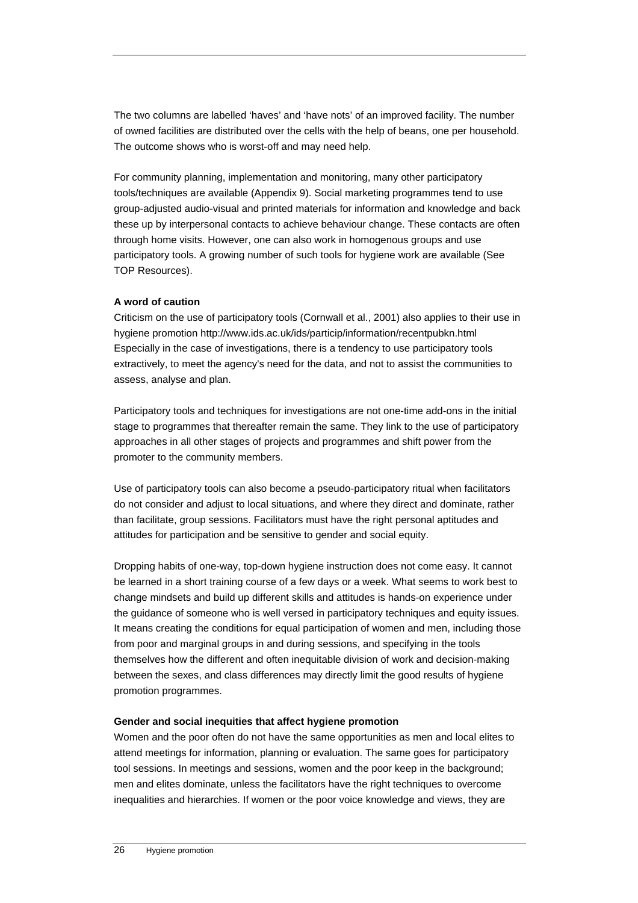The two columns are labelled 'haves' and 'have nots' of an improved facility. The number of owned facilities are distributed over the cells with the help of beans, one per household. The outcome shows who is worst-off and may need help.

For community planning, implementation and monitoring, many other participatory tools/techniques are available (Appendix 9). Social marketing programmes tend to use group-adjusted audio-visual and printed materials for information and knowledge and back these up by interpersonal contacts to achieve behaviour change. These contacts are often through home visits. However, one can also work in homogenous groups and use participatory tools. A growing number of such tools for hygiene work are available (See TOP Resources).

**A word of caution**

Criticism on the use of participatory tools (Cornwall et al., 2001) also applies to their use in hygiene promotion http://www.ids.ac.uk/ids/particip/information/recentpubkn.html Especially in the case of investigations, there is a tendency to use participatory tools extractively, to meet the agency's need for the data, and not to assist the communities to assess, analyse and plan.

Participatory tools and techniques for investigations are not one-time add-ons in the initial stage to programmes that thereafter remain the same. They link to the use of participatory approaches in all other stages of projects and programmes and shift power from the promoter to the community members.

Use of participatory tools can also become a pseudo-participatory ritual when facilitators do not consider and adjust to local situations, and where they direct and dominate, rather than facilitate, group sessions. Facilitators must have the right personal aptitudes and attitudes for participation and be sensitive to gender and social equity.

Dropping habits of one-way, top-down hygiene instruction does not come easy. It cannot be learned in a short training course of a few days or a week. What seems to work best to change mindsets and build up different skills and attitudes is hands-on experience under the guidance of someone who is well versed in participatory techniques and equity issues. It means creating the conditions for equal participation of women and men, including those from poor and marginal groups in and during sessions, and specifying in the tools themselves how the different and often inequitable division of work and decision-making between the sexes, and class differences may directly limit the good results of hygiene promotion programmes.

**Gender and social inequities that affect hygiene promotion**

Women and the poor often do not have the same opportunities as men and local elites to attend meetings for information, planning or evaluation. The same goes for participatory tool sessions. In meetings and sessions, women and the poor keep in the background; men and elites dominate, unless the facilitators have the right techniques to overcome inequalities and hierarchies. If women or the poor voice knowledge and views, they are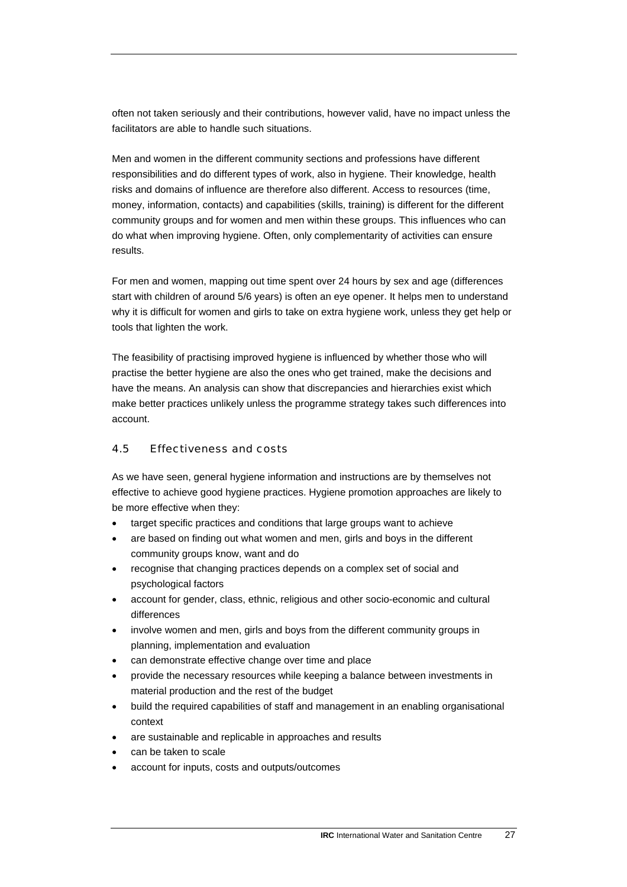often not taken seriously and their contributions, however valid, have no impact unless the facilitators are able to handle such situations.

Men and women in the different community sections and professions have different responsibilities and do different types of work, also in hygiene. Their knowledge, health risks and domains of influence are therefore also different. Access to resources (time, money, information, contacts) and capabilities (skills, training) is different for the different community groups and for women and men within these groups. This influences who can do what when improving hygiene. Often, only complementarity of activities can ensure results.

For men and women, mapping out time spent over 24 hours by sex and age (differences start with children of around 5/6 years) is often an eye opener. It helps men to understand why it is difficult for women and girls to take on extra hygiene work, unless they get help or tools that lighten the work.

The feasibility of practising improved hygiene is influenced by whether those who will practise the better hygiene are also the ones who get trained, make the decisions and have the means. An analysis can show that discrepancies and hierarchies exist which make better practices unlikely unless the programme strategy takes such differences into account.

### 4.5 Effectiveness and costs

As we have seen, general hygiene information and instructions are by themselves not effective to achieve good hygiene practices. Hygiene promotion approaches are likely to be more effective when they:

- target specific practices and conditions that large groups want to achieve
- are based on finding out what women and men, girls and boys in the different community groups know, want and do
- recognise that changing practices depends on a complex set of social and psychological factors
- account for gender, class, ethnic, religious and other socio-economic and cultural differences
- involve women and men, girls and boys from the different community groups in planning, implementation and evaluation
- can demonstrate effective change over time and place
- provide the necessary resources while keeping a balance between investments in material production and the rest of the budget
- build the required capabilities of staff and management in an enabling organisational context
- are sustainable and replicable in approaches and results
- can be taken to scale
- account for inputs, costs and outputs/outcomes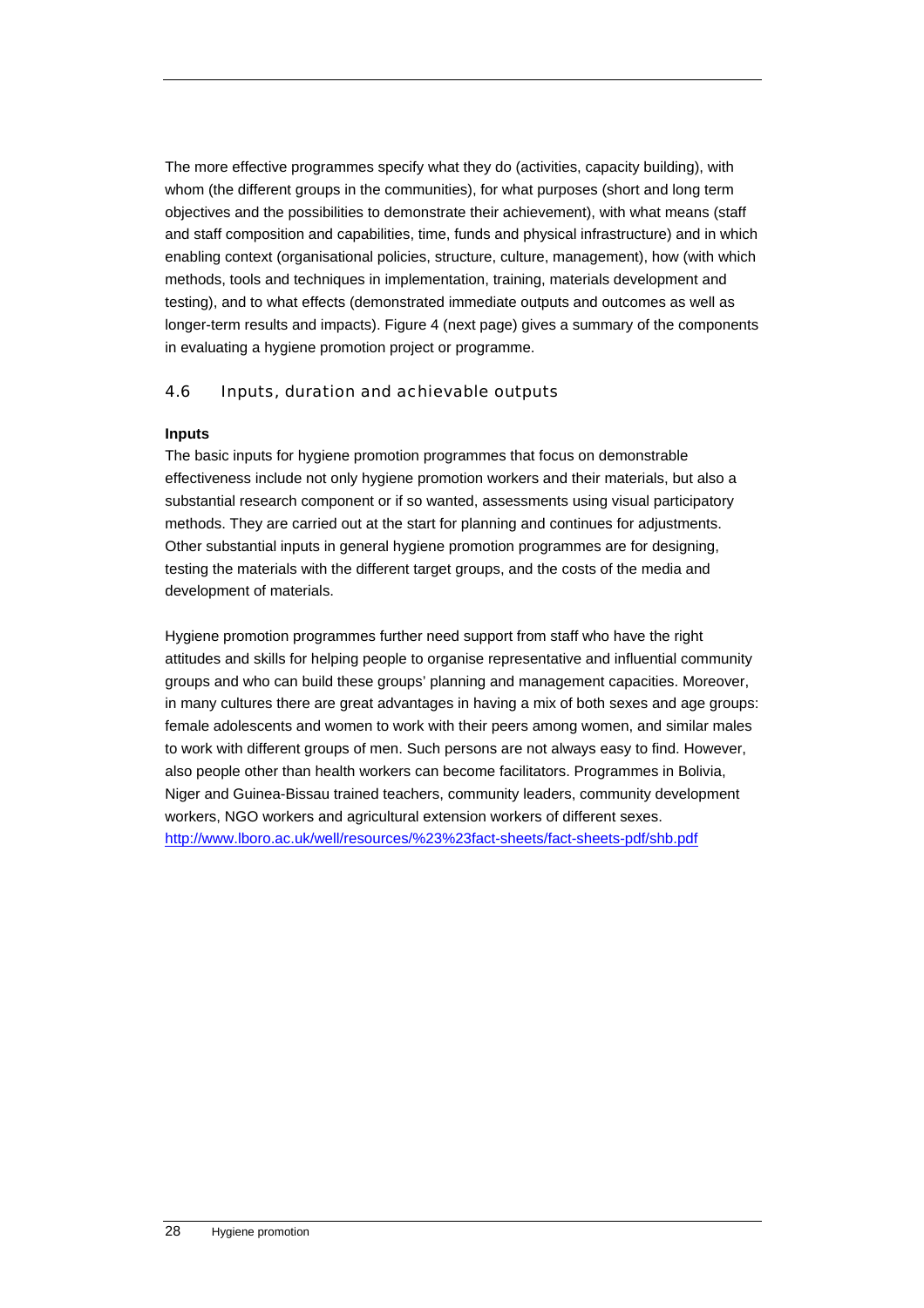The more effective programmes specify what they do (activities, capacity building), with whom (the different groups in the communities), for what purposes (short and long term objectives and the possibilities to demonstrate their achievement), with what means (staff and staff composition and capabilities, time, funds and physical infrastructure) and in which enabling context (organisational policies, structure, culture, management), how (with which methods, tools and techniques in implementation, training, materials development and testing), and to what effects (demonstrated immediate outputs and outcomes as well as longer-term results and impacts). Figure 4 (next page) gives a summary of the components in evaluating a hygiene promotion project or programme.

## 4.6 Inputs, duration and achievable outputs

**Inputs**

The basic inputs for hygiene promotion programmes that focus on demonstrable effectiveness include not only hygiene promotion workers and their materials, but also a substantial research component or if so wanted, assessments using visual participatory methods. They are carried out at the start for planning and continues for adjustments. Other substantial inputs in general hygiene promotion programmes are for designing, testing the materials with the different target groups, and the costs of the media and development of materials.

Hygiene promotion programmes further need support from staff who have the right attitudes and skills for helping people to organise representative and influential community groups and who can build these groups' planning and management capacities. Moreover, in many cultures there are great advantages in having a mix of both sexes and age groups: female adolescents and women to work with their peers among women, and similar males to work with different groups of men. Such persons are not always easy to find. However, also people other than health workers can become facilitators. Programmes in Bolivia, Niger and Guinea-Bissau trained teachers, community leaders, community development workers, NGO workers and agricultural extension workers of different sexes. http://www.lboro.ac.uk/well/resources/%23%23fact-sheets/fact-sheets-pdf/shb.pdf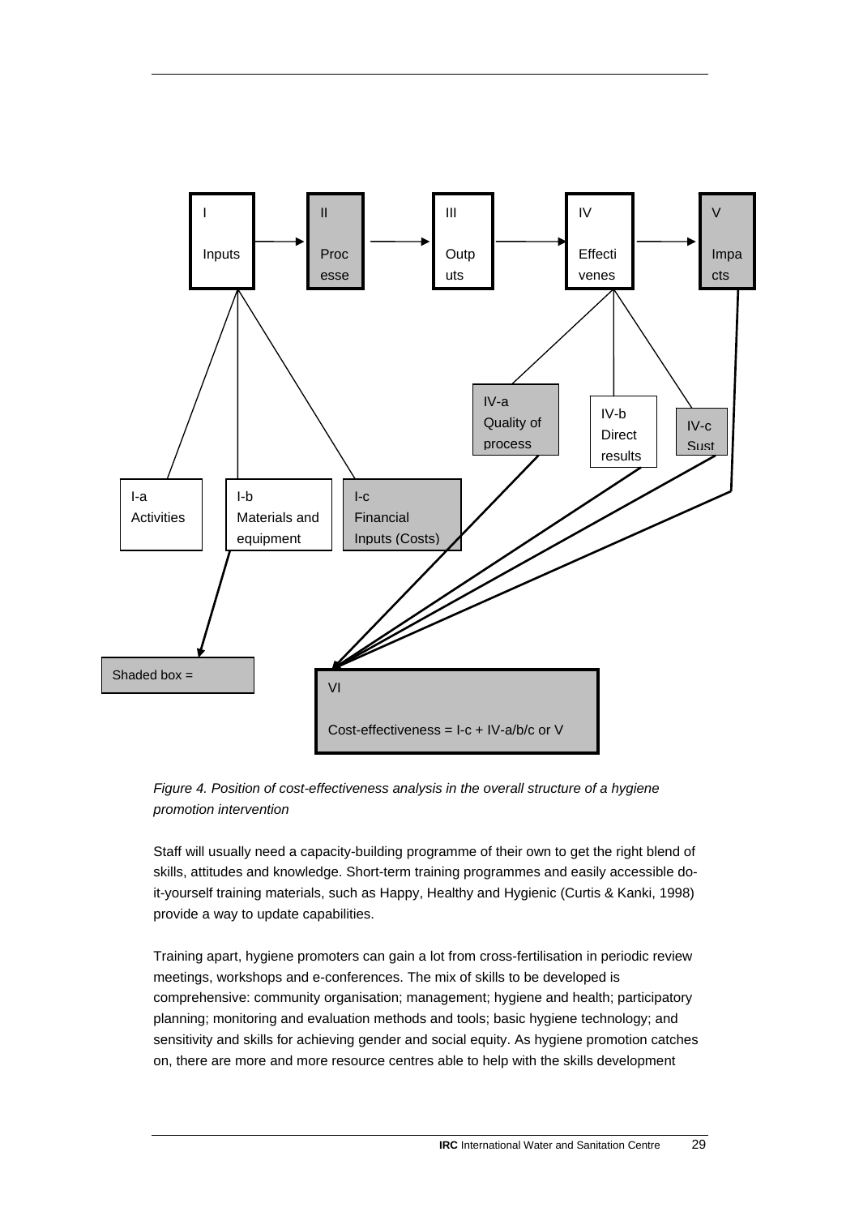I Inputs → II Processe → III Outputs → IV Effectivenes → V Impacts

I-a Activities

I-b Materials and equipment

I-c Financial Inputs (Costs)

IV-a Quality of process

IV-b Direct results

IV-c Sust

Shaded box =

VI

Cost-effectiveness = I-c + IV-a/b/c or V

*Figure 4. Position of cost-effectiveness analysis in the overall structure of a hygiene promotion intervention*

Staff will usually need a capacity-building programme of their own to get the right blend of skills, attitudes and knowledge. Short-term training programmes and easily accessible do-it-yourself training materials, such as Happy, Healthy and Hygienic (Curtis & Kanki, 1998) provide a way to update capabilities.

Training apart, hygiene promoters can gain a lot from cross-fertilisation in periodic review meetings, workshops and e-conferences. The mix of skills to be developed is comprehensive: community organisation; management; hygiene and health; participatory planning; monitoring and evaluation methods and tools; basic hygiene technology; and sensitivity and skills for achieving gender and social equity. As hygiene promotion catches on, there are more and more resource centres able to help with the skills development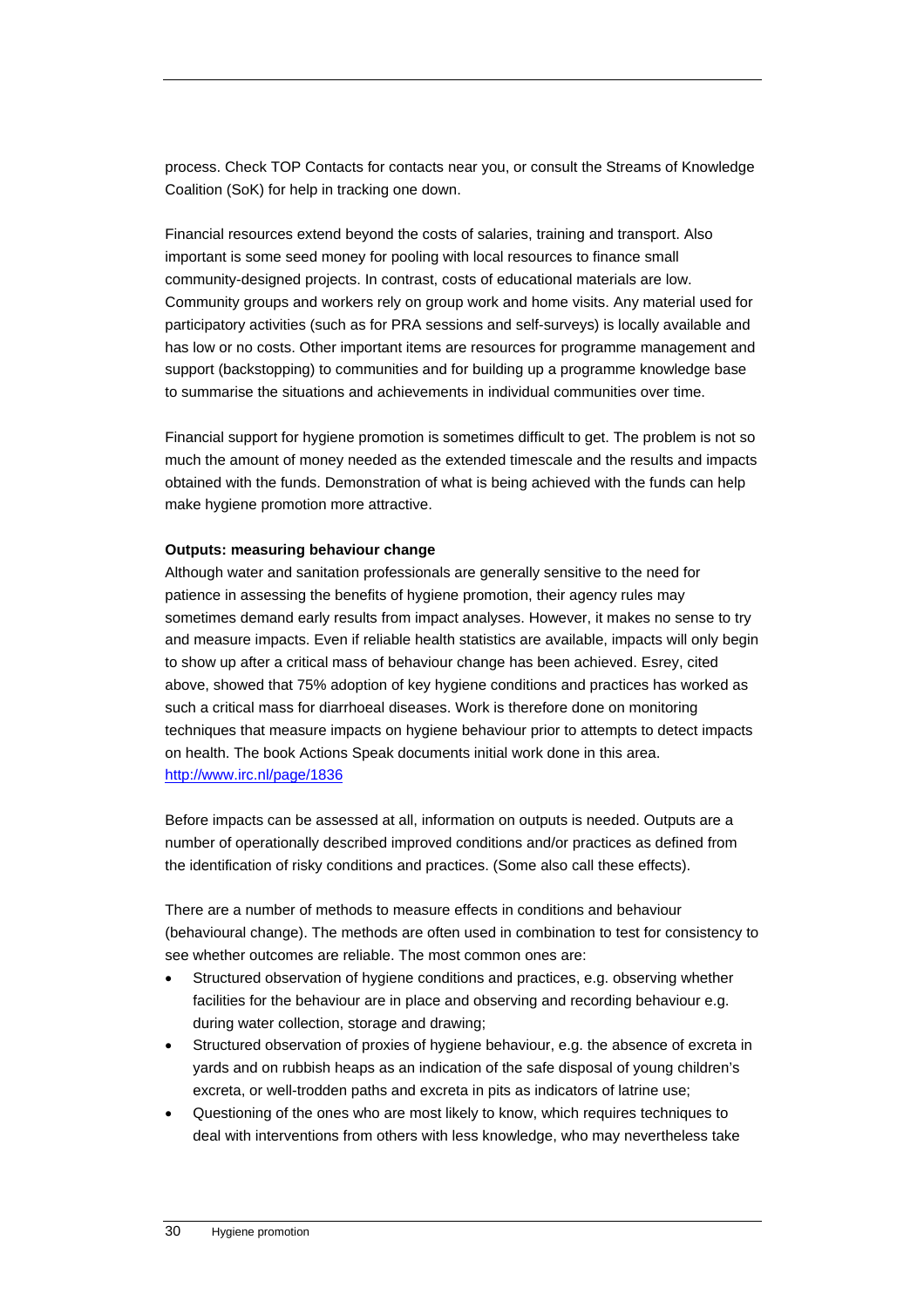process. Check TOP Contacts for contacts near you, or consult the Streams of Knowledge Coalition (SoK) for help in tracking one down.

Financial resources extend beyond the costs of salaries, training and transport. Also important is some seed money for pooling with local resources to finance small community-designed projects. In contrast, costs of educational materials are low. Community groups and workers rely on group work and home visits. Any material used for participatory activities (such as for PRA sessions and self-surveys) is locally available and has low or no costs. Other important items are resources for programme management and support (backstopping) to communities and for building up a programme knowledge base to summarise the situations and achievements in individual communities over time.

Financial support for hygiene promotion is sometimes difficult to get. The problem is not so much the amount of money needed as the extended timescale and the results and impacts obtained with the funds. Demonstration of what is being achieved with the funds can help make hygiene promotion more attractive.

**Outputs: measuring behaviour change**

Although water and sanitation professionals are generally sensitive to the need for patience in assessing the benefits of hygiene promotion, their agency rules may sometimes demand early results from impact analyses. However, it makes no sense to try and measure impacts. Even if reliable health statistics are available, impacts will only begin to show up after a critical mass of behaviour change has been achieved. Esrey, cited above, showed that 75% adoption of key hygiene conditions and practices has worked as such a critical mass for diarrhoeal diseases. Work is therefore done on monitoring techniques that measure impacts on hygiene behaviour prior to attempts to detect impacts on health. The book Actions Speak documents initial work done in this area. http://www.irc.nl/page/1836

Before impacts can be assessed at all, information on outputs is needed. Outputs are a number of operationally described improved conditions and/or practices as defined from the identification of risky conditions and practices. (Some also call these effects).

There are a number of methods to measure effects in conditions and behaviour (behavioural change). The methods are often used in combination to test for consistency to see whether outcomes are reliable. The most common ones are:

- Structured observation of hygiene conditions and practices, e.g. observing whether facilities for the behaviour are in place and observing and recording behaviour e.g. during water collection, storage and drawing;
- Structured observation of proxies of hygiene behaviour, e.g. the absence of excreta in yards and on rubbish heaps as an indication of the safe disposal of young children's excreta, or well-trodden paths and excreta in pits as indicators of latrine use;
- Questioning of the ones who are most likely to know, which requires techniques to deal with interventions from others with less knowledge, who may nevertheless take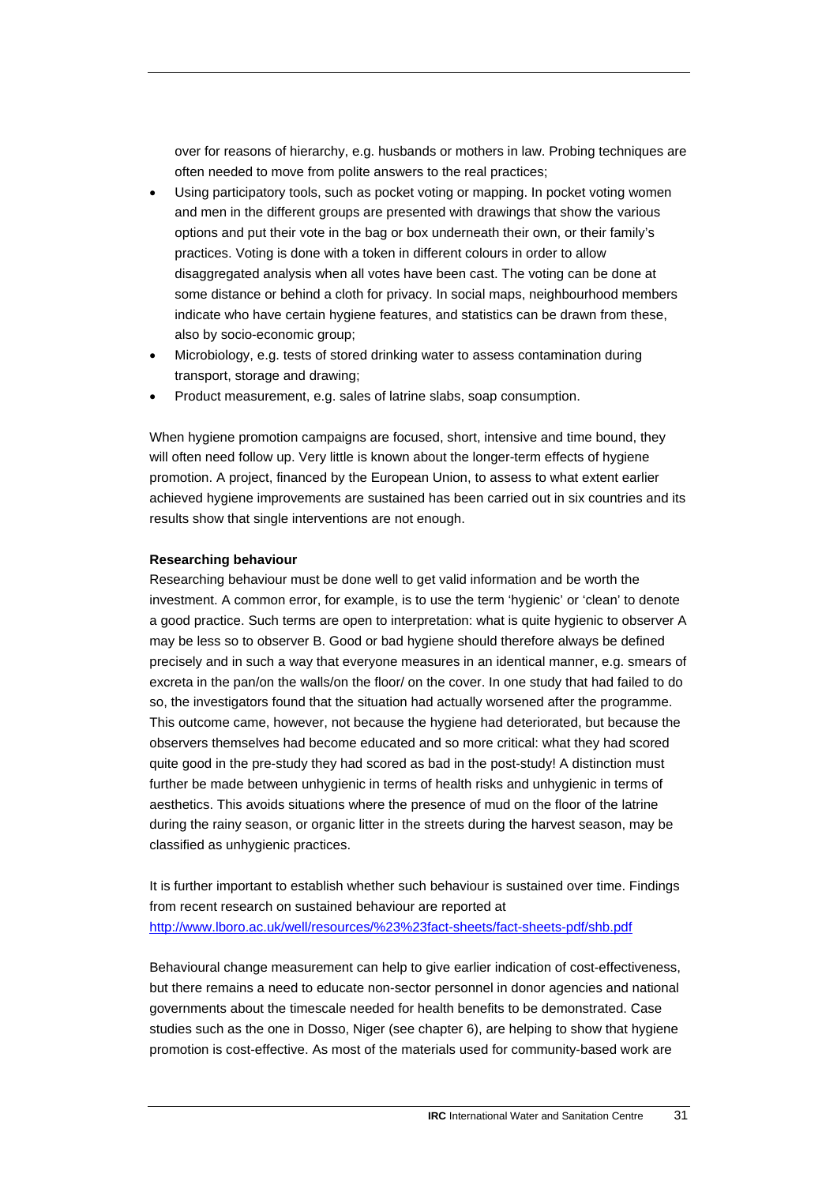over for reasons of hierarchy, e.g. husbands or mothers in law. Probing techniques are often needed to move from polite answers to the real practices;

- Using participatory tools, such as pocket voting or mapping. In pocket voting women and men in the different groups are presented with drawings that show the various options and put their vote in the bag or box underneath their own, or their family's practices. Voting is done with a token in different colours in order to allow disaggregated analysis when all votes have been cast. The voting can be done at some distance or behind a cloth for privacy. In social maps, neighbourhood members indicate who have certain hygiene features, and statistics can be drawn from these, also by socio-economic group;
- Microbiology, e.g. tests of stored drinking water to assess contamination during transport, storage and drawing;
- Product measurement, e.g. sales of latrine slabs, soap consumption.

When hygiene promotion campaigns are focused, short, intensive and time bound, they will often need follow up. Very little is known about the longer-term effects of hygiene promotion. A project, financed by the European Union, to assess to what extent earlier achieved hygiene improvements are sustained has been carried out in six countries and its results show that single interventions are not enough.

**Researching behaviour**

Researching behaviour must be done well to get valid information and be worth the investment. A common error, for example, is to use the term 'hygienic' or 'clean' to denote a good practice. Such terms are open to interpretation: what is quite hygienic to observer A may be less so to observer B. Good or bad hygiene should therefore always be defined precisely and in such a way that everyone measures in an identical manner, e.g. smears of excreta in the pan/on the walls/on the floor/ on the cover. In one study that had failed to do so, the investigators found that the situation had actually worsened after the programme. This outcome came, however, not because the hygiene had deteriorated, but because the observers themselves had become educated and so more critical: what they had scored quite good in the pre-study they had scored as bad in the post-study! A distinction must further be made between unhygienic in terms of health risks and unhygienic in terms of aesthetics. This avoids situations where the presence of mud on the floor of the latrine during the rainy season, or organic litter in the streets during the harvest season, may be classified as unhygienic practices.

It is further important to establish whether such behaviour is sustained over time. Findings from recent research on sustained behaviour are reported at http://www.lboro.ac.uk/well/resources/%23%23fact-sheets/fact-sheets-pdf/shb.pdf

Behavioural change measurement can help to give earlier indication of cost-effectiveness, but there remains a need to educate non-sector personnel in donor agencies and national governments about the timescale needed for health benefits to be demonstrated. Case studies such as the one in Dosso, Niger (see chapter 6), are helping to show that hygiene promotion is cost-effective. As most of the materials used for community-based work are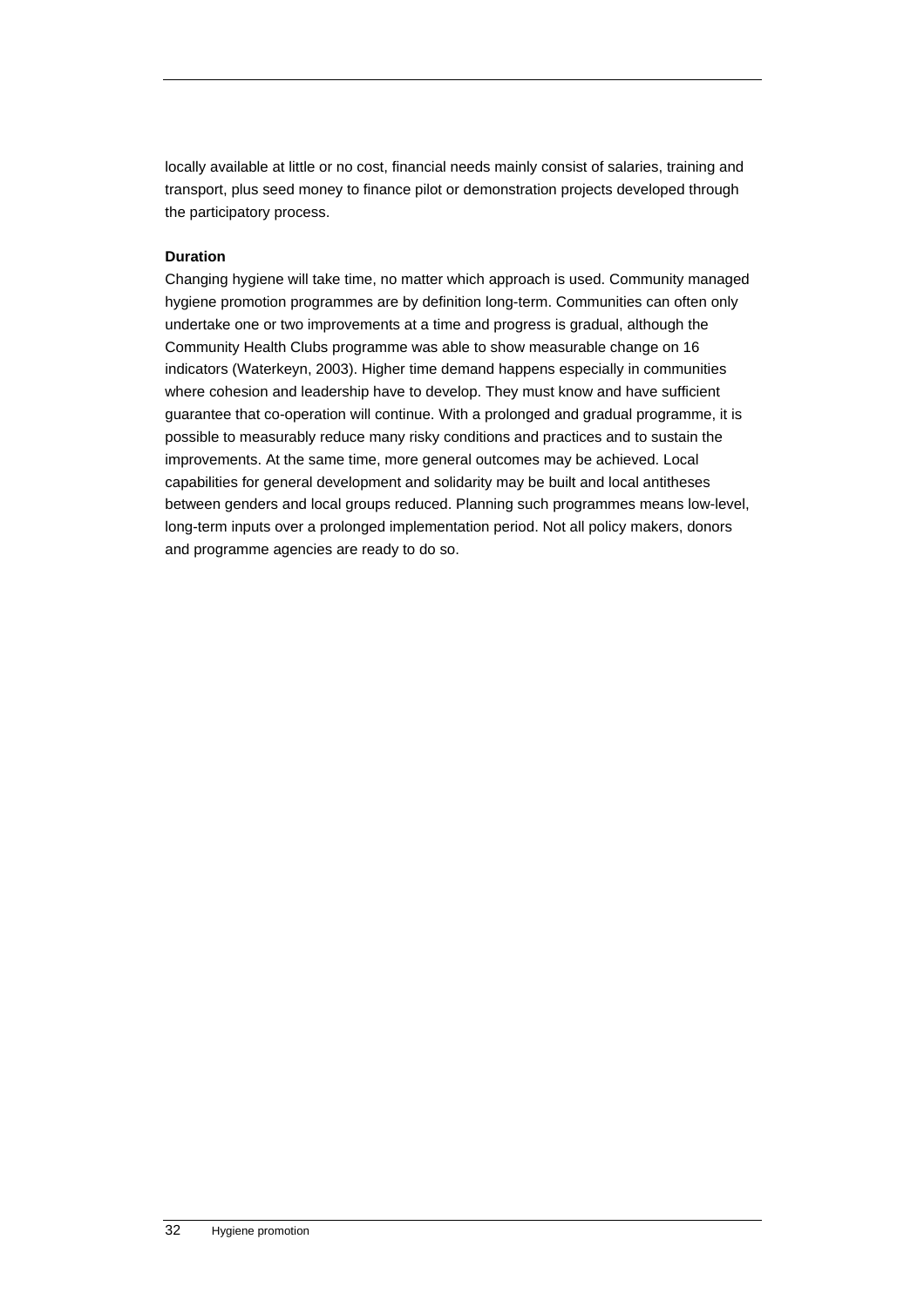locally available at little or no cost, financial needs mainly consist of salaries, training and transport, plus seed money to finance pilot or demonstration projects developed through the participatory process.

**Duration**

Changing hygiene will take time, no matter which approach is used. Community managed hygiene promotion programmes are by definition long-term. Communities can often only undertake one or two improvements at a time and progress is gradual, although the Community Health Clubs programme was able to show measurable change on 16 indicators (Waterkeyn, 2003). Higher time demand happens especially in communities where cohesion and leadership have to develop. They must know and have sufficient guarantee that co-operation will continue. With a prolonged and gradual programme, it is possible to measurably reduce many risky conditions and practices and to sustain the improvements. At the same time, more general outcomes may be achieved. Local capabilities for general development and solidarity may be built and local antitheses between genders and local groups reduced. Planning such programmes means low-level, long-term inputs over a prolonged implementation period. Not all policy makers, donors and programme agencies are ready to do so.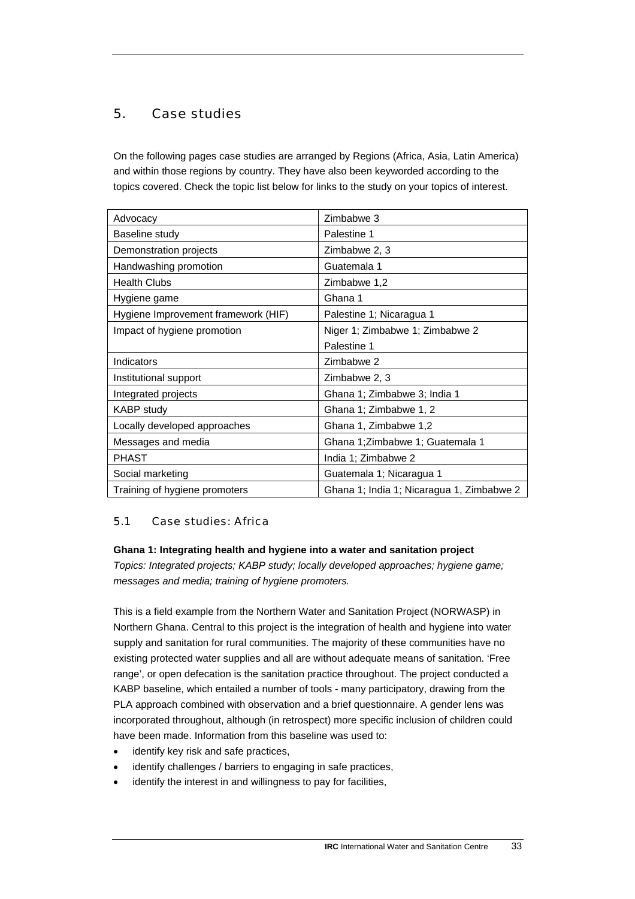## 5. Case studies

On the following pages case studies are arranged by Regions (Africa, Asia, Latin America) and within those regions by country. They have also been keyworded according to the topics covered. Check the topic list below for links to the study on your topics of interest.

| Topic | Case studies |
|---|---|
| Advocacy | Zimbabwe 3 |
| Baseline study | Palestine 1 |
| Demonstration projects | Zimbabwe 2, 3 |
| Handwashing promotion | Guatemala 1 |
| Health Clubs | Zimbabwe 1,2 |
| Hygiene game | Ghana 1 |
| Hygiene Improvement framework (HIF) | Palestine 1; Nicaragua 1 |
| Impact of hygiene promotion | Niger 1; Zimbabwe 1; Zimbabwe 2 Palestine 1 |
| Indicators | Zimbabwe 2 |
| Institutional support | Zimbabwe 2, 3 |
| Integrated projects | Ghana 1; Zimbabwe 3; India 1 |
| KABP study | Ghana 1; Zimbabwe 1, 2 |
| Locally developed approaches | Ghana 1, Zimbabwe 1,2 |
| Messages and media | Ghana 1;Zimbabwe 1; Guatemala 1 |
| PHAST | India 1; Zimbabwe 2 |
| Social marketing | Guatemala 1; Nicaragua 1 |
| Training of hygiene promoters | Ghana 1; India 1; Nicaragua 1, Zimbabwe 2 |

### 5.1 Case studies: Africa

**Ghana 1: Integrating health and hygiene into a water and sanitation project**

*Topics: Integrated projects; KABP study; locally developed approaches; hygiene game; messages and media; training of hygiene promoters.*

This is a field example from the Northern Water and Sanitation Project (NORWASP) in Northern Ghana. Central to this project is the integration of health and hygiene into water supply and sanitation for rural communities. The majority of these communities have no existing protected water supplies and all are without adequate means of sanitation. 'Free range', or open defecation is the sanitation practice throughout. The project conducted a KABP baseline, which entailed a number of tools - many participatory, drawing from the PLA approach combined with observation and a brief questionnaire. A gender lens was incorporated throughout, although (in retrospect) more specific inclusion of children could have been made. Information from this baseline was used to:

- identify key risk and safe practices,
- identify challenges / barriers to engaging in safe practices,
- identify the interest in and willingness to pay for facilities,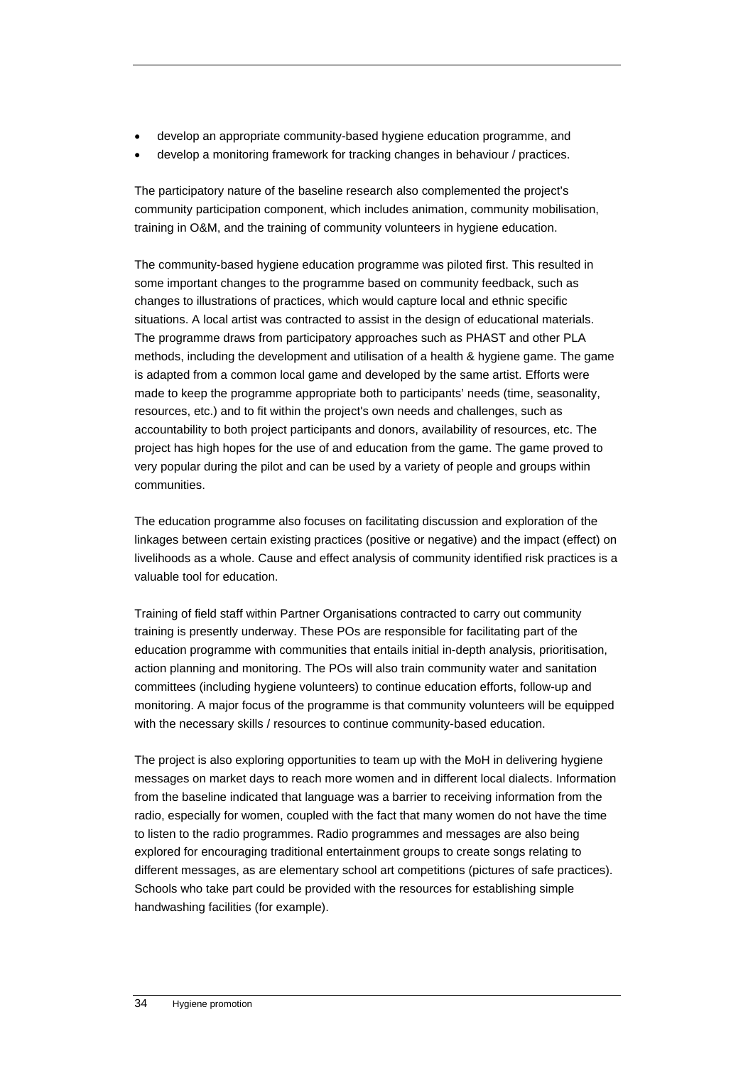- develop an appropriate community-based hygiene education programme, and
- develop a monitoring framework for tracking changes in behaviour / practices.

The participatory nature of the baseline research also complemented the project's community participation component, which includes animation, community mobilisation, training in O&M, and the training of community volunteers in hygiene education.

The community-based hygiene education programme was piloted first. This resulted in some important changes to the programme based on community feedback, such as changes to illustrations of practices, which would capture local and ethnic specific situations. A local artist was contracted to assist in the design of educational materials. The programme draws from participatory approaches such as PHAST and other PLA methods, including the development and utilisation of a health & hygiene game. The game is adapted from a common local game and developed by the same artist. Efforts were made to keep the programme appropriate both to participants' needs (time, seasonality, resources, etc.) and to fit within the project's own needs and challenges, such as accountability to both project participants and donors, availability of resources, etc. The project has high hopes for the use of and education from the game. The game proved to very popular during the pilot and can be used by a variety of people and groups within communities.

The education programme also focuses on facilitating discussion and exploration of the linkages between certain existing practices (positive or negative) and the impact (effect) on livelihoods as a whole. Cause and effect analysis of community identified risk practices is a valuable tool for education.

Training of field staff within Partner Organisations contracted to carry out community training is presently underway. These POs are responsible for facilitating part of the education programme with communities that entails initial in-depth analysis, prioritisation, action planning and monitoring. The POs will also train community water and sanitation committees (including hygiene volunteers) to continue education efforts, follow-up and monitoring. A major focus of the programme is that community volunteers will be equipped with the necessary skills / resources to continue community-based education.

The project is also exploring opportunities to team up with the MoH in delivering hygiene messages on market days to reach more women and in different local dialects. Information from the baseline indicated that language was a barrier to receiving information from the radio, especially for women, coupled with the fact that many women do not have the time to listen to the radio programmes. Radio programmes and messages are also being explored for encouraging traditional entertainment groups to create songs relating to different messages, as are elementary school art competitions (pictures of safe practices). Schools who take part could be provided with the resources for establishing simple handwashing facilities (for example).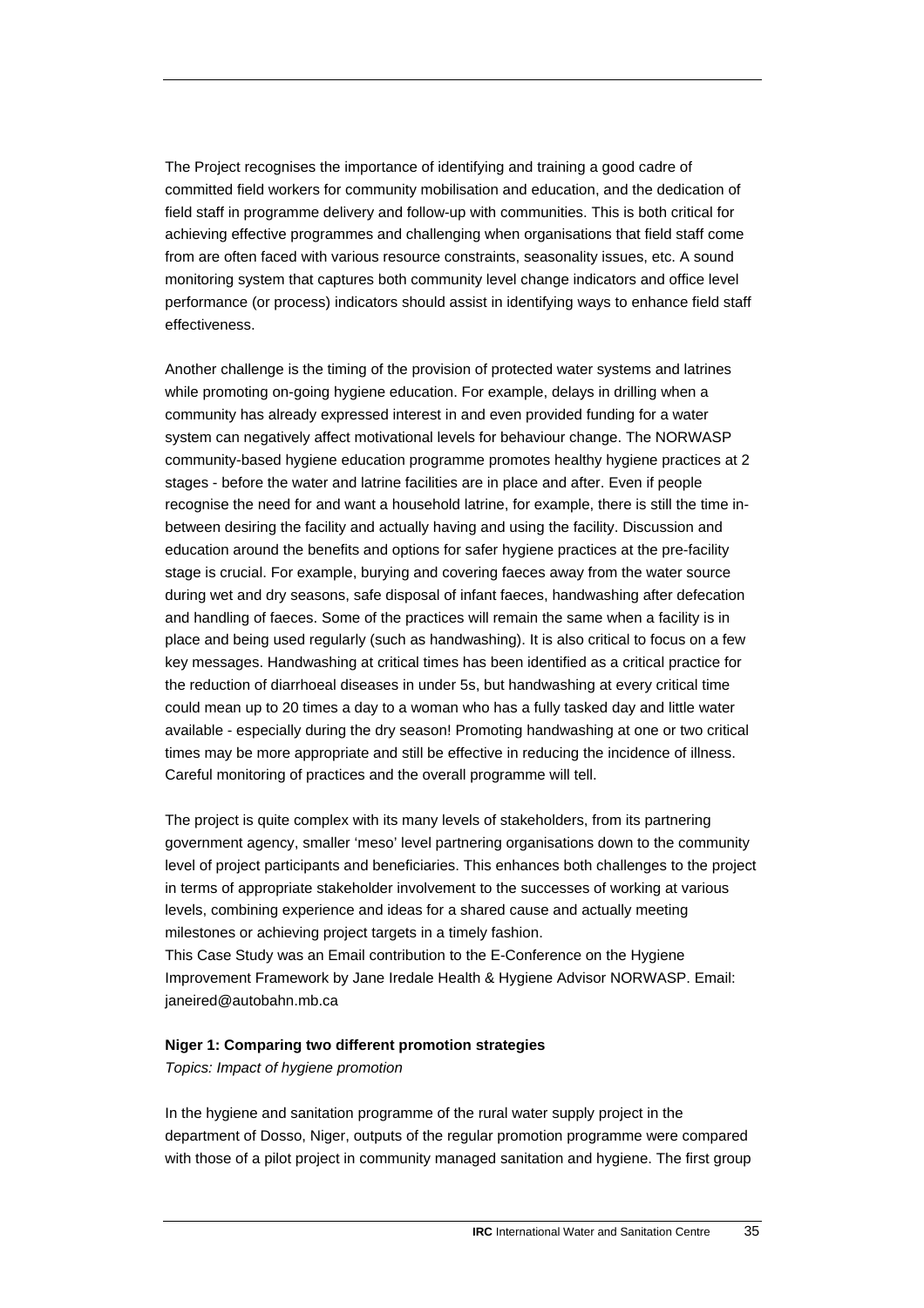The Project recognises the importance of identifying and training a good cadre of committed field workers for community mobilisation and education, and the dedication of field staff in programme delivery and follow-up with communities. This is both critical for achieving effective programmes and challenging when organisations that field staff come from are often faced with various resource constraints, seasonality issues, etc. A sound monitoring system that captures both community level change indicators and office level performance (or process) indicators should assist in identifying ways to enhance field staff effectiveness.

Another challenge is the timing of the provision of protected water systems and latrines while promoting on-going hygiene education. For example, delays in drilling when a community has already expressed interest in and even provided funding for a water system can negatively affect motivational levels for behaviour change. The NORWASP community-based hygiene education programme promotes healthy hygiene practices at 2 stages - before the water and latrine facilities are in place and after. Even if people recognise the need for and want a household latrine, for example, there is still the time in-between desiring the facility and actually having and using the facility. Discussion and education around the benefits and options for safer hygiene practices at the pre-facility stage is crucial. For example, burying and covering faeces away from the water source during wet and dry seasons, safe disposal of infant faeces, handwashing after defecation and handling of faeces. Some of the practices will remain the same when a facility is in place and being used regularly (such as handwashing). It is also critical to focus on a few key messages. Handwashing at critical times has been identified as a critical practice for the reduction of diarrhoeal diseases in under 5s, but handwashing at every critical time could mean up to 20 times a day to a woman who has a fully tasked day and little water available - especially during the dry season! Promoting handwashing at one or two critical times may be more appropriate and still be effective in reducing the incidence of illness. Careful monitoring of practices and the overall programme will tell.

The project is quite complex with its many levels of stakeholders, from its partnering government agency, smaller 'meso' level partnering organisations down to the community level of project participants and beneficiaries. This enhances both challenges to the project in terms of appropriate stakeholder involvement to the successes of working at various levels, combining experience and ideas for a shared cause and actually meeting milestones or achieving project targets in a timely fashion.
This Case Study was an Email contribution to the E-Conference on the Hygiene Improvement Framework by Jane Iredale Health & Hygiene Advisor NORWASP. Email: janeired@autobahn.mb.ca

**Niger 1: Comparing two different promotion strategies**
*Topics: Impact of hygiene promotion*

In the hygiene and sanitation programme of the rural water supply project in the department of Dosso, Niger, outputs of the regular promotion programme were compared with those of a pilot project in community managed sanitation and hygiene. The first group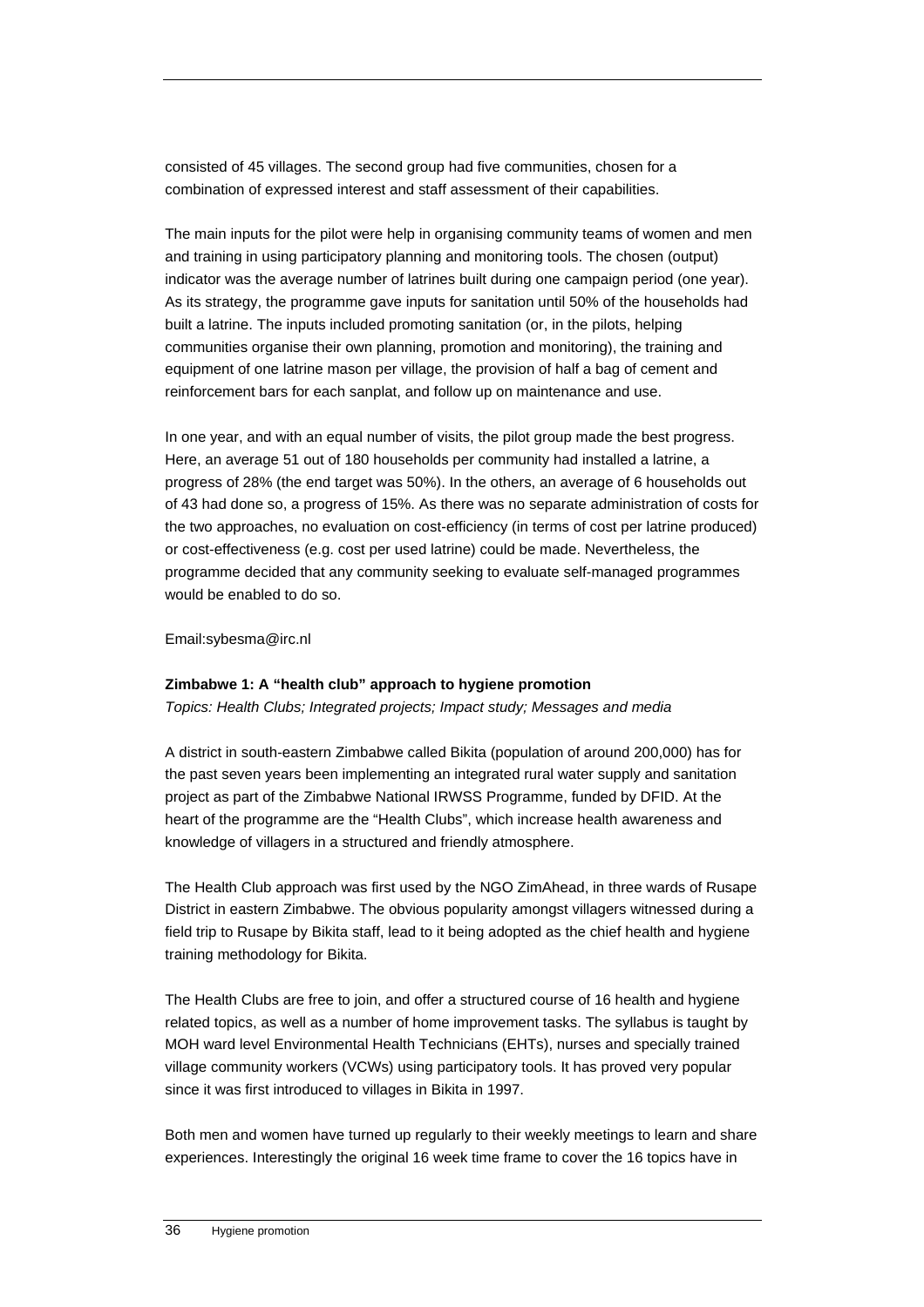consisted of 45 villages. The second group had five communities, chosen for a combination of expressed interest and staff assessment of their capabilities.

The main inputs for the pilot were help in organising community teams of women and men and training in using participatory planning and monitoring tools. The chosen (output) indicator was the average number of latrines built during one campaign period (one year). As its strategy, the programme gave inputs for sanitation until 50% of the households had built a latrine. The inputs included promoting sanitation (or, in the pilots, helping communities organise their own planning, promotion and monitoring), the training and equipment of one latrine mason per village, the provision of half a bag of cement and reinforcement bars for each sanplat, and follow up on maintenance and use.

In one year, and with an equal number of visits, the pilot group made the best progress. Here, an average 51 out of 180 households per community had installed a latrine, a progress of 28% (the end target was 50%). In the others, an average of 6 households out of 43 had done so, a progress of 15%. As there was no separate administration of costs for the two approaches, no evaluation on cost-efficiency (in terms of cost per latrine produced) or cost-effectiveness (e.g. cost per used latrine) could be made. Nevertheless, the programme decided that any community seeking to evaluate self-managed programmes would be enabled to do so.

Email:sybesma@irc.nl

**Zimbabwe 1: A "health club" approach to hygiene promotion**

*Topics: Health Clubs; Integrated projects; Impact study; Messages and media*

A district in south-eastern Zimbabwe called Bikita (population of around 200,000) has for the past seven years been implementing an integrated rural water supply and sanitation project as part of the Zimbabwe National IRWSS Programme, funded by DFID. At the heart of the programme are the "Health Clubs", which increase health awareness and knowledge of villagers in a structured and friendly atmosphere.

The Health Club approach was first used by the NGO ZimAhead, in three wards of Rusape District in eastern Zimbabwe. The obvious popularity amongst villagers witnessed during a field trip to Rusape by Bikita staff, lead to it being adopted as the chief health and hygiene training methodology for Bikita.

The Health Clubs are free to join, and offer a structured course of 16 health and hygiene related topics, as well as a number of home improvement tasks. The syllabus is taught by MOH ward level Environmental Health Technicians (EHTs), nurses and specially trained village community workers (VCWs) using participatory tools. It has proved very popular since it was first introduced to villages in Bikita in 1997.

Both men and women have turned up regularly to their weekly meetings to learn and share experiences. Interestingly the original 16 week time frame to cover the 16 topics have in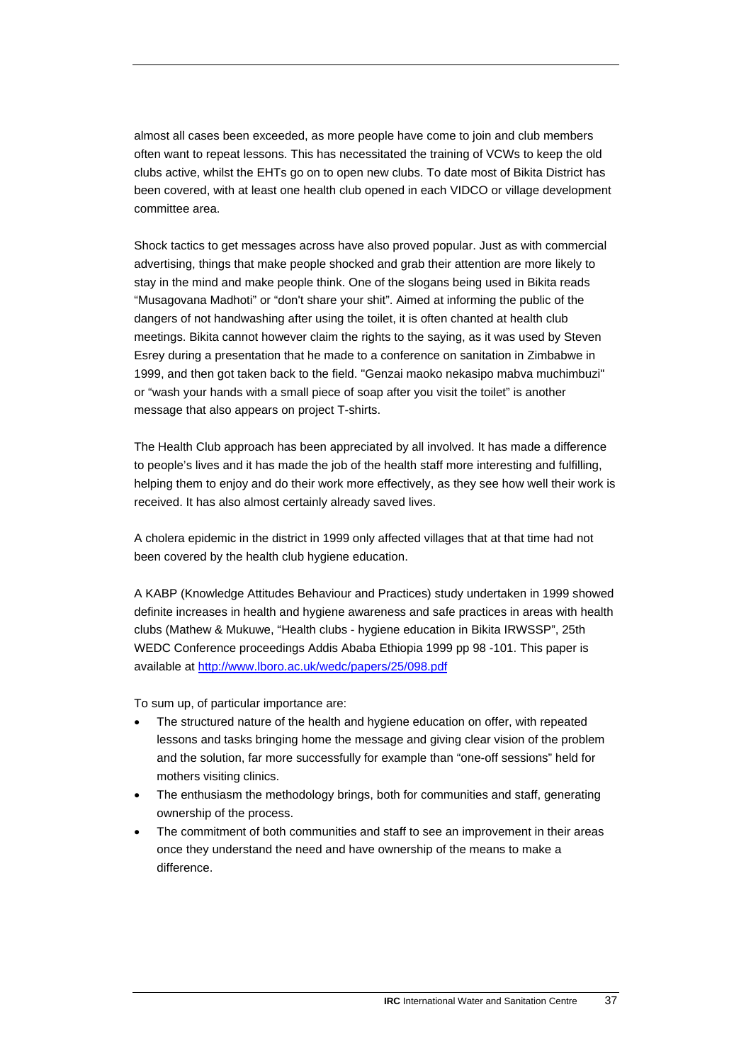almost all cases been exceeded, as more people have come to join and club members often want to repeat lessons. This has necessitated the training of VCWs to keep the old clubs active, whilst the EHTs go on to open new clubs. To date most of Bikita District has been covered, with at least one health club opened in each VIDCO or village development committee area.

Shock tactics to get messages across have also proved popular. Just as with commercial advertising, things that make people shocked and grab their attention are more likely to stay in the mind and make people think. One of the slogans being used in Bikita reads "Musagovana Madhoti" or "don't share your shit". Aimed at informing the public of the dangers of not handwashing after using the toilet, it is often chanted at health club meetings. Bikita cannot however claim the rights to the saying, as it was used by Steven Esrey during a presentation that he made to a conference on sanitation in Zimbabwe in 1999, and then got taken back to the field. "Genzai maoko nekasipo mabva muchimbuzi" or "wash your hands with a small piece of soap after you visit the toilet" is another message that also appears on project T-shirts.

The Health Club approach has been appreciated by all involved. It has made a difference to people's lives and it has made the job of the health staff more interesting and fulfilling, helping them to enjoy and do their work more effectively, as they see how well their work is received. It has also almost certainly already saved lives.

A cholera epidemic in the district in 1999 only affected villages that at that time had not been covered by the health club hygiene education.

A KABP (Knowledge Attitudes Behaviour and Practices) study undertaken in 1999 showed definite increases in health and hygiene awareness and safe practices in areas with health clubs (Mathew & Mukuwe, "Health clubs - hygiene education in Bikita IRWSSP", 25th WEDC Conference proceedings Addis Ababa Ethiopia 1999 pp 98 -101. This paper is available at http://www.lboro.ac.uk/wedc/papers/25/098.pdf

To sum up, of particular importance are:

- The structured nature of the health and hygiene education on offer, with repeated lessons and tasks bringing home the message and giving clear vision of the problem and the solution, far more successfully for example than "one-off sessions" held for mothers visiting clinics.
- The enthusiasm the methodology brings, both for communities and staff, generating ownership of the process.
- The commitment of both communities and staff to see an improvement in their areas once they understand the need and have ownership of the means to make a difference.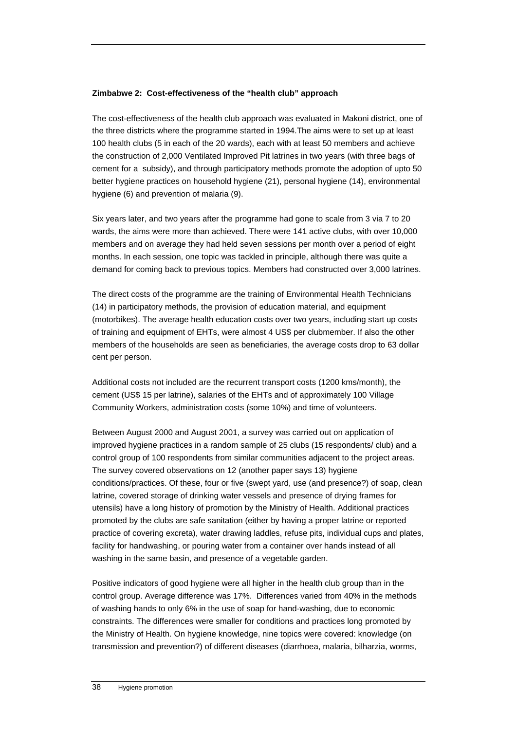**Zimbabwe 2: Cost-effectiveness of the "health club" approach**

The cost-effectiveness of the health club approach was evaluated in Makoni district, one of the three districts where the programme started in 1994.The aims were to set up at least 100 health clubs (5 in each of the 20 wards), each with at least 50 members and achieve the construction of 2,000 Ventilated Improved Pit latrines in two years (with three bags of cement for a subsidy), and through participatory methods promote the adoption of upto 50 better hygiene practices on household hygiene (21), personal hygiene (14), environmental hygiene (6) and prevention of malaria (9).

Six years later, and two years after the programme had gone to scale from 3 via 7 to 20 wards, the aims were more than achieved. There were 141 active clubs, with over 10,000 members and on average they had held seven sessions per month over a period of eight months. In each session, one topic was tackled in principle, although there was quite a demand for coming back to previous topics. Members had constructed over 3,000 latrines.

The direct costs of the programme are the training of Environmental Health Technicians (14) in participatory methods, the provision of education material, and equipment (motorbikes). The average health education costs over two years, including start up costs of training and equipment of EHTs, were almost 4 US$ per clubmember. If also the other members of the households are seen as beneficiaries, the average costs drop to 63 dollar cent per person.

Additional costs not included are the recurrent transport costs (1200 kms/month), the cement (US$ 15 per latrine), salaries of the EHTs and of approximately 100 Village Community Workers, administration costs (some 10%) and time of volunteers.

Between August 2000 and August 2001, a survey was carried out on application of improved hygiene practices in a random sample of 25 clubs (15 respondents/ club) and a control group of 100 respondents from similar communities adjacent to the project areas. The survey covered observations on 12 (another paper says 13) hygiene conditions/practices. Of these, four or five (swept yard, use (and presence?) of soap, clean latrine, covered storage of drinking water vessels and presence of drying frames for utensils) have a long history of promotion by the Ministry of Health. Additional practices promoted by the clubs are safe sanitation (either by having a proper latrine or reported practice of covering excreta), water drawing laddles, refuse pits, individual cups and plates, facility for handwashing, or pouring water from a container over hands instead of all washing in the same basin, and presence of a vegetable garden.

Positive indicators of good hygiene were all higher in the health club group than in the control group. Average difference was 17%. Differences varied from 40% in the methods of washing hands to only 6% in the use of soap for hand-washing, due to economic constraints. The differences were smaller for conditions and practices long promoted by the Ministry of Health. On hygiene knowledge, nine topics were covered: knowledge (on transmission and prevention?) of different diseases (diarrhoea, malaria, bilharzia, worms,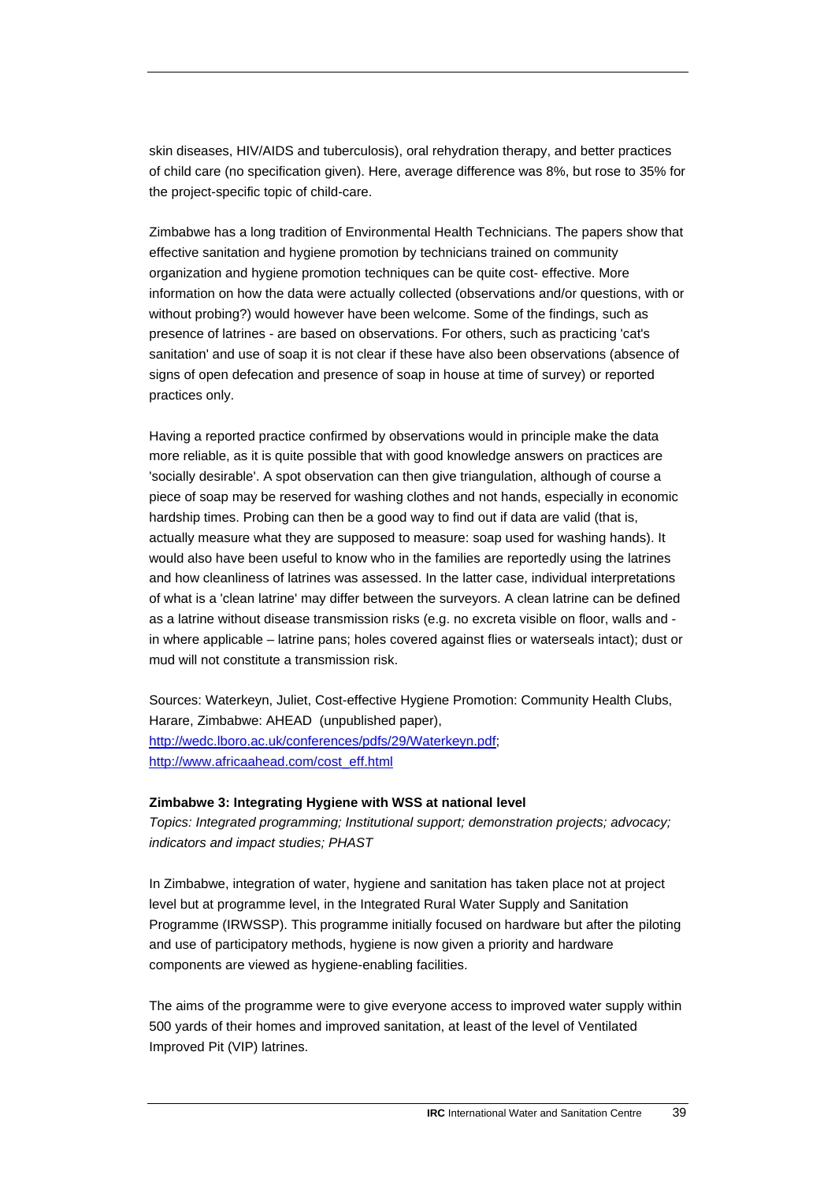skin diseases, HIV/AIDS and tuberculosis), oral rehydration therapy, and better practices of child care (no specification given). Here, average difference was 8%, but rose to 35% for the project-specific topic of child-care.

Zimbabwe has a long tradition of Environmental Health Technicians. The papers show that effective sanitation and hygiene promotion by technicians trained on community organization and hygiene promotion techniques can be quite cost- effective. More information on how the data were actually collected (observations and/or questions, with or without probing?) would however have been welcome. Some of the findings, such as presence of latrines - are based on observations. For others, such as practicing 'cat's sanitation' and use of soap it is not clear if these have also been observations (absence of signs of open defecation and presence of soap in house at time of survey) or reported practices only.

Having a reported practice confirmed by observations would in principle make the data more reliable, as it is quite possible that with good knowledge answers on practices are 'socially desirable'. A spot observation can then give triangulation, although of course a piece of soap may be reserved for washing clothes and not hands, especially in economic hardship times. Probing can then be a good way to find out if data are valid (that is, actually measure what they are supposed to measure: soap used for washing hands). It would also have been useful to know who in the families are reportedly using the latrines and how cleanliness of latrines was assessed. In the latter case, individual interpretations of what is a 'clean latrine' may differ between the surveyors. A clean latrine can be defined as a latrine without disease transmission risks (e.g. no excreta visible on floor, walls and - in where applicable – latrine pans; holes covered against flies or waterseals intact); dust or mud will not constitute a transmission risk.

Sources: Waterkeyn, Juliet, Cost-effective Hygiene Promotion: Community Health Clubs, Harare, Zimbabwe: AHEAD (unpublished paper), http://wedc.lboro.ac.uk/conferences/pdfs/29/Waterkeyn.pdf; http://www.africaahead.com/cost_eff.html

**Zimbabwe 3: Integrating Hygiene with WSS at national level**

*Topics: Integrated programming; Institutional support; demonstration projects; advocacy; indicators and impact studies; PHAST*

In Zimbabwe, integration of water, hygiene and sanitation has taken place not at project level but at programme level, in the Integrated Rural Water Supply and Sanitation Programme (IRWSSP). This programme initially focused on hardware but after the piloting and use of participatory methods, hygiene is now given a priority and hardware components are viewed as hygiene-enabling facilities.

The aims of the programme were to give everyone access to improved water supply within 500 yards of their homes and improved sanitation, at least of the level of Ventilated Improved Pit (VIP) latrines.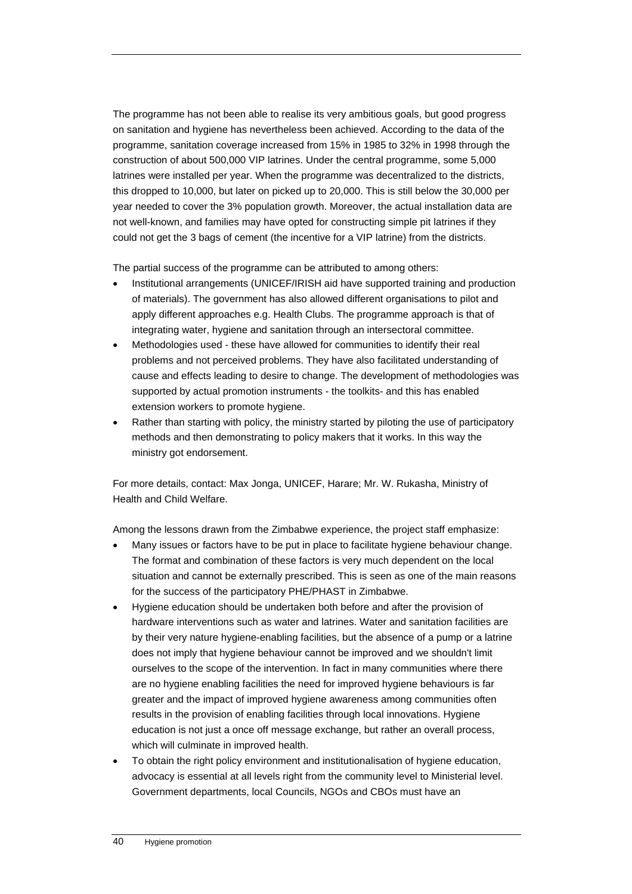The programme has not been able to realise its very ambitious goals, but good progress on sanitation and hygiene has nevertheless been achieved. According to the data of the programme, sanitation coverage increased from 15% in 1985 to 32% in 1998 through the construction of about 500,000 VIP latrines. Under the central programme, some 5,000 latrines were installed per year. When the programme was decentralized to the districts, this dropped to 10,000, but later on picked up to 20,000. This is still below the 30,000 per year needed to cover the 3% population growth. Moreover, the actual installation data are not well-known, and families may have opted for constructing simple pit latrines if they could not get the 3 bags of cement (the incentive for a VIP latrine) from the districts.

The partial success of the programme can be attributed to among others:

- Institutional arrangements (UNICEF/IRISH aid have supported training and production of materials). The government has also allowed different organisations to pilot and apply different approaches e.g. Health Clubs. The programme approach is that of integrating water, hygiene and sanitation through an intersectoral committee.
- Methodologies used - these have allowed for communities to identify their real problems and not perceived problems. They have also facilitated understanding of cause and effects leading to desire to change. The development of methodologies was supported by actual promotion instruments - the toolkits- and this has enabled extension workers to promote hygiene.
- Rather than starting with policy, the ministry started by piloting the use of participatory methods and then demonstrating to policy makers that it works. In this way the ministry got endorsement.

For more details, contact: Max Jonga, UNICEF, Harare; Mr. W. Rukasha, Ministry of Health and Child Welfare.

Among the lessons drawn from the Zimbabwe experience, the project staff emphasize:

- Many issues or factors have to be put in place to facilitate hygiene behaviour change. The format and combination of these factors is very much dependent on the local situation and cannot be externally prescribed. This is seen as one of the main reasons for the success of the participatory PHE/PHAST in Zimbabwe.
- Hygiene education should be undertaken both before and after the provision of hardware interventions such as water and latrines. Water and sanitation facilities are by their very nature hygiene-enabling facilities, but the absence of a pump or a latrine does not imply that hygiene behaviour cannot be improved and we shouldn't limit ourselves to the scope of the intervention. In fact in many communities where there are no hygiene enabling facilities the need for improved hygiene behaviours is far greater and the impact of improved hygiene awareness among communities often results in the provision of enabling facilities through local innovations. Hygiene education is not just a once off message exchange, but rather an overall process, which will culminate in improved health.
- To obtain the right policy environment and institutionalisation of hygiene education, advocacy is essential at all levels right from the community level to Ministerial level. Government departments, local Councils, NGOs and CBOs must have an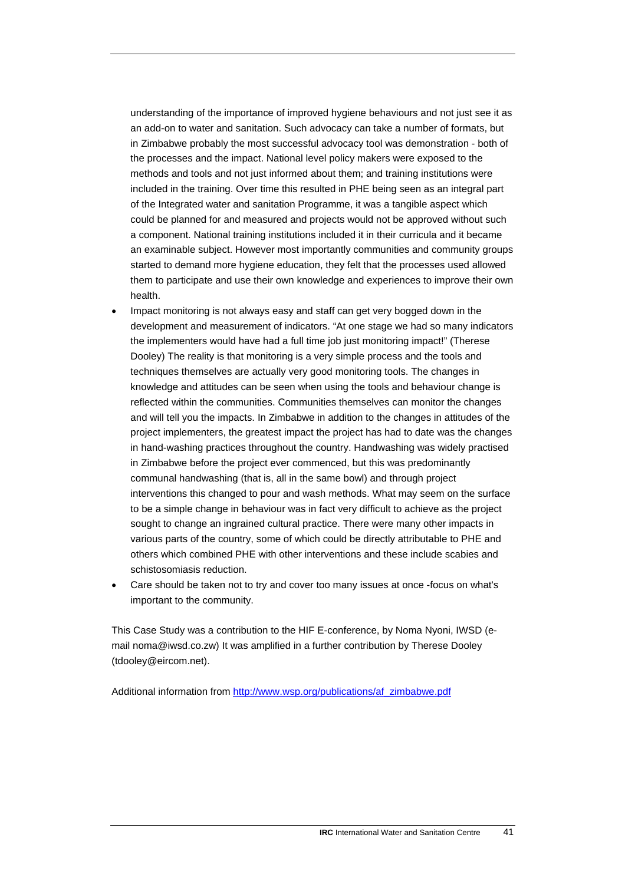understanding of the importance of improved hygiene behaviours and not just see it as an add-on to water and sanitation. Such advocacy can take a number of formats, but in Zimbabwe probably the most successful advocacy tool was demonstration - both of the processes and the impact. National level policy makers were exposed to the methods and tools and not just informed about them; and training institutions were included in the training. Over time this resulted in PHE being seen as an integral part of the Integrated water and sanitation Programme, it was a tangible aspect which could be planned for and measured and projects would not be approved without such a component. National training institutions included it in their curricula and it became an examinable subject. However most importantly communities and community groups started to demand more hygiene education, they felt that the processes used allowed them to participate and use their own knowledge and experiences to improve their own health.

- Impact monitoring is not always easy and staff can get very bogged down in the development and measurement of indicators. "At one stage we had so many indicators the implementers would have had a full time job just monitoring impact!" (Therese Dooley) The reality is that monitoring is a very simple process and the tools and techniques themselves are actually very good monitoring tools. The changes in knowledge and attitudes can be seen when using the tools and behaviour change is reflected within the communities. Communities themselves can monitor the changes and will tell you the impacts. In Zimbabwe in addition to the changes in attitudes of the project implementers, the greatest impact the project has had to date was the changes in hand-washing practices throughout the country. Handwashing was widely practised in Zimbabwe before the project ever commenced, but this was predominantly communal handwashing (that is, all in the same bowl) and through project interventions this changed to pour and wash methods. What may seem on the surface to be a simple change in behaviour was in fact very difficult to achieve as the project sought to change an ingrained cultural practice. There were many other impacts in various parts of the country, some of which could be directly attributable to PHE and others which combined PHE with other interventions and these include scabies and schistosomiasis reduction.
- Care should be taken not to try and cover too many issues at once -focus on what's important to the community.

This Case Study was a contribution to the HIF E-conference, by Noma Nyoni, IWSD (e-mail noma@iwsd.co.zw) It was amplified in a further contribution by Therese Dooley (tdooley@eircom.net).

Additional information from http://www.wsp.org/publications/af_zimbabwe.pdf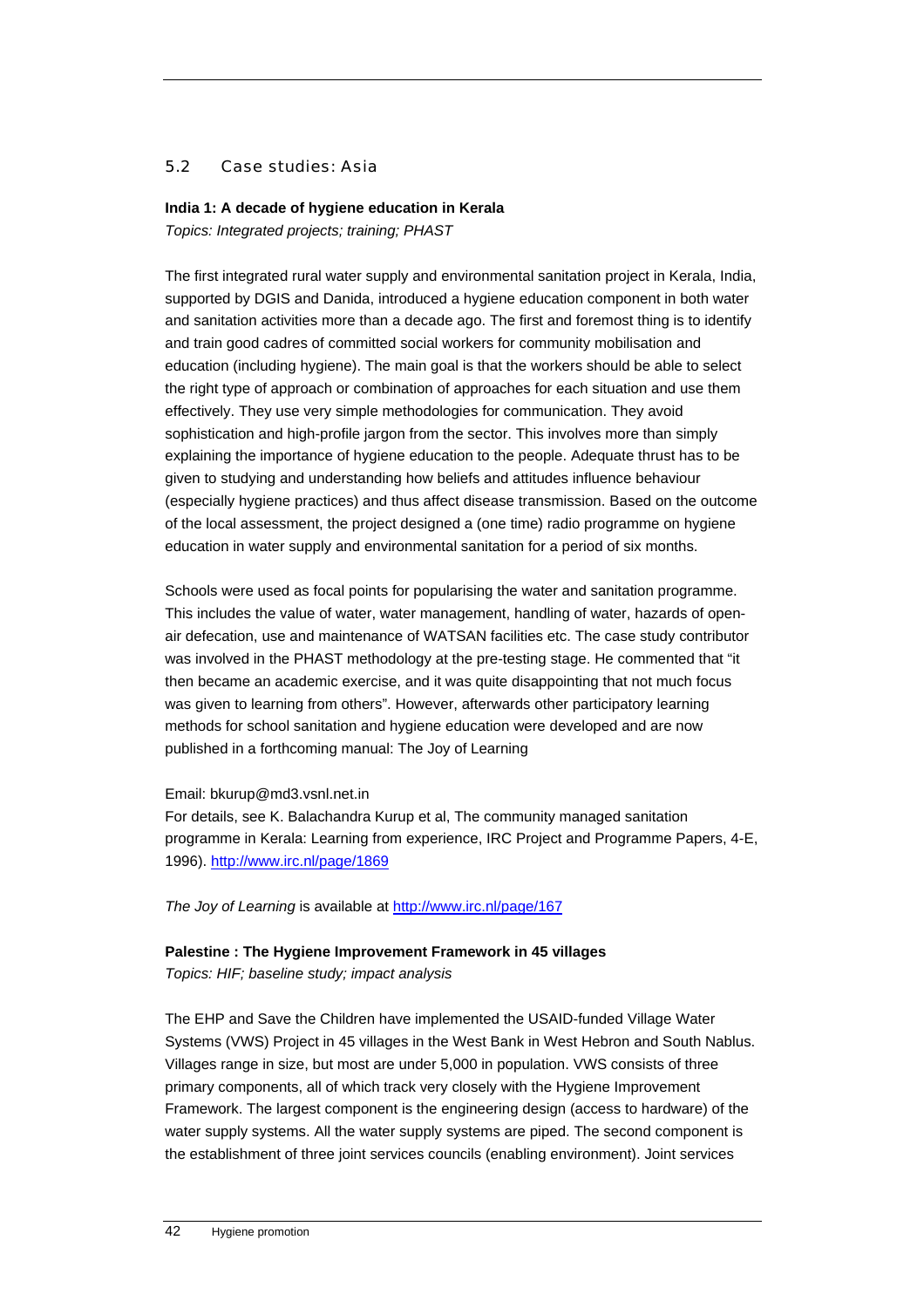## 5.2 Case studies: Asia

**India 1: A decade of hygiene education in Kerala**

*Topics: Integrated projects; training; PHAST*

The first integrated rural water supply and environmental sanitation project in Kerala, India, supported by DGIS and Danida, introduced a hygiene education component in both water and sanitation activities more than a decade ago. The first and foremost thing is to identify and train good cadres of committed social workers for community mobilisation and education (including hygiene). The main goal is that the workers should be able to select the right type of approach or combination of approaches for each situation and use them effectively. They use very simple methodologies for communication. They avoid sophistication and high-profile jargon from the sector. This involves more than simply explaining the importance of hygiene education to the people. Adequate thrust has to be given to studying and understanding how beliefs and attitudes influence behaviour (especially hygiene practices) and thus affect disease transmission. Based on the outcome of the local assessment, the project designed a (one time) radio programme on hygiene education in water supply and environmental sanitation for a period of six months.

Schools were used as focal points for popularising the water and sanitation programme. This includes the value of water, water management, handling of water, hazards of open-air defecation, use and maintenance of WATSAN facilities etc. The case study contributor was involved in the PHAST methodology at the pre-testing stage. He commented that "it then became an academic exercise, and it was quite disappointing that not much focus was given to learning from others". However, afterwards other participatory learning methods for school sanitation and hygiene education were developed and are now published in a forthcoming manual: The Joy of Learning

Email: bkurup@md3.vsnl.net.in

For details, see K. Balachandra Kurup et al, The community managed sanitation programme in Kerala: Learning from experience, IRC Project and Programme Papers, 4-E, 1996). http://www.irc.nl/page/1869

*The Joy of Learning* is available at http://www.irc.nl/page/167

**Palestine : The Hygiene Improvement Framework in 45 villages**

*Topics: HIF; baseline study; impact analysis*

The EHP and Save the Children have implemented the USAID-funded Village Water Systems (VWS) Project in 45 villages in the West Bank in West Hebron and South Nablus. Villages range in size, but most are under 5,000 in population. VWS consists of three primary components, all of which track very closely with the Hygiene Improvement Framework. The largest component is the engineering design (access to hardware) of the water supply systems. All the water supply systems are piped. The second component is the establishment of three joint services councils (enabling environment). Joint services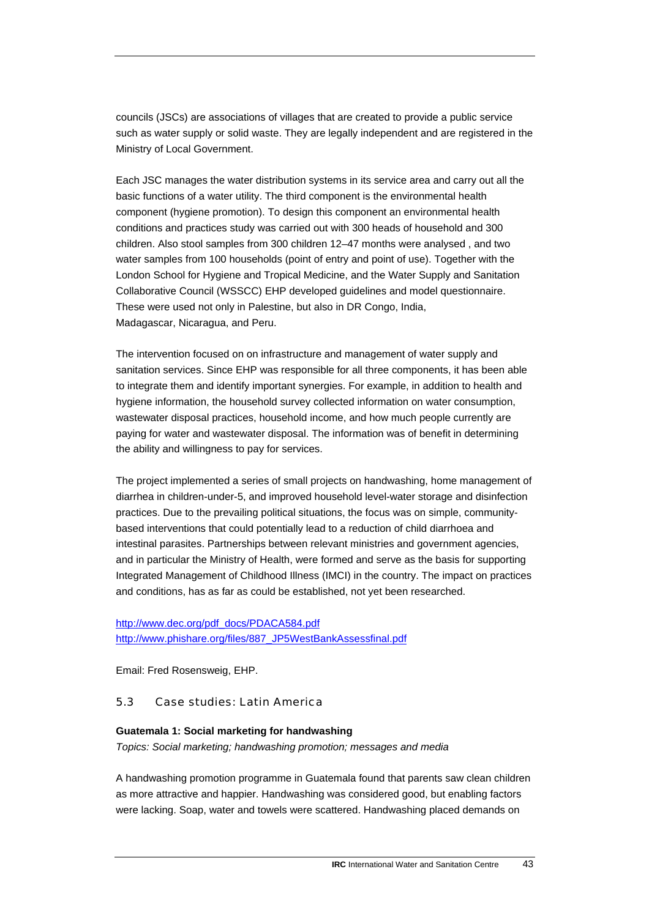councils (JSCs) are associations of villages that are created to provide a public service such as water supply or solid waste. They are legally independent and are registered in the Ministry of Local Government.

Each JSC manages the water distribution systems in its service area and carry out all the basic functions of a water utility. The third component is the environmental health component (hygiene promotion). To design this component an environmental health conditions and practices study was carried out with 300 heads of household and 300 children. Also stool samples from 300 children 12–47 months were analysed , and two water samples from 100 households (point of entry and point of use). Together with the London School for Hygiene and Tropical Medicine, and the Water Supply and Sanitation Collaborative Council (WSSCC) EHP developed guidelines and model questionnaire. These were used not only in Palestine, but also in DR Congo, India, Madagascar, Nicaragua, and Peru.

The intervention focused on on infrastructure and management of water supply and sanitation services. Since EHP was responsible for all three components, it has been able to integrate them and identify important synergies. For example, in addition to health and hygiene information, the household survey collected information on water consumption, wastewater disposal practices, household income, and how much people currently are paying for water and wastewater disposal. The information was of benefit in determining the ability and willingness to pay for services.

The project implemented a series of small projects on handwashing, home management of diarrhea in children-under-5, and improved household level-water storage and disinfection practices. Due to the prevailing political situations, the focus was on simple, community-based interventions that could potentially lead to a reduction of child diarrhoea and intestinal parasites. Partnerships between relevant ministries and government agencies, and in particular the Ministry of Health, were formed and serve as the basis for supporting Integrated Management of Childhood Illness (IMCI) in the country. The impact on practices and conditions, has as far as could be established, not yet been researched.

http://www.dec.org/pdf_docs/PDACA584.pdf
http://www.phishare.org/files/887_JP5WestBankAssessfinal.pdf

Email: Fred Rosensweig, EHP.

## 5.3 Case studies: Latin America

**Guatemala 1: Social marketing for handwashing**

*Topics: Social marketing; handwashing promotion; messages and media*

A handwashing promotion programme in Guatemala found that parents saw clean children as more attractive and happier. Handwashing was considered good, but enabling factors were lacking. Soap, water and towels were scattered. Handwashing placed demands on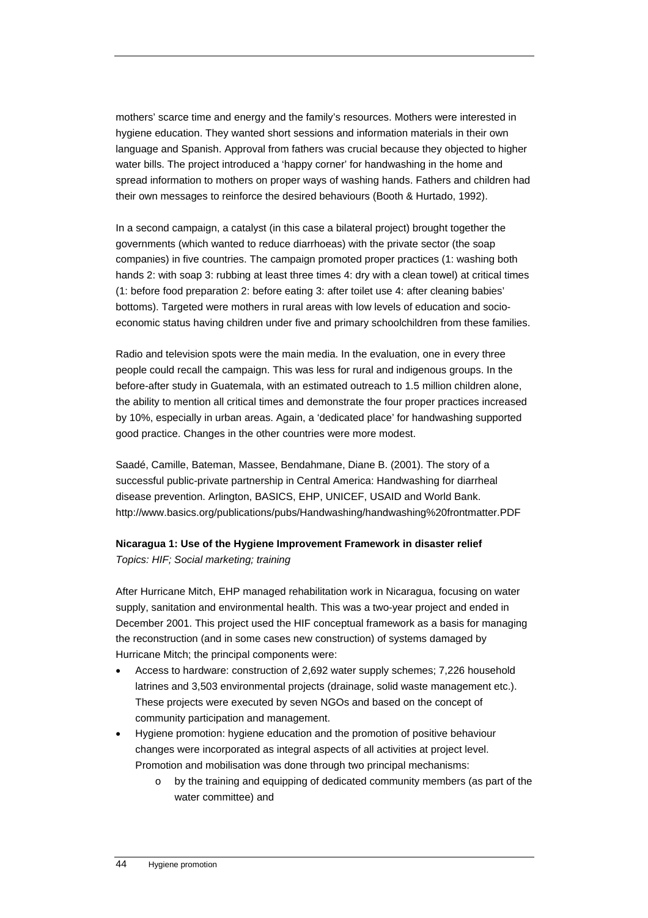mothers' scarce time and energy and the family's resources. Mothers were interested in hygiene education. They wanted short sessions and information materials in their own language and Spanish. Approval from fathers was crucial because they objected to higher water bills. The project introduced a 'happy corner' for handwashing in the home and spread information to mothers on proper ways of washing hands. Fathers and children had their own messages to reinforce the desired behaviours (Booth & Hurtado, 1992).

In a second campaign, a catalyst (in this case a bilateral project) brought together the governments (which wanted to reduce diarrhoeas) with the private sector (the soap companies) in five countries. The campaign promoted proper practices (1: washing both hands 2: with soap 3: rubbing at least three times 4: dry with a clean towel) at critical times (1: before food preparation 2: before eating 3: after toilet use 4: after cleaning babies' bottoms). Targeted were mothers in rural areas with low levels of education and socio-economic status having children under five and primary schoolchildren from these families.

Radio and television spots were the main media. In the evaluation, one in every three people could recall the campaign. This was less for rural and indigenous groups. In the before-after study in Guatemala, with an estimated outreach to 1.5 million children alone, the ability to mention all critical times and demonstrate the four proper practices increased by 10%, especially in urban areas. Again, a 'dedicated place' for handwashing supported good practice. Changes in the other countries were more modest.

Saadé, Camille, Bateman, Massee, Bendahmane, Diane B. (2001). The story of a successful public-private partnership in Central America: Handwashing for diarrheal disease prevention. Arlington, BASICS, EHP, UNICEF, USAID and World Bank. http://www.basics.org/publications/pubs/Handwashing/handwashing%20frontmatter.PDF

**Nicaragua 1: Use of the Hygiene Improvement Framework in disaster relief**
*Topics: HIF; Social marketing; training*

After Hurricane Mitch, EHP managed rehabilitation work in Nicaragua, focusing on water supply, sanitation and environmental health. This was a two-year project and ended in December 2001. This project used the HIF conceptual framework as a basis for managing the reconstruction (and in some cases new construction) of systems damaged by Hurricane Mitch; the principal components were:

- Access to hardware: construction of 2,692 water supply schemes; 7,226 household latrines and 3,503 environmental projects (drainage, solid waste management etc.). These projects were executed by seven NGOs and based on the concept of community participation and management.
- Hygiene promotion: hygiene education and the promotion of positive behaviour changes were incorporated as integral aspects of all activities at project level. Promotion and mobilisation was done through two principal mechanisms:
  - by the training and equipping of dedicated community members (as part of the water committee) and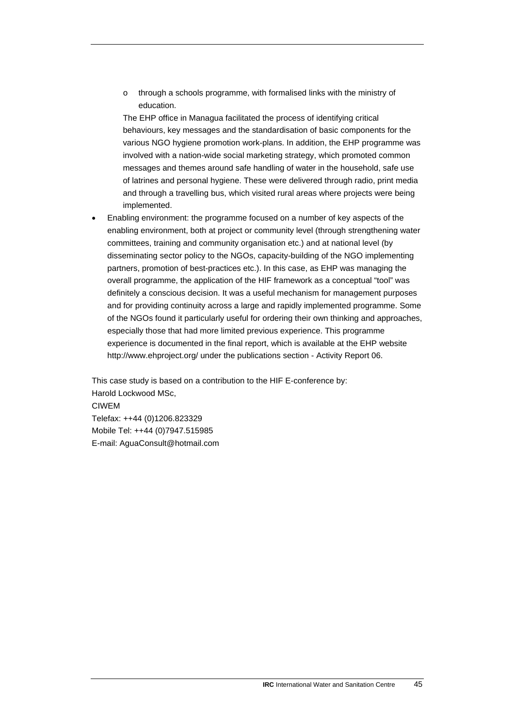- through a schools programme, with formalised links with the ministry of education.

  The EHP office in Managua facilitated the process of identifying critical behaviours, key messages and the standardisation of basic components for the various NGO hygiene promotion work-plans. In addition, the EHP programme was involved with a nation-wide social marketing strategy, which promoted common messages and themes around safe handling of water in the household, safe use of latrines and personal hygiene. These were delivered through radio, print media and through a travelling bus, which visited rural areas where projects were being implemented.

- Enabling environment: the programme focused on a number of key aspects of the enabling environment, both at project or community level (through strengthening water committees, training and community organisation etc.) and at national level (by disseminating sector policy to the NGOs, capacity-building of the NGO implementing partners, promotion of best-practices etc.). In this case, as EHP was managing the overall programme, the application of the HIF framework as a conceptual "tool" was definitely a conscious decision. It was a useful mechanism for management purposes and for providing continuity across a large and rapidly implemented programme. Some of the NGOs found it particularly useful for ordering their own thinking and approaches, especially those that had more limited previous experience. This programme experience is documented in the final report, which is available at the EHP website http://www.ehproject.org/ under the publications section - Activity Report 06.

This case study is based on a contribution to the HIF E-conference by:
Harold Lockwood MSc,
CIWEM
Telefax: ++44 (0)1206.823329
Mobile Tel: ++44 (0)7947.515985
E-mail: AguaConsult@hotmail.com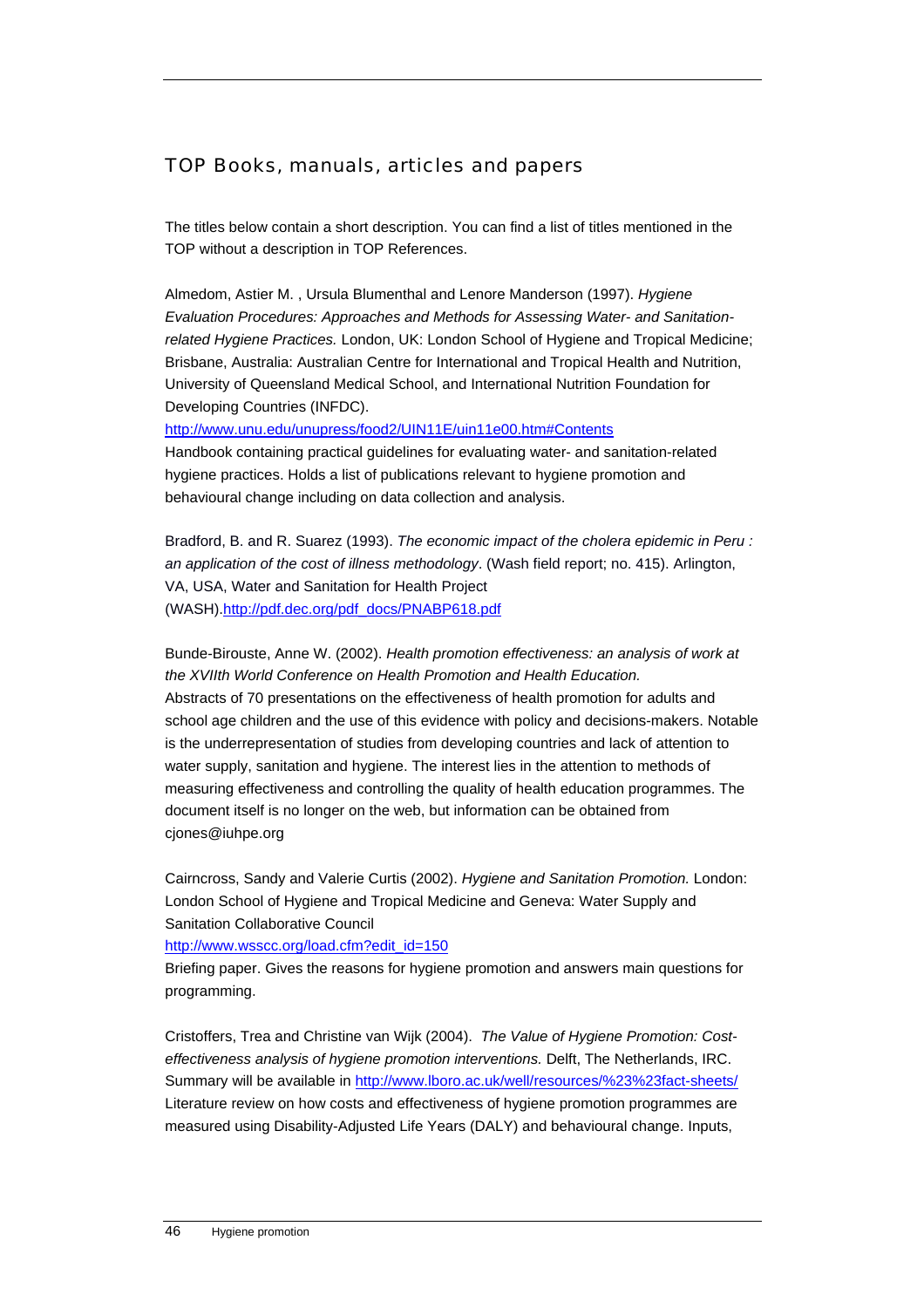## TOP Books, manuals, articles and papers

The titles below contain a short description. You can find a list of titles mentioned in the TOP without a description in TOP References.

Almedom, Astier M. , Ursula Blumenthal and Lenore Manderson (1997). *Hygiene Evaluation Procedures: Approaches and Methods for Assessing Water- and Sanitation-related Hygiene Practices.* London, UK: London School of Hygiene and Tropical Medicine; Brisbane, Australia: Australian Centre for International and Tropical Health and Nutrition, University of Queensland Medical School, and International Nutrition Foundation for Developing Countries (INFDC).
http://www.unu.edu/unupress/food2/UIN11E/uin11e00.htm#Contents
Handbook containing practical guidelines for evaluating water- and sanitation-related hygiene practices. Holds a list of publications relevant to hygiene promotion and behavioural change including on data collection and analysis.

Bradford, B. and R. Suarez (1993). *The economic impact of the cholera epidemic in Peru : an application of the cost of illness methodology*. (Wash field report; no. 415). Arlington, VA, USA, Water and Sanitation for Health Project (WASH).http://pdf.dec.org/pdf_docs/PNABP618.pdf

Bunde-Birouste, Anne W. (2002). *Health promotion effectiveness: an analysis of work at the XVIIth World Conference on Health Promotion and Health Education.*
Abstracts of 70 presentations on the effectiveness of health promotion for adults and school age children and the use of this evidence with policy and decisions-makers. Notable is the underrepresentation of studies from developing countries and lack of attention to water supply, sanitation and hygiene. The interest lies in the attention to methods of measuring effectiveness and controlling the quality of health education programmes. The document itself is no longer on the web, but information can be obtained from cjones@iuhpe.org

Cairncross, Sandy and Valerie Curtis (2002). *Hygiene and Sanitation Promotion.* London: London School of Hygiene and Tropical Medicine and Geneva: Water Supply and Sanitation Collaborative Council
http://www.wsscc.org/load.cfm?edit_id=150
Briefing paper. Gives the reasons for hygiene promotion and answers main questions for programming.

Cristoffers, Trea and Christine van Wijk (2004). *The Value of Hygiene Promotion: Cost-effectiveness analysis of hygiene promotion interventions.* Delft, The Netherlands, IRC. Summary will be available in http://www.lboro.ac.uk/well/resources/%23%23fact-sheets/
Literature review on how costs and effectiveness of hygiene promotion programmes are measured using Disability-Adjusted Life Years (DALY) and behavioural change. Inputs,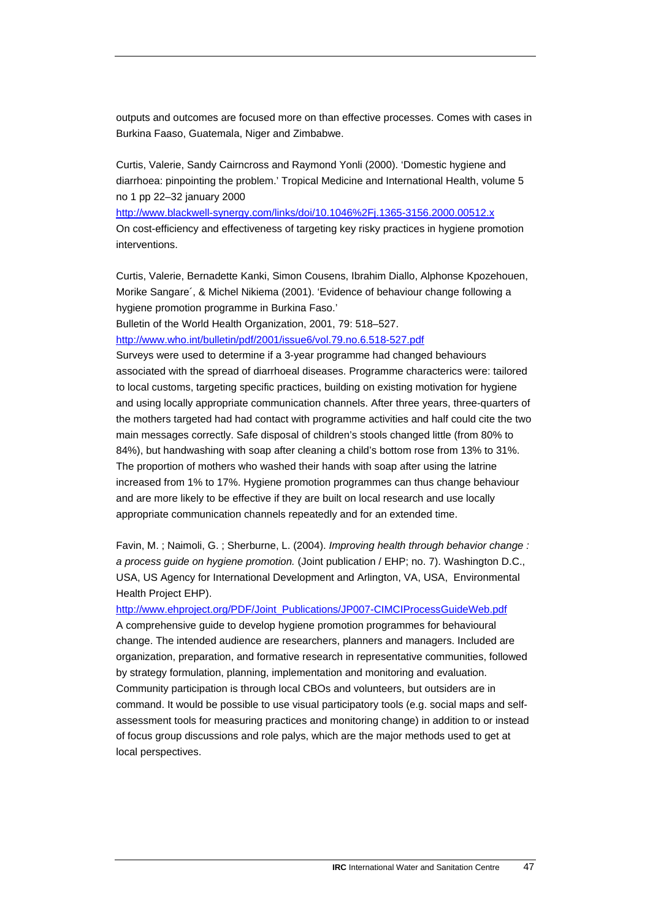outputs and outcomes are focused more on than effective processes. Comes with cases in Burkina Faaso, Guatemala, Niger and Zimbabwe.

Curtis, Valerie, Sandy Cairncross and Raymond Yonli (2000). 'Domestic hygiene and diarrhoea: pinpointing the problem.' Tropical Medicine and International Health, volume 5 no 1 pp 22–32 january 2000
http://www.blackwell-synergy.com/links/doi/10.1046%2Fj.1365-3156.2000.00512.x
On cost-efficiency and effectiveness of targeting key risky practices in hygiene promotion interventions.

Curtis, Valerie, Bernadette Kanki, Simon Cousens, Ibrahim Diallo, Alphonse Kpozehouen, Morike Sangare´, & Michel Nikiema (2001). 'Evidence of behaviour change following a hygiene promotion programme in Burkina Faso.'
Bulletin of the World Health Organization, 2001, 79: 518–527.
http://www.who.int/bulletin/pdf/2001/issue6/vol.79.no.6.518-527.pdf
Surveys were used to determine if a 3-year programme had changed behaviours associated with the spread of diarrhoeal diseases. Programme characterics were: tailored to local customs, targeting specific practices, building on existing motivation for hygiene and using locally appropriate communication channels. After three years, three-quarters of the mothers targeted had had contact with programme activities and half could cite the two main messages correctly. Safe disposal of children's stools changed little (from 80% to 84%), but handwashing with soap after cleaning a child's bottom rose from 13% to 31%. The proportion of mothers who washed their hands with soap after using the latrine increased from 1% to 17%. Hygiene promotion programmes can thus change behaviour and are more likely to be effective if they are built on local research and use locally appropriate communication channels repeatedly and for an extended time.

Favin, M. ; Naimoli, G. ; Sherburne, L. (2004). *Improving health through behavior change : a process guide on hygiene promotion.* (Joint publication / EHP; no. 7). Washington D.C., USA, US Agency for International Development and Arlington, VA, USA, Environmental Health Project EHP).
http://www.ehproject.org/PDF/Joint_Publications/JP007-CIMCIProcessGuideWeb.pdf
A comprehensive guide to develop hygiene promotion programmes for behavioural change. The intended audience are researchers, planners and managers. Included are organization, preparation, and formative research in representative communities, followed by strategy formulation, planning, implementation and monitoring and evaluation. Community participation is through local CBOs and volunteers, but outsiders are in command. It would be possible to use visual participatory tools (e.g. social maps and self-assessment tools for measuring practices and monitoring change) in addition to or instead of focus group discussions and role palys, which are the major methods used to get at local perspectives.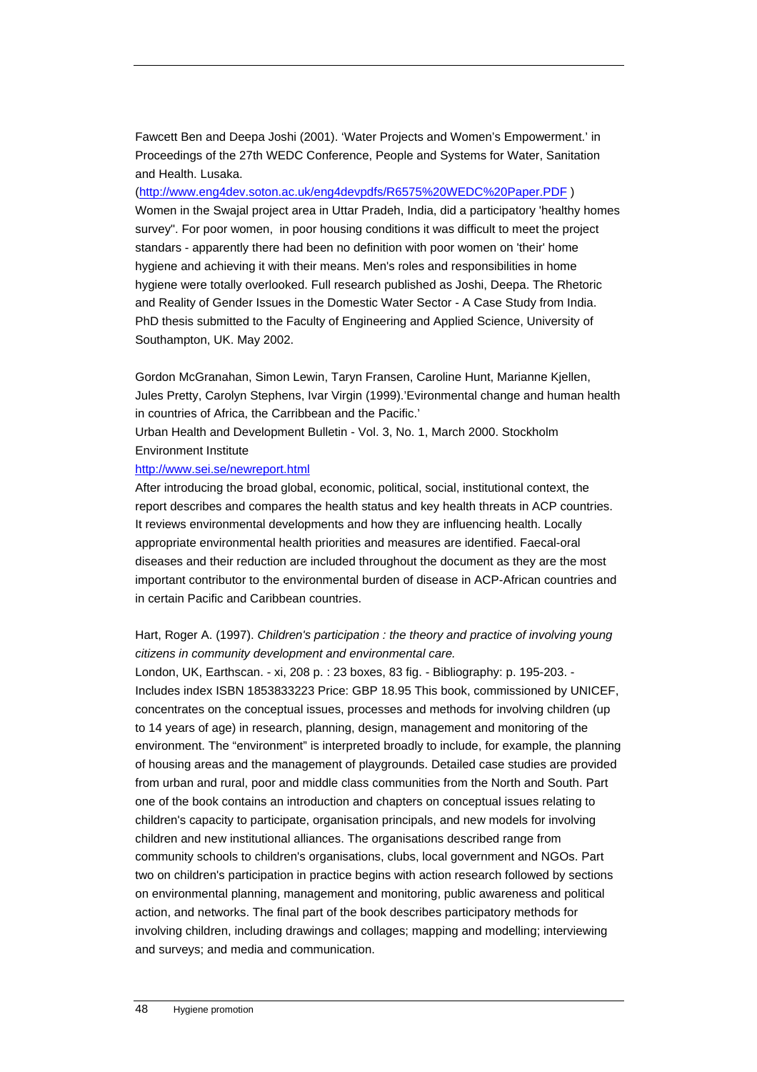Fawcett Ben and Deepa Joshi (2001). 'Water Projects and Women's Empowerment.' in Proceedings of the 27th WEDC Conference, People and Systems for Water, Sanitation and Health. Lusaka.
(http://www.eng4dev.soton.ac.uk/eng4devpdfs/R6575%20WEDC%20Paper.PDF )
Women in the Swajal project area in Uttar Pradeh, India, did a participatory 'healthy homes survey". For poor women, in poor housing conditions it was difficult to meet the project standards - apparently there had been no definition with poor women on 'their' home hygiene and achieving it with their means. Men's roles and responsibilities in home hygiene were totally overlooked. Full research published as Joshi, Deepa. The Rhetoric and Reality of Gender Issues in the Domestic Water Sector - A Case Study from India. PhD thesis submitted to the Faculty of Engineering and Applied Science, University of Southampton, UK. May 2002.

Gordon McGranahan, Simon Lewin, Taryn Fransen, Caroline Hunt, Marianne Kjellen, Jules Pretty, Carolyn Stephens, Ivar Virgin (1999).'Evironmental change and human health in countries of Africa, the Carribbean and the Pacific.'
Urban Health and Development Bulletin - Vol. 3, No. 1, March 2000. Stockholm Environment Institute
http://www.sei.se/newreport.html
After introducing the broad global, economic, political, social, institutional context, the report describes and compares the health status and key health threats in ACP countries. It reviews environmental developments and how they are influencing health. Locally appropriate environmental health priorities and measures are identified. Faecal-oral diseases and their reduction are included throughout the document as they are the most important contributor to the environmental burden of disease in ACP-African countries and in certain Pacific and Caribbean countries.

Hart, Roger A. (1997). *Children's participation : the theory and practice of involving young citizens in community development and environmental care.*
London, UK, Earthscan. - xi, 208 p. : 23 boxes, 83 fig. - Bibliography: p. 195-203. - Includes index ISBN 1853833223 Price: GBP 18.95 This book, commissioned by UNICEF, concentrates on the conceptual issues, processes and methods for involving children (up to 14 years of age) in research, planning, design, management and monitoring of the environment. The "environment" is interpreted broadly to include, for example, the planning of housing areas and the management of playgrounds. Detailed case studies are provided from urban and rural, poor and middle class communities from the North and South. Part one of the book contains an introduction and chapters on conceptual issues relating to children's capacity to participate, organisation principals, and new models for involving children and new institutional alliances. The organisations described range from community schools to children's organisations, clubs, local government and NGOs. Part two on children's participation in practice begins with action research followed by sections on environmental planning, management and monitoring, public awareness and political action, and networks. The final part of the book describes participatory methods for involving children, including drawings and collages; mapping and modelling; interviewing and surveys; and media and communication.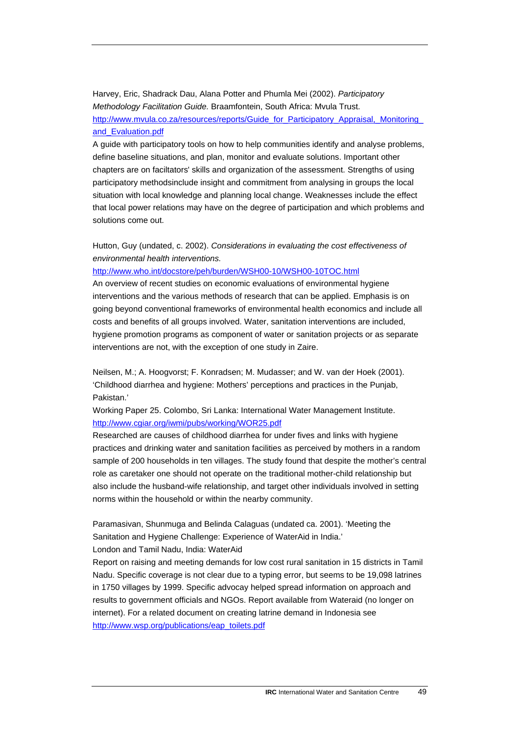Harvey, Eric, Shadrack Dau, Alana Potter and Phumla Mei (2002). *Participatory Methodology Facilitation Guide.* Braamfontein, South Africa: Mvula Trust.
http://www.mvula.co.za/resources/reports/Guide_for_Participatory_Appraisal,_Monitoring_and_Evaluation.pdf
A guide with participatory tools on how to help communities identify and analyse problems, define baseline situations, and plan, monitor and evaluate solutions. Important other chapters are on faciltators' skills and organization of the assessment. Strengths of using participatory methodsinclude insight and commitment from analysing in groups the local situation with local knowledge and planning local change. Weaknesses include the effect that local power relations may have on the degree of participation and which problems and solutions come out.

Hutton, Guy (undated, c. 2002). *Considerations in evaluating the cost effectiveness of environmental health interventions.*
http://www.who.int/docstore/peh/burden/WSH00-10/WSH00-10TOC.html
An overview of recent studies on economic evaluations of environmental hygiene interventions and the various methods of research that can be applied. Emphasis is on going beyond conventional frameworks of environmental health economics and include all costs and benefits of all groups involved. Water, sanitation interventions are included, hygiene promotion programs as component of water or sanitation projects or as separate interventions are not, with the exception of one study in Zaire.

Neilsen, M.; A. Hoogvorst; F. Konradsen; M. Mudasser; and W. van der Hoek (2001). 'Childhood diarrhea and hygiene: Mothers' perceptions and practices in the Punjab, Pakistan.'
Working Paper 25. Colombo, Sri Lanka: International Water Management Institute.
http://www.cgiar.org/iwmi/pubs/working/WOR25.pdf
Researched are causes of childhood diarrhea for under fives and links with hygiene practices and drinking water and sanitation facilities as perceived by mothers in a random sample of 200 households in ten villages. The study found that despite the mother's central role as caretaker one should not operate on the traditional mother-child relationship but also include the husband-wife relationship, and target other individuals involved in setting norms within the household or within the nearby community.

Paramasivan, Shunmuga and Belinda Calaguas (undated ca. 2001). 'Meeting the Sanitation and Hygiene Challenge: Experience of WaterAid in India.'
London and Tamil Nadu, India: WaterAid
Report on raising and meeting demands for low cost rural sanitation in 15 districts in Tamil Nadu. Specific coverage is not clear due to a typing error, but seems to be 19,098 latrines in 1750 villages by 1999. Specific advocay helped spread information on approach and results to government officials and NGOs. Report available from Wateraid (no longer on internet). For a related document on creating latrine demand in Indonesia see http://www.wsp.org/publications/eap_toilets.pdf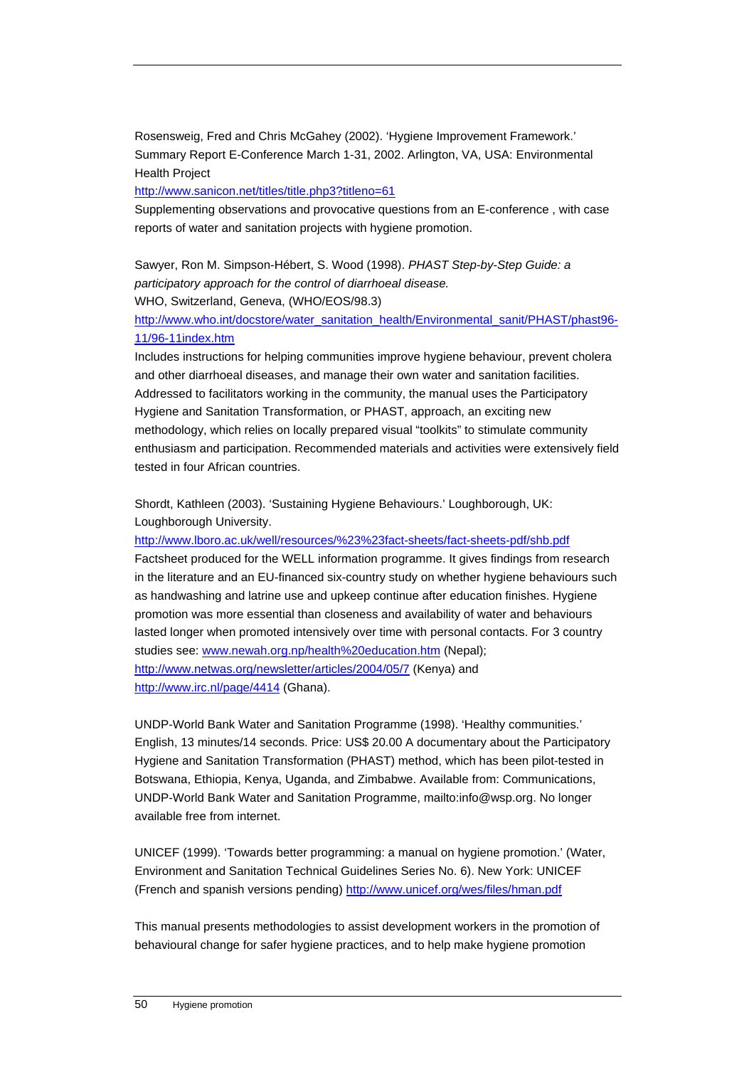Rosensweig, Fred and Chris McGahey (2002). 'Hygiene Improvement Framework.' Summary Report E-Conference March 1-31, 2002. Arlington, VA, USA: Environmental Health Project

http://www.sanicon.net/titles/title.php3?titleno=61

Supplementing observations and provocative questions from an E-conference , with case reports of water and sanitation projects with hygiene promotion.

Sawyer, Ron M. Simpson-Hébert, S. Wood (1998). *PHAST Step-by-Step Guide: a participatory approach for the control of diarrhoeal disease.*

WHO, Switzerland, Geneva, (WHO/EOS/98.3)

http://www.who.int/docstore/water_sanitation_health/Environmental_sanit/PHAST/phast96-11/96-11index.htm

Includes instructions for helping communities improve hygiene behaviour, prevent cholera and other diarrhoeal diseases, and manage their own water and sanitation facilities. Addressed to facilitators working in the community, the manual uses the Participatory Hygiene and Sanitation Transformation, or PHAST, approach, an exciting new methodology, which relies on locally prepared visual "toolkits" to stimulate community enthusiasm and participation. Recommended materials and activities were extensively field tested in four African countries.

Shordt, Kathleen (2003). 'Sustaining Hygiene Behaviours.' Loughborough, UK: Loughborough University.

http://www.lboro.ac.uk/well/resources/%23%23fact-sheets/fact-sheets-pdf/shb.pdf

Factsheet produced for the WELL information programme. It gives findings from research in the literature and an EU-financed six-country study on whether hygiene behaviours such as handwashing and latrine use and upkeep continue after education finishes. Hygiene promotion was more essential than closeness and availability of water and behaviours lasted longer when promoted intensively over time with personal contacts. For 3 country studies see: www.newah.org.np/health%20education.htm (Nepal); http://www.netwas.org/newsletter/articles/2004/05/7 (Kenya) and http://www.irc.nl/page/4414 (Ghana).

UNDP-World Bank Water and Sanitation Programme (1998). 'Healthy communities.' English, 13 minutes/14 seconds. Price: US$ 20.00 A documentary about the Participatory Hygiene and Sanitation Transformation (PHAST) method, which has been pilot-tested in Botswana, Ethiopia, Kenya, Uganda, and Zimbabwe. Available from: Communications, UNDP-World Bank Water and Sanitation Programme, mailto:info@wsp.org. No longer available free from internet.

UNICEF (1999). 'Towards better programming: a manual on hygiene promotion.' (Water, Environment and Sanitation Technical Guidelines Series No. 6). New York: UNICEF (French and spanish versions pending) http://www.unicef.org/wes/files/hman.pdf

This manual presents methodologies to assist development workers in the promotion of behavioural change for safer hygiene practices, and to help make hygiene promotion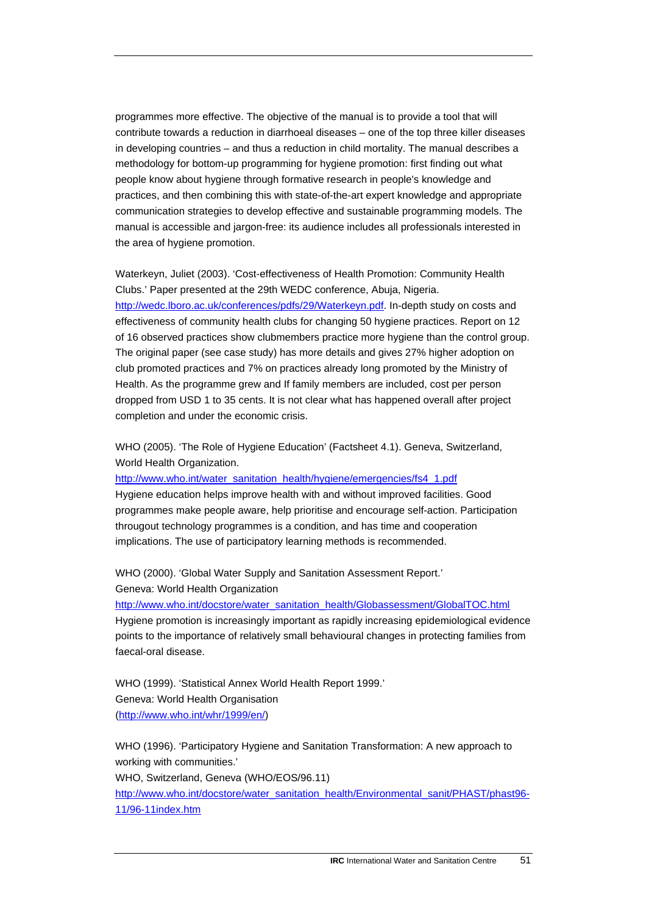programmes more effective. The objective of the manual is to provide a tool that will contribute towards a reduction in diarrhoeal diseases – one of the top three killer diseases in developing countries – and thus a reduction in child mortality. The manual describes a methodology for bottom-up programming for hygiene promotion: first finding out what people know about hygiene through formative research in people's knowledge and practices, and then combining this with state-of-the-art expert knowledge and appropriate communication strategies to develop effective and sustainable programming models. The manual is accessible and jargon-free: its audience includes all professionals interested in the area of hygiene promotion.

Waterkeyn, Juliet (2003). 'Cost-effectiveness of Health Promotion: Community Health Clubs.' Paper presented at the 29th WEDC conference, Abuja, Nigeria. http://wedc.lboro.ac.uk/conferences/pdfs/29/Waterkeyn.pdf. In-depth study on costs and effectiveness of community health clubs for changing 50 hygiene practices. Report on 12 of 16 observed practices show clubmembers practice more hygiene than the control group. The original paper (see case study) has more details and gives 27% higher adoption on club promoted practices and 7% on practices already long promoted by the Ministry of Health. As the programme grew and If family members are included, cost per person dropped from USD 1 to 35 cents. It is not clear what has happened overall after project completion and under the economic crisis.

WHO (2005). 'The Role of Hygiene Education' (Factsheet 4.1). Geneva, Switzerland, World Health Organization.
http://www.who.int/water_sanitation_health/hygiene/emergencies/fs4_1.pdf
Hygiene education helps improve health with and without improved facilities. Good programmes make people aware, help prioritise and encourage self-action. Participation througout technology programmes is a condition, and has time and cooperation implications. The use of participatory learning methods is recommended.

WHO (2000). 'Global Water Supply and Sanitation Assessment Report.'
Geneva: World Health Organization
http://www.who.int/docstore/water_sanitation_health/Globassessment/GlobalTOC.html
Hygiene promotion is increasingly important as rapidly increasing epidemiological evidence points to the importance of relatively small behavioural changes in protecting families from faecal-oral disease.

WHO (1999). 'Statistical Annex World Health Report 1999.'
Geneva: World Health Organisation
(http://www.who.int/whr/1999/en/)

WHO (1996). 'Participatory Hygiene and Sanitation Transformation: A new approach to working with communities.'
WHO, Switzerland, Geneva (WHO/EOS/96.11)
http://www.who.int/docstore/water_sanitation_health/Environmental_sanit/PHAST/phast96-11/96-11index.htm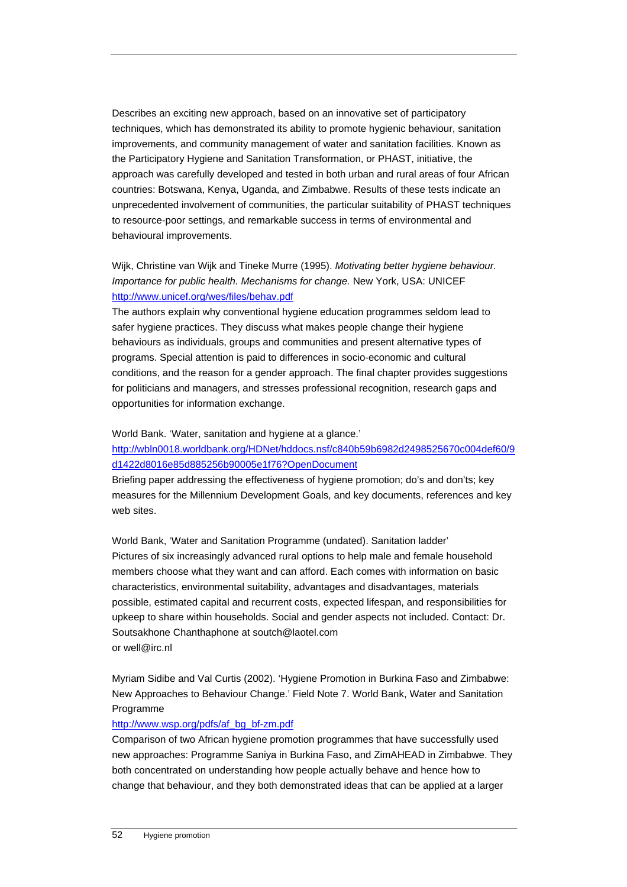Describes an exciting new approach, based on an innovative set of participatory techniques, which has demonstrated its ability to promote hygienic behaviour, sanitation improvements, and community management of water and sanitation facilities. Known as the Participatory Hygiene and Sanitation Transformation, or PHAST, initiative, the approach was carefully developed and tested in both urban and rural areas of four African countries: Botswana, Kenya, Uganda, and Zimbabwe. Results of these tests indicate an unprecedented involvement of communities, the particular suitability of PHAST techniques to resource-poor settings, and remarkable success in terms of environmental and behavioural improvements.

Wijk, Christine van Wijk and Tineke Murre (1995). *Motivating better hygiene behaviour. Importance for public health. Mechanisms for change.* New York, USA: UNICEF
http://www.unicef.org/wes/files/behav.pdf
The authors explain why conventional hygiene education programmes seldom lead to safer hygiene practices. They discuss what makes people change their hygiene behaviours as individuals, groups and communities and present alternative types of programs. Special attention is paid to differences in socio-economic and cultural conditions, and the reason for a gender approach. The final chapter provides suggestions for politicians and managers, and stresses professional recognition, research gaps and opportunities for information exchange.

World Bank. 'Water, sanitation and hygiene at a glance.'
http://wbln0018.worldbank.org/HDNet/hddocs.nsf/c840b59b6982d2498525670c004def60/9d1422d8016e85d885256b90005e1f76?OpenDocument
Briefing paper addressing the effectiveness of hygiene promotion; do's and don'ts; key measures for the Millennium Development Goals, and key documents, references and key web sites.

World Bank, 'Water and Sanitation Programme (undated). Sanitation ladder'
Pictures of six increasingly advanced rural options to help male and female household members choose what they want and can afford. Each comes with information on basic characteristics, environmental suitability, advantages and disadvantages, materials possible, estimated capital and recurrent costs, expected lifespan, and responsibilities for upkeep to share within households. Social and gender aspects not included. Contact: Dr. Soutsakhone Chanthaphone at soutch@laotel.com
or well@irc.nl

Myriam Sidibe and Val Curtis (2002). 'Hygiene Promotion in Burkina Faso and Zimbabwe: New Approaches to Behaviour Change.' Field Note 7. World Bank, Water and Sanitation Programme
http://www.wsp.org/pdfs/af_bg_bf-zm.pdf
Comparison of two African hygiene promotion programmes that have successfully used new approaches: Programme Saniya in Burkina Faso, and ZimAHEAD in Zimbabwe. They both concentrated on understanding how people actually behave and hence how to change that behaviour, and they both demonstrated ideas that can be applied at a larger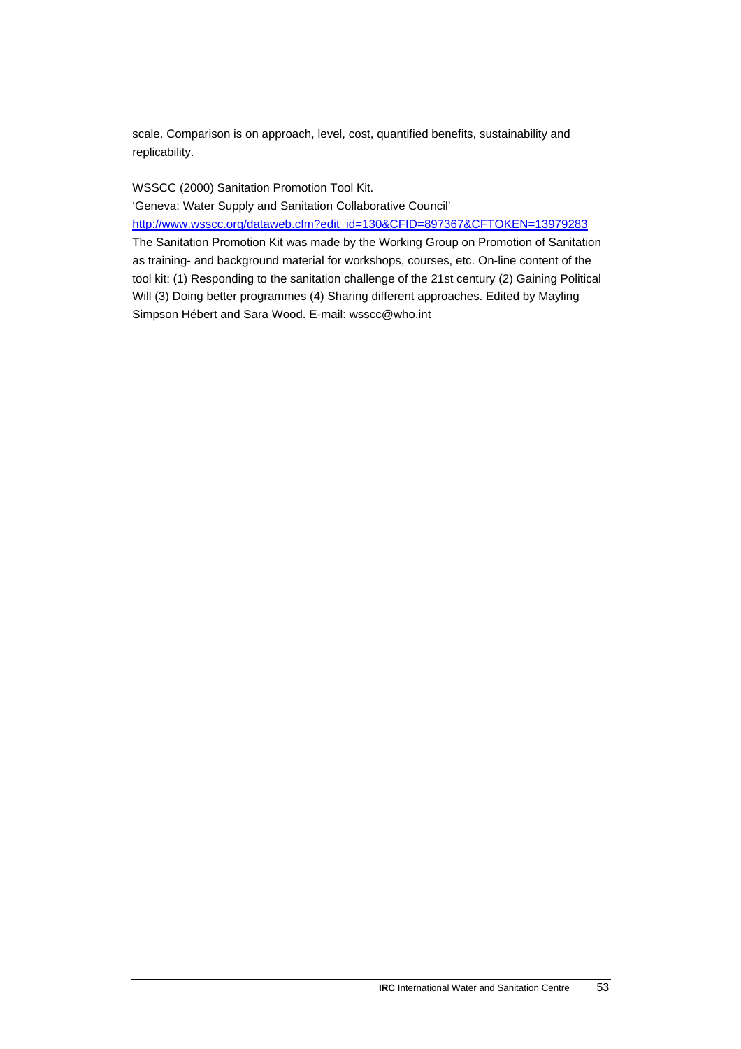scale. Comparison is on approach, level, cost, quantified benefits, sustainability and replicability.

WSSCC (2000) Sanitation Promotion Tool Kit.
'Geneva: Water Supply and Sanitation Collaborative Council'
http://www.wsscc.org/dataweb.cfm?edit_id=130&CFID=897367&CFTOKEN=13979283
The Sanitation Promotion Kit was made by the Working Group on Promotion of Sanitation as training- and background material for workshops, courses, etc. On-line content of the tool kit: (1) Responding to the sanitation challenge of the 21st century (2) Gaining Political Will (3) Doing better programmes (4) Sharing different approaches. Edited by Mayling Simpson Hébert and Sara Wood. E-mail: wsscc@who.int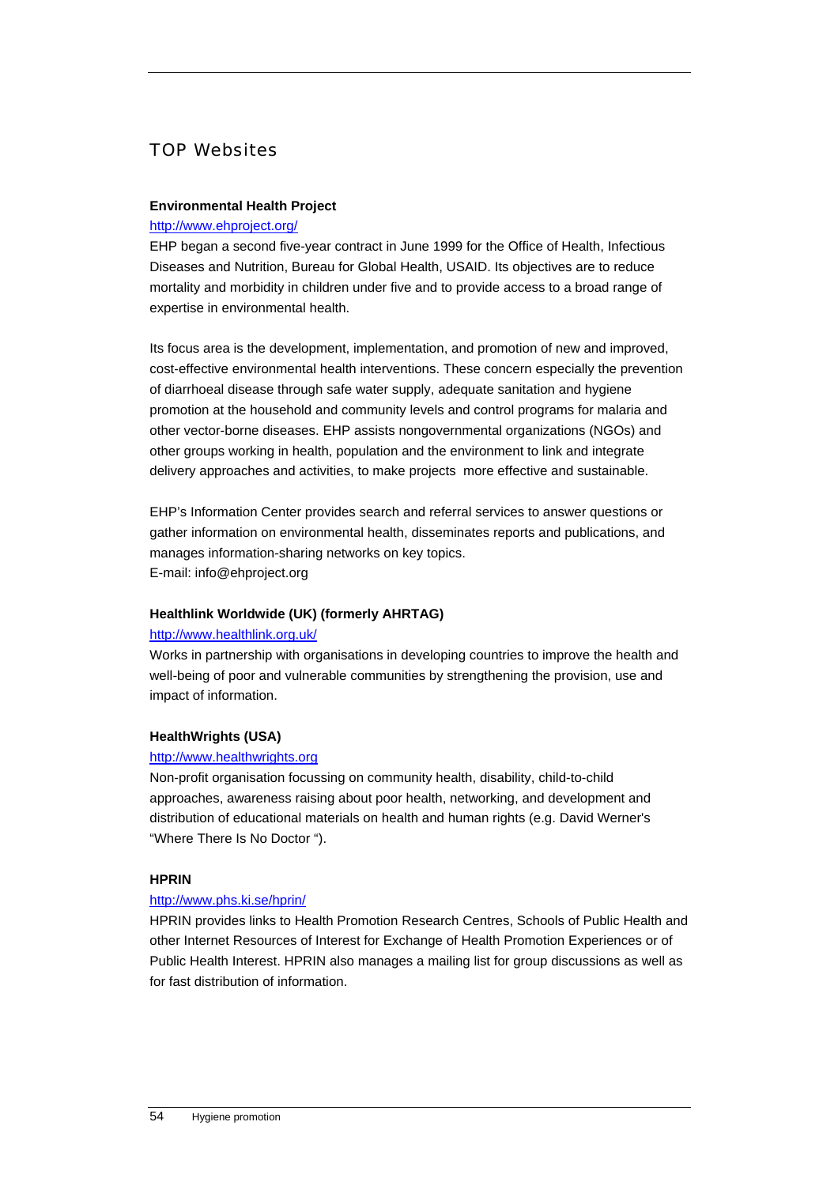## TOP Websites

**Environmental Health Project**

http://www.ehproject.org/

EHP began a second five-year contract in June 1999 for the Office of Health, Infectious Diseases and Nutrition, Bureau for Global Health, USAID. Its objectives are to reduce mortality and morbidity in children under five and to provide access to a broad range of expertise in environmental health.

Its focus area is the development, implementation, and promotion of new and improved, cost-effective environmental health interventions. These concern especially the prevention of diarrhoeal disease through safe water supply, adequate sanitation and hygiene promotion at the household and community levels and control programs for malaria and other vector-borne diseases. EHP assists nongovernmental organizations (NGOs) and other groups working in health, population and the environment to link and integrate delivery approaches and activities, to make projects more effective and sustainable.

EHP's Information Center provides search and referral services to answer questions or gather information on environmental health, disseminates reports and publications, and manages information-sharing networks on key topics.
E-mail: info@ehproject.org

**Healthlink Worldwide (UK) (formerly AHRTAG)**

http://www.healthlink.org.uk/

Works in partnership with organisations in developing countries to improve the health and well-being of poor and vulnerable communities by strengthening the provision, use and impact of information.

**HealthWrights (USA)**

http://www.healthwrights.org

Non-profit organisation focussing on community health, disability, child-to-child approaches, awareness raising about poor health, networking, and development and distribution of educational materials on health and human rights (e.g. David Werner's "Where There Is No Doctor ").

**HPRIN**

http://www.phs.ki.se/hprin/

HPRIN provides links to Health Promotion Research Centres, Schools of Public Health and other Internet Resources of Interest for Exchange of Health Promotion Experiences or of Public Health Interest. HPRIN also manages a mailing list for group discussions as well as for fast distribution of information.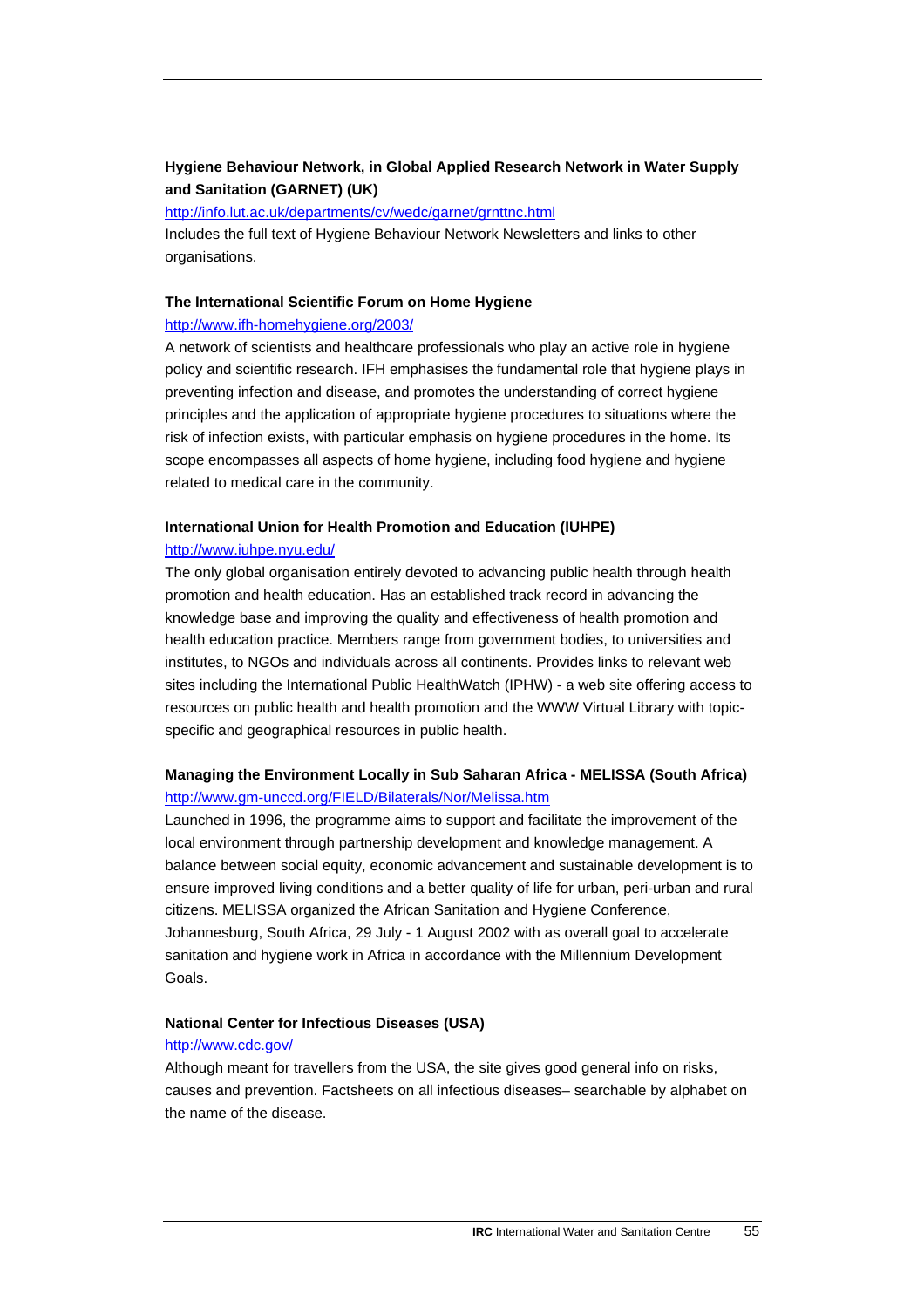**Hygiene Behaviour Network, in Global Applied Research Network in Water Supply and Sanitation (GARNET) (UK)**

http://info.lut.ac.uk/departments/cv/wedc/garnet/grnttnc.html

Includes the full text of Hygiene Behaviour Network Newsletters and links to other organisations.

**The International Scientific Forum on Home Hygiene**

http://www.ifh-homehygiene.org/2003/

A network of scientists and healthcare professionals who play an active role in hygiene policy and scientific research. IFH emphasises the fundamental role that hygiene plays in preventing infection and disease, and promotes the understanding of correct hygiene principles and the application of appropriate hygiene procedures to situations where the risk of infection exists, with particular emphasis on hygiene procedures in the home. Its scope encompasses all aspects of home hygiene, including food hygiene and hygiene related to medical care in the community.

**International Union for Health Promotion and Education (IUHPE)**

http://www.iuhpe.nyu.edu/

The only global organisation entirely devoted to advancing public health through health promotion and health education. Has an established track record in advancing the knowledge base and improving the quality and effectiveness of health promotion and health education practice. Members range from government bodies, to universities and institutes, to NGOs and individuals across all continents. Provides links to relevant web sites including the International Public HealthWatch (IPHW) - a web site offering access to resources on public health and health promotion and the WWW Virtual Library with topic-specific and geographical resources in public health.

**Managing the Environment Locally in Sub Saharan Africa - MELISSA (South Africa)**

http://www.gm-unccd.org/FIELD/Bilaterals/Nor/Melissa.htm

Launched in 1996, the programme aims to support and facilitate the improvement of the local environment through partnership development and knowledge management. A balance between social equity, economic advancement and sustainable development is to ensure improved living conditions and a better quality of life for urban, peri-urban and rural citizens. MELISSA organized the African Sanitation and Hygiene Conference, Johannesburg, South Africa, 29 July - 1 August 2002 with as overall goal to accelerate sanitation and hygiene work in Africa in accordance with the Millennium Development Goals.

**National Center for Infectious Diseases (USA)**

http://www.cdc.gov/

Although meant for travellers from the USA, the site gives good general info on risks, causes and prevention. Factsheets on all infectious diseases– searchable by alphabet on the name of the disease.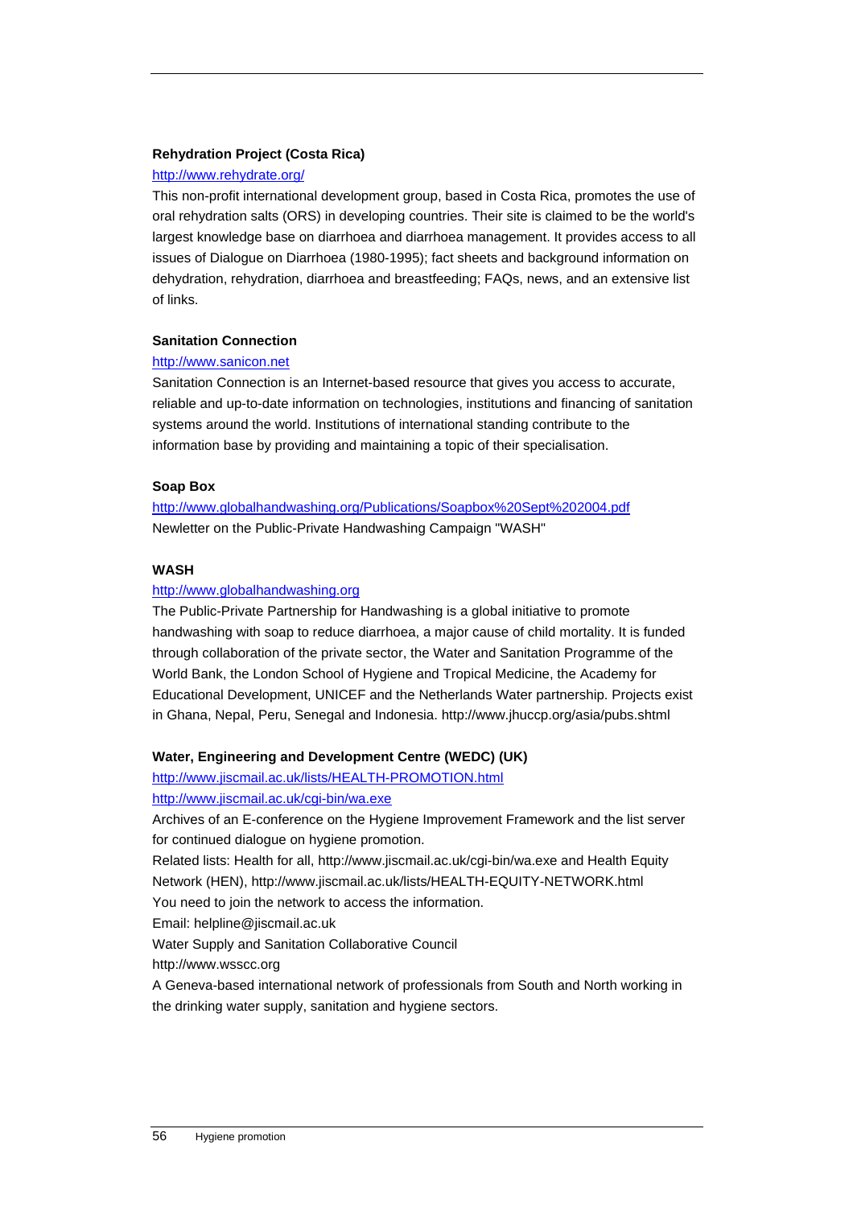**Rehydration Project (Costa Rica)**

http://www.rehydrate.org/

This non-profit international development group, based in Costa Rica, promotes the use of oral rehydration salts (ORS) in developing countries. Their site is claimed to be the world's largest knowledge base on diarrhoea and diarrhoea management. It provides access to all issues of Dialogue on Diarrhoea (1980-1995); fact sheets and background information on dehydration, rehydration, diarrhoea and breastfeeding; FAQs, news, and an extensive list of links.

**Sanitation Connection**

http://www.sanicon.net

Sanitation Connection is an Internet-based resource that gives you access to accurate, reliable and up-to-date information on technologies, institutions and financing of sanitation systems around the world. Institutions of international standing contribute to the information base by providing and maintaining a topic of their specialisation.

**Soap Box**

http://www.globalhandwashing.org/Publications/Soapbox%20Sept%202004.pdf

Newletter on the Public-Private Handwashing Campaign "WASH"

**WASH**

http://www.globalhandwashing.org

The Public-Private Partnership for Handwashing is a global initiative to promote handwashing with soap to reduce diarrhoea, a major cause of child mortality. It is funded through collaboration of the private sector, the Water and Sanitation Programme of the World Bank, the London School of Hygiene and Tropical Medicine, the Academy for Educational Development, UNICEF and the Netherlands Water partnership. Projects exist in Ghana, Nepal, Peru, Senegal and Indonesia. http://www.jhuccp.org/asia/pubs.shtml

**Water, Engineering and Development Centre (WEDC) (UK)**

http://www.jiscmail.ac.uk/lists/HEALTH-PROMOTION.html

http://www.jiscmail.ac.uk/cgi-bin/wa.exe

Archives of an E-conference on the Hygiene Improvement Framework and the list server for continued dialogue on hygiene promotion.

Related lists: Health for all, http://www.jiscmail.ac.uk/cgi-bin/wa.exe and Health Equity Network (HEN), http://www.jiscmail.ac.uk/lists/HEALTH-EQUITY-NETWORK.html

You need to join the network to access the information.

Email: helpline@jiscmail.ac.uk

Water Supply and Sanitation Collaborative Council

http://www.wsscc.org

A Geneva-based international network of professionals from South and North working in the drinking water supply, sanitation and hygiene sectors.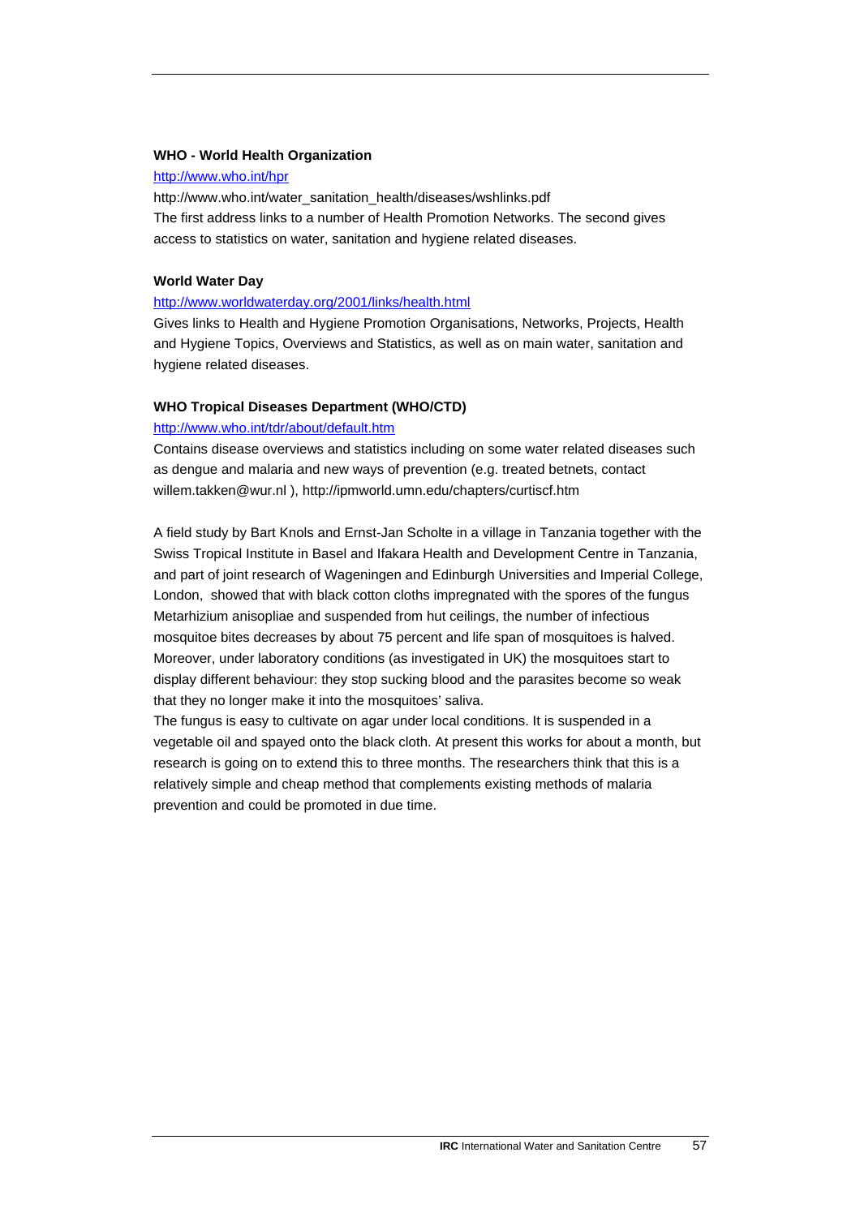**WHO - World Health Organization**

http://www.who.int/hpr

http://www.who.int/water_sanitation_health/diseases/wshlinks.pdf

The first address links to a number of Health Promotion Networks. The second gives access to statistics on water, sanitation and hygiene related diseases.

**World Water Day**

http://www.worldwaterday.org/2001/links/health.html

Gives links to Health and Hygiene Promotion Organisations, Networks, Projects, Health and Hygiene Topics, Overviews and Statistics, as well as on main water, sanitation and hygiene related diseases.

**WHO Tropical Diseases Department (WHO/CTD)**

http://www.who.int/tdr/about/default.htm

Contains disease overviews and statistics including on some water related diseases such as dengue and malaria and new ways of prevention (e.g. treated betnets, contact willem.takken@wur.nl ), http://ipmworld.umn.edu/chapters/curtiscf.htm

A field study by Bart Knols and Ernst-Jan Scholte in a village in Tanzania together with the Swiss Tropical Institute in Basel and Ifakara Health and Development Centre in Tanzania, and part of joint research of Wageningen and Edinburgh Universities and Imperial College, London, showed that with black cotton cloths impregnated with the spores of the fungus Metarhizium anisopliae and suspended from hut ceilings, the number of infectious mosquitoe bites decreases by about 75 percent and life span of mosquitoes is halved. Moreover, under laboratory conditions (as investigated in UK) the mosquitoes start to display different behaviour: they stop sucking blood and the parasites become so weak that they no longer make it into the mosquitoes' saliva.

The fungus is easy to cultivate on agar under local conditions. It is suspended in a vegetable oil and spayed onto the black cloth. At present this works for about a month, but research is going on to extend this to three months. The researchers think that this is a relatively simple and cheap method that complements existing methods of malaria prevention and could be promoted in due time.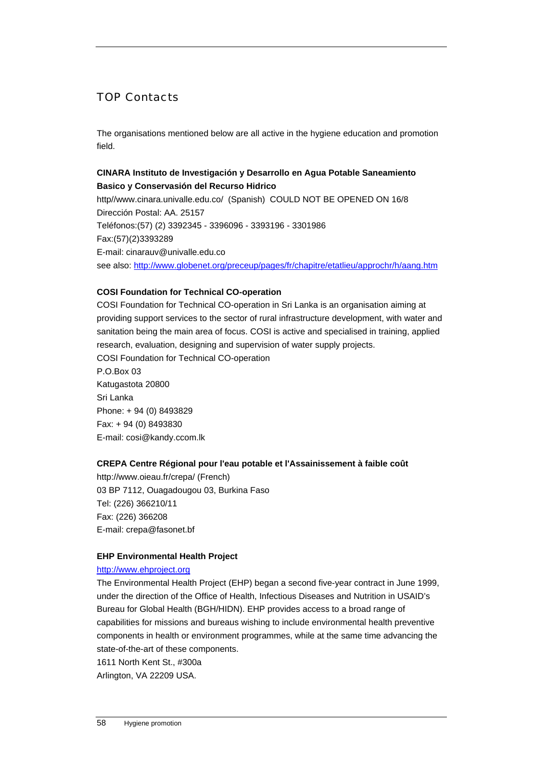## TOP Contacts

The organisations mentioned below are all active in the hygiene education and promotion field.

**CINARA Instituto de Investigación y Desarrollo en Agua Potable Saneamiento Basico y Conservación del Recurso Hidrico**

http//www.cinara.univalle.edu.co/ (Spanish) COULD NOT BE OPENED ON 16/8
Dirección Postal: AA. 25157
Teléfonos:(57) (2) 3392345 - 3396096 - 3393196 - 3301986
Fax:(57)(2)3393289
E-mail: cinarauv@univalle.edu.co
see also: http://www.globenet.org/preceup/pages/fr/chapitre/etatlieu/approchr/h/aang.htm

**COSI Foundation for Technical CO-operation**

COSI Foundation for Technical CO-operation in Sri Lanka is an organisation aiming at providing support services to the sector of rural infrastructure development, with water and sanitation being the main area of focus. COSI is active and specialised in training, applied research, evaluation, designing and supervision of water supply projects.
COSI Foundation for Technical CO-operation
P.O.Box 03
Katugastota 20800
Sri Lanka
Phone: + 94 (0) 8493829
Fax: + 94 (0) 8493830
E-mail: cosi@kandy.ccom.lk

**CREPA Centre Régional pour l'eau potable et l'Assainissement à faible coût**

http://www.oieau.fr/crepa/ (French)
03 BP 7112, Ouagadougou 03, Burkina Faso
Tel: (226) 366210/11
Fax: (226) 366208
E-mail: crepa@fasonet.bf

**EHP Environmental Health Project**

http://www.ehproject.org
The Environmental Health Project (EHP) began a second five-year contract in June 1999, under the direction of the Office of Health, Infectious Diseases and Nutrition in USAID's Bureau for Global Health (BGH/HIDN). EHP provides access to a broad range of capabilities for missions and bureaus wishing to include environmental health preventive components in health or environment programmes, while at the same time advancing the state-of-the-art of these components.
1611 North Kent St., #300a
Arlington, VA 22209 USA.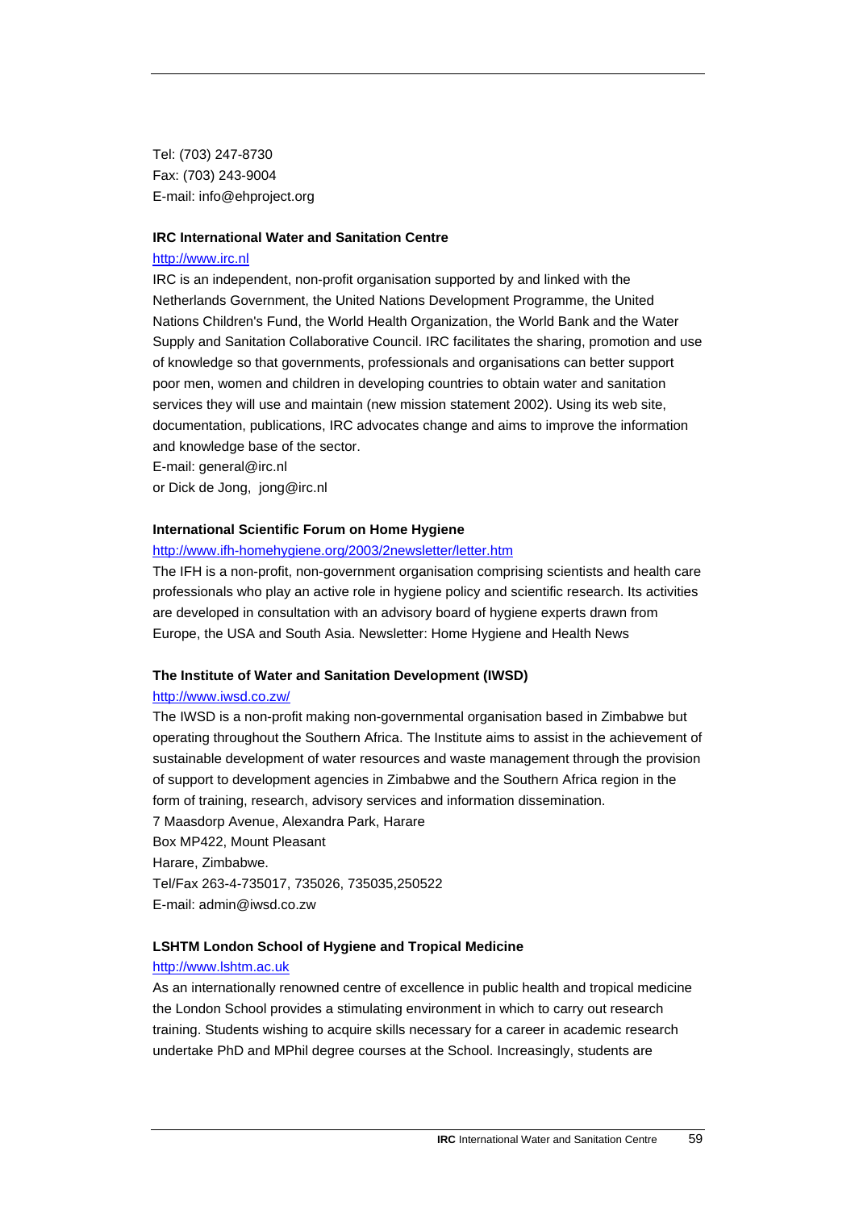Tel: (703) 247-8730
Fax: (703) 243-9004
E-mail: info@ehproject.org

**IRC International Water and Sanitation Centre**

http://www.irc.nl

IRC is an independent, non-profit organisation supported by and linked with the Netherlands Government, the United Nations Development Programme, the United Nations Children's Fund, the World Health Organization, the World Bank and the Water Supply and Sanitation Collaborative Council. IRC facilitates the sharing, promotion and use of knowledge so that governments, professionals and organisations can better support poor men, women and children in developing countries to obtain water and sanitation services they will use and maintain (new mission statement 2002). Using its web site, documentation, publications, IRC advocates change and aims to improve the information and knowledge base of the sector.
E-mail: general@irc.nl
or Dick de Jong, jong@irc.nl

**International Scientific Forum on Home Hygiene**

http://www.ifh-homehygiene.org/2003/2newsletter/letter.htm

The IFH is a non-profit, non-government organisation comprising scientists and health care professionals who play an active role in hygiene policy and scientific research. Its activities are developed in consultation with an advisory board of hygiene experts drawn from Europe, the USA and South Asia. Newsletter: Home Hygiene and Health News

**The Institute of Water and Sanitation Development (IWSD)**

http://www.iwsd.co.zw/

The IWSD is a non-profit making non-governmental organisation based in Zimbabwe but operating throughout the Southern Africa. The Institute aims to assist in the achievement of sustainable development of water resources and waste management through the provision of support to development agencies in Zimbabwe and the Southern Africa region in the form of training, research, advisory services and information dissemination.
7 Maasdorp Avenue, Alexandra Park, Harare
Box MP422, Mount Pleasant
Harare, Zimbabwe.
Tel/Fax 263-4-735017, 735026, 735035,250522
E-mail: admin@iwsd.co.zw

**LSHTM London School of Hygiene and Tropical Medicine**

http://www.lshtm.ac.uk

As an internationally renowned centre of excellence in public health and tropical medicine the London School provides a stimulating environment in which to carry out research training. Students wishing to acquire skills necessary for a career in academic research undertake PhD and MPhil degree courses at the School. Increasingly, students are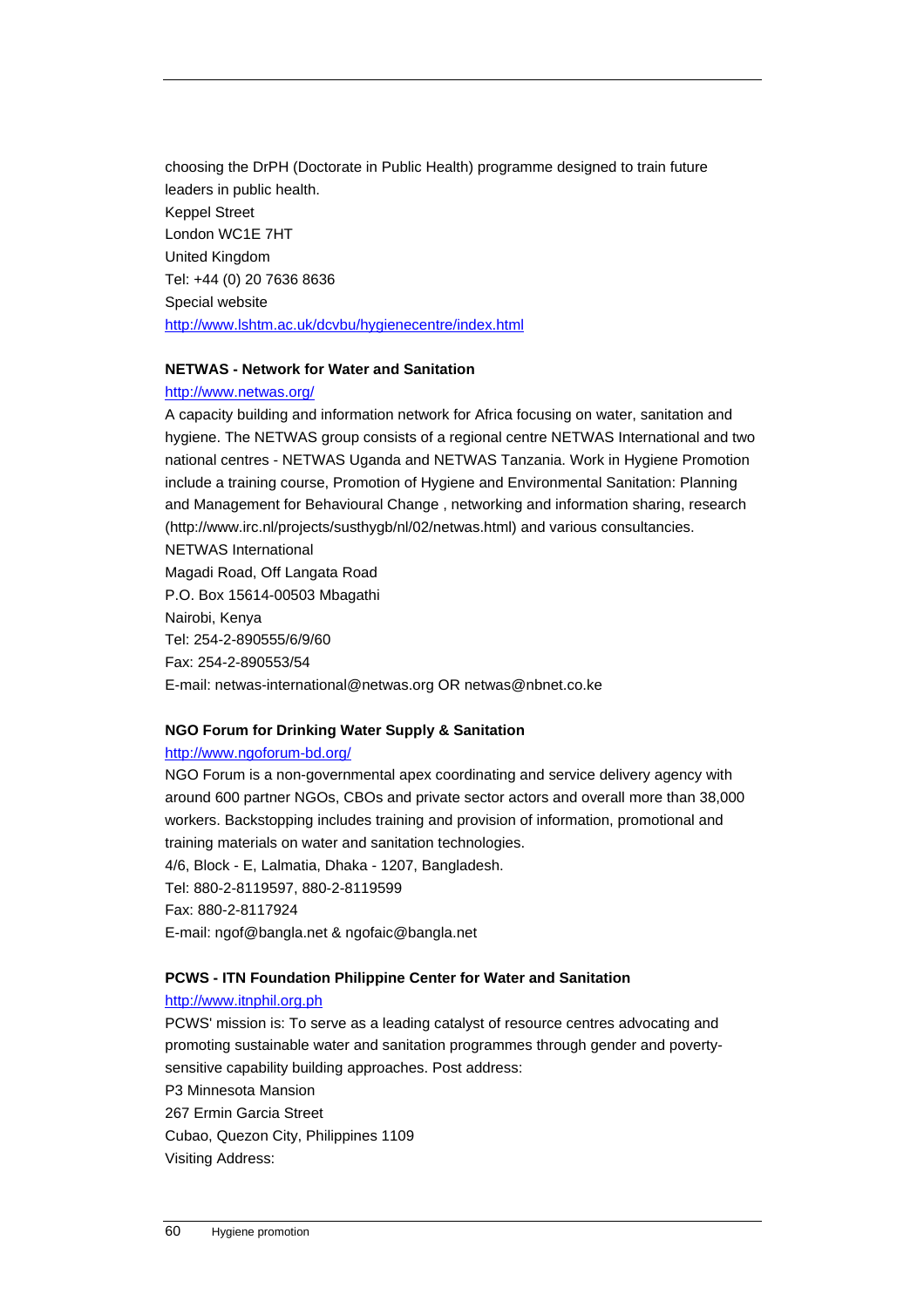choosing the DrPH (Doctorate in Public Health) programme designed to train future leaders in public health.
Keppel Street
London WC1E 7HT
United Kingdom
Tel: +44 (0) 20 7636 8636
Special website
http://www.lshtm.ac.uk/dcvbu/hygienecentre/index.html

**NETWAS - Network for Water and Sanitation**

http://www.netwas.org/

A capacity building and information network for Africa focusing on water, sanitation and hygiene. The NETWAS group consists of a regional centre NETWAS International and two national centres - NETWAS Uganda and NETWAS Tanzania. Work in Hygiene Promotion include a training course, Promotion of Hygiene and Environmental Sanitation: Planning and Management for Behavioural Change , networking and information sharing, research (http://www.irc.nl/projects/susthygb/nl/02/netwas.html) and various consultancies.
NETWAS International
Magadi Road, Off Langata Road
P.O. Box 15614-00503 Mbagathi
Nairobi, Kenya
Tel: 254-2-890555/6/9/60
Fax: 254-2-890553/54
E-mail: netwas-international@netwas.org OR netwas@nbnet.co.ke

**NGO Forum for Drinking Water Supply & Sanitation**

http://www.ngoforum-bd.org/

NGO Forum is a non-governmental apex coordinating and service delivery agency with around 600 partner NGOs, CBOs and private sector actors and overall more than 38,000 workers. Backstopping includes training and provision of information, promotional and training materials on water and sanitation technologies.
4/6, Block - E, Lalmatia, Dhaka - 1207, Bangladesh.
Tel: 880-2-8119597, 880-2-8119599
Fax: 880-2-8117924
E-mail: ngof@bangla.net & ngofaic@bangla.net

**PCWS - ITN Foundation Philippine Center for Water and Sanitation**

http://www.itnphil.org.ph

PCWS' mission is: To serve as a leading catalyst of resource centres advocating and promoting sustainable water and sanitation programmes through gender and poverty-sensitive capability building approaches. Post address:
P3 Minnesota Mansion
267 Ermin Garcia Street
Cubao, Quezon City, Philippines 1109
Visiting Address: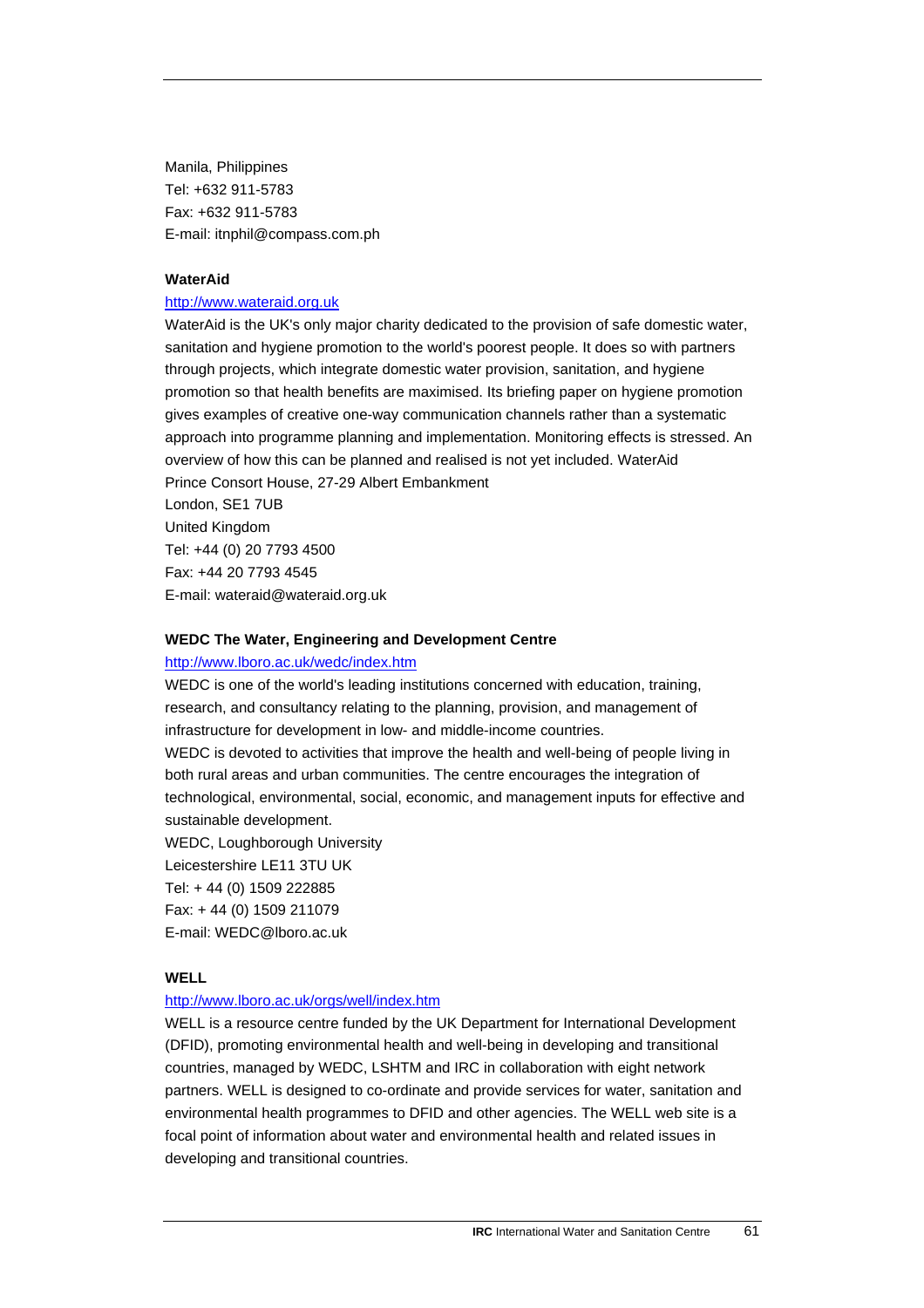Manila, Philippines
Tel: +632 911-5783
Fax: +632 911-5783
E-mail: itnphil@compass.com.ph

**WaterAid**

http://www.wateraid.org.uk

WaterAid is the UK's only major charity dedicated to the provision of safe domestic water, sanitation and hygiene promotion to the world's poorest people. It does so with partners through projects, which integrate domestic water provision, sanitation, and hygiene promotion so that health benefits are maximised. Its briefing paper on hygiene promotion gives examples of creative one-way communication channels rather than a systematic approach into programme planning and implementation. Monitoring effects is stressed. An overview of how this can be planned and realised is not yet included. WaterAid
Prince Consort House, 27-29 Albert Embankment
London, SE1 7UB
United Kingdom
Tel: +44 (0) 20 7793 4500
Fax: +44 20 7793 4545
E-mail: wateraid@wateraid.org.uk

**WEDC The Water, Engineering and Development Centre**

http://www.lboro.ac.uk/wedc/index.htm

WEDC is one of the world's leading institutions concerned with education, training, research, and consultancy relating to the planning, provision, and management of infrastructure for development in low- and middle-income countries.
WEDC is devoted to activities that improve the health and well-being of people living in both rural areas and urban communities. The centre encourages the integration of technological, environmental, social, economic, and management inputs for effective and sustainable development.
WEDC, Loughborough University
Leicestershire LE11 3TU UK
Tel: + 44 (0) 1509 222885
Fax: + 44 (0) 1509 211079
E-mail: WEDC@lboro.ac.uk

**WELL**

http://www.lboro.ac.uk/orgs/well/index.htm

WELL is a resource centre funded by the UK Department for International Development (DFID), promoting environmental health and well-being in developing and transitional countries, managed by WEDC, LSHTM and IRC in collaboration with eight network partners. WELL is designed to co-ordinate and provide services for water, sanitation and environmental health programmes to DFID and other agencies. The WELL web site is a focal point of information about water and environmental health and related issues in developing and transitional countries.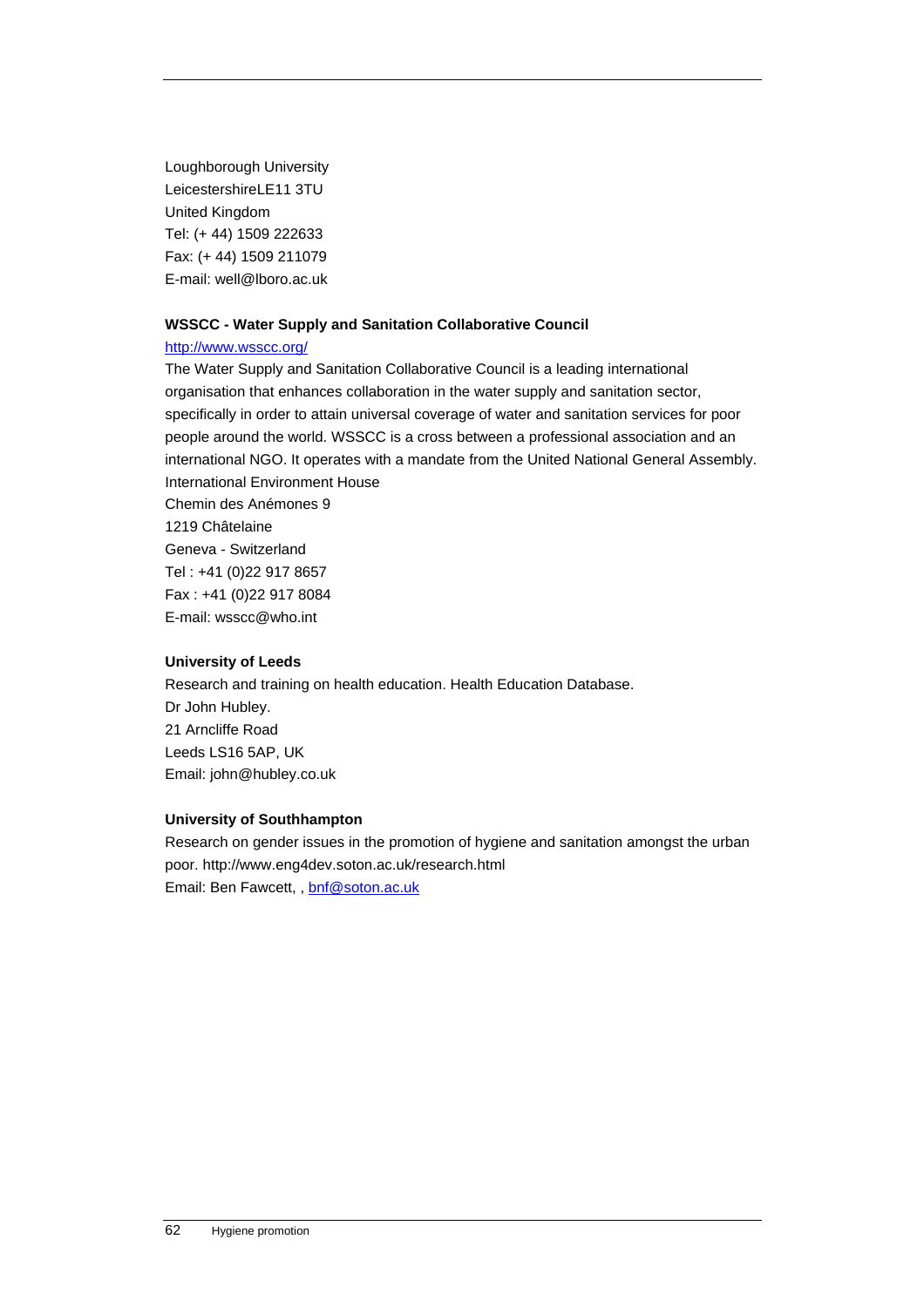Loughborough University
LeicestershireLE11 3TU
United Kingdom
Tel: (+ 44) 1509 222633
Fax: (+ 44) 1509 211079
E-mail: well@lboro.ac.uk

**WSSCC - Water Supply and Sanitation Collaborative Council**

http://www.wsscc.org/
The Water Supply and Sanitation Collaborative Council is a leading international organisation that enhances collaboration in the water supply and sanitation sector, specifically in order to attain universal coverage of water and sanitation services for poor people around the world. WSSCC is a cross between a professional association and an international NGO. It operates with a mandate from the United National General Assembly.
International Environment House
Chemin des Anémones 9
1219 Châtelaine
Geneva - Switzerland
Tel : +41 (0)22 917 8657
Fax : +41 (0)22 917 8084
E-mail: wsscc@who.int

**University of Leeds**

Research and training on health education. Health Education Database.
Dr John Hubley.
21 Arncliffe Road
Leeds LS16 5AP, UK
Email: john@hubley.co.uk

**University of Southhampton**

Research on gender issues in the promotion of hygiene and sanitation amongst the urban poor. http://www.eng4dev.soton.ac.uk/research.html
Email: Ben Fawcett, , bnf@soton.ac.uk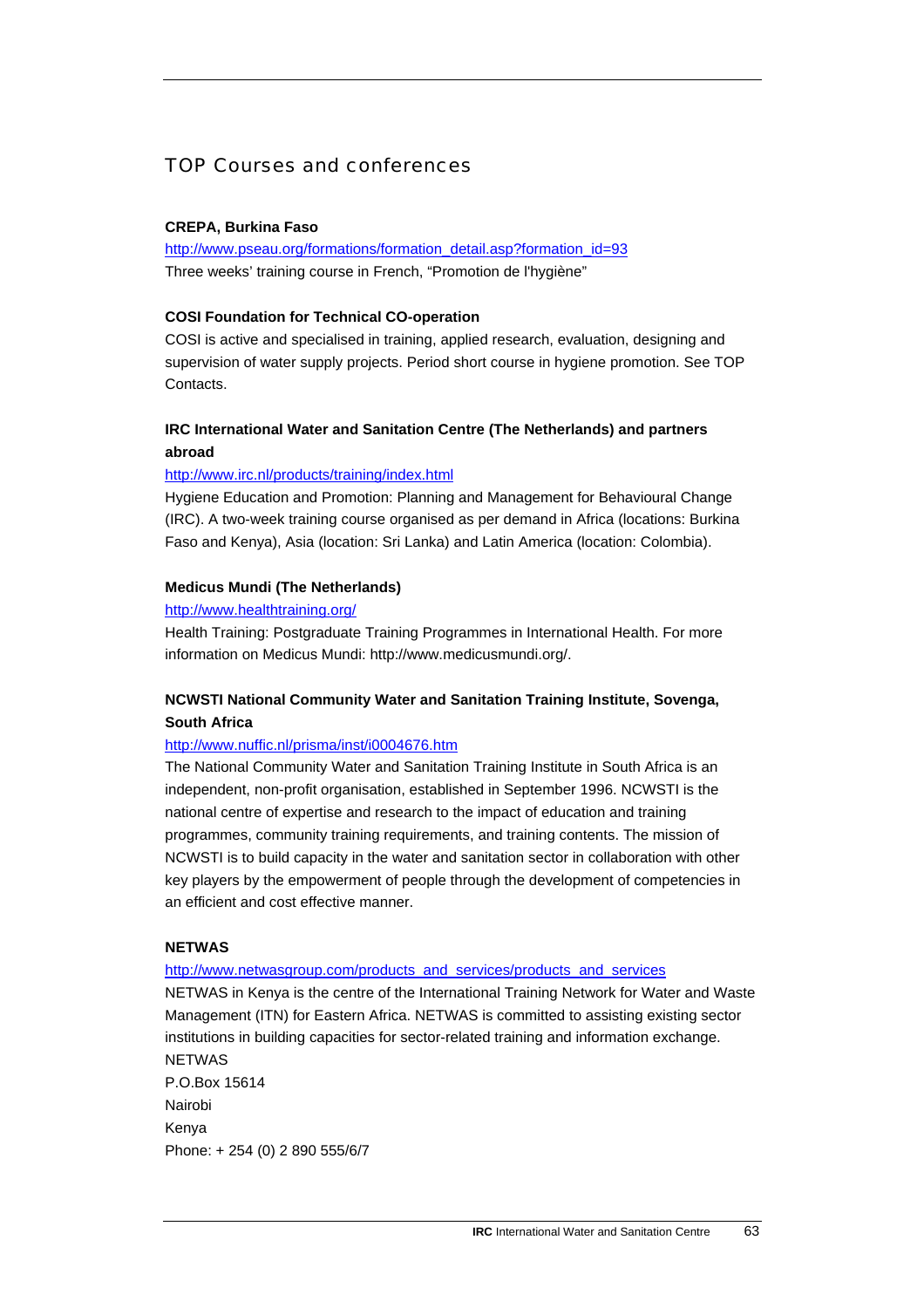## TOP Courses and conferences

**CREPA, Burkina Faso**

http://www.pseau.org/formations/formation_detail.asp?formation_id=93

Three weeks' training course in French, "Promotion de l'hygiène"

**COSI Foundation for Technical CO-operation**

COSI is active and specialised in training, applied research, evaluation, designing and supervision of water supply projects. Period short course in hygiene promotion. See TOP Contacts.

**IRC International Water and Sanitation Centre (The Netherlands) and partners abroad**

http://www.irc.nl/products/training/index.html

Hygiene Education and Promotion: Planning and Management for Behavioural Change (IRC). A two-week training course organised as per demand in Africa (locations: Burkina Faso and Kenya), Asia (location: Sri Lanka) and Latin America (location: Colombia).

**Medicus Mundi (The Netherlands)**

http://www.healthtraining.org/

Health Training: Postgraduate Training Programmes in International Health. For more information on Medicus Mundi: http://www.medicusmundi.org/.

**NCWSTI National Community Water and Sanitation Training Institute, Sovenga, South Africa**

http://www.nuffic.nl/prisma/inst/i0004676.htm

The National Community Water and Sanitation Training Institute in South Africa is an independent, non-profit organisation, established in September 1996. NCWSTI is the national centre of expertise and research to the impact of education and training programmes, community training requirements, and training contents. The mission of NCWSTI is to build capacity in the water and sanitation sector in collaboration with other key players by the empowerment of people through the development of competencies in an efficient and cost effective manner.

**NETWAS**

http://www.netwasgroup.com/products_and_services/products_and_services

NETWAS in Kenya is the centre of the International Training Network for Water and Waste Management (ITN) for Eastern Africa. NETWAS is committed to assisting existing sector institutions in building capacities for sector-related training and information exchange.

NETWAS
P.O.Box 15614
Nairobi
Kenya
Phone: + 254 (0) 2 890 555/6/7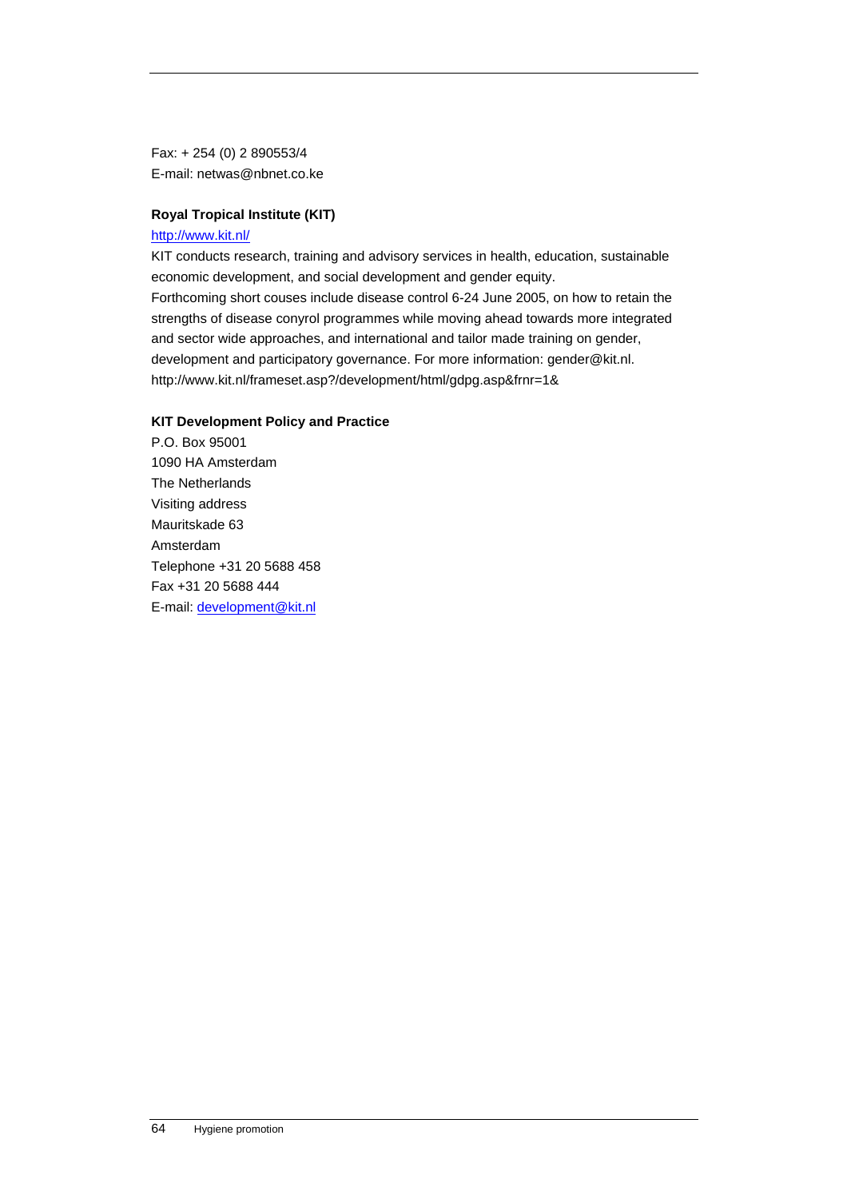Fax: + 254 (0) 2 890553/4
E-mail: netwas@nbnet.co.ke

**Royal Tropical Institute (KIT)**
http://www.kit.nl/
KIT conducts research, training and advisory services in health, education, sustainable economic development, and social development and gender equity.
Forthcoming short couses include disease control 6-24 June 2005, on how to retain the strengths of disease conyrol programmes while moving ahead towards more integrated and sector wide approaches, and international and tailor made training on gender, development and participatory governance. For more information: gender@kit.nl. http://www.kit.nl/frameset.asp?/development/html/gdpg.asp&frnr=1&

**KIT Development Policy and Practice**
P.O. Box 95001
1090 HA Amsterdam
The Netherlands
Visiting address
Mauritskade 63
Amsterdam
Telephone +31 20 5688 458
Fax +31 20 5688 444
E-mail: development@kit.nl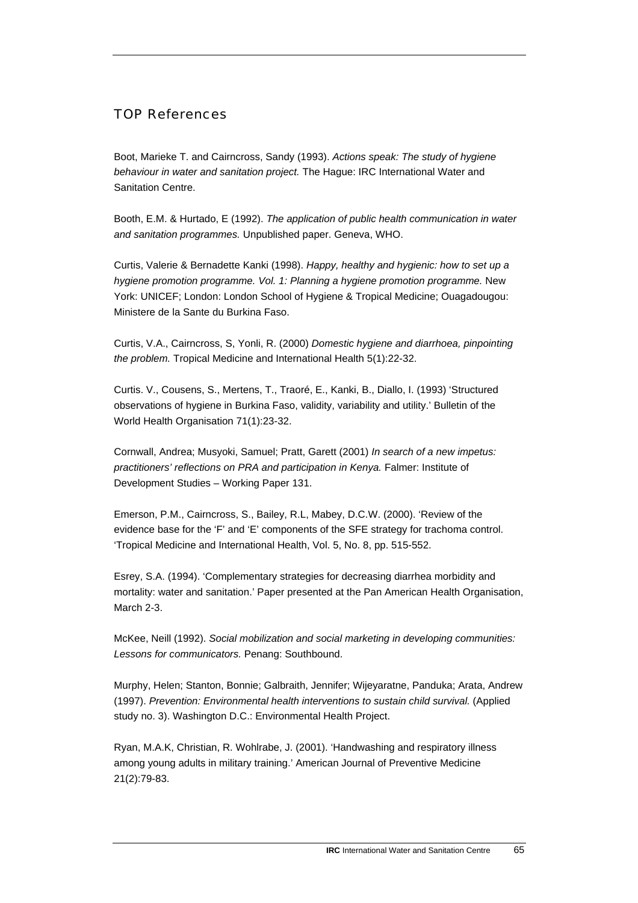## TOP References

Boot, Marieke T. and Cairncross, Sandy (1993). *Actions speak: The study of hygiene behaviour in water and sanitation project.* The Hague: IRC International Water and Sanitation Centre.

Booth, E.M. & Hurtado, E (1992). *The application of public health communication in water and sanitation programmes.* Unpublished paper. Geneva, WHO.

Curtis, Valerie & Bernadette Kanki (1998). *Happy, healthy and hygienic: how to set up a hygiene promotion programme. Vol. 1: Planning a hygiene promotion programme.* New York: UNICEF; London: London School of Hygiene & Tropical Medicine; Ouagadougou: Ministere de la Sante du Burkina Faso.

Curtis, V.A., Cairncross, S, Yonli, R. (2000) *Domestic hygiene and diarrhoea, pinpointing the problem.* Tropical Medicine and International Health 5(1):22-32.

Curtis. V., Cousens, S., Mertens, T., Traoré, E., Kanki, B., Diallo, I. (1993) 'Structured observations of hygiene in Burkina Faso, validity, variability and utility.' Bulletin of the World Health Organisation 71(1):23-32.

Cornwall, Andrea; Musyoki, Samuel; Pratt, Garett (2001) *In search of a new impetus: practitioners' reflections on PRA and participation in Kenya.* Falmer: Institute of Development Studies – Working Paper 131.

Emerson, P.M., Cairncross, S., Bailey, R.L, Mabey, D.C.W. (2000). 'Review of the evidence base for the 'F' and 'E' components of the SFE strategy for trachoma control. 'Tropical Medicine and International Health, Vol. 5, No. 8, pp. 515-552.

Esrey, S.A. (1994). 'Complementary strategies for decreasing diarrhea morbidity and mortality: water and sanitation.' Paper presented at the Pan American Health Organisation, March 2-3.

McKee, Neill (1992). *Social mobilization and social marketing in developing communities: Lessons for communicators.* Penang: Southbound.

Murphy, Helen; Stanton, Bonnie; Galbraith, Jennifer; Wijeyaratne, Panduka; Arata, Andrew (1997). *Prevention: Environmental health interventions to sustain child survival.* (Applied study no. 3). Washington D.C.: Environmental Health Project.

Ryan, M.A.K, Christian, R. Wohlrabe, J. (2001). 'Handwashing and respiratory illness among young adults in military training.' American Journal of Preventive Medicine 21(2):79-83.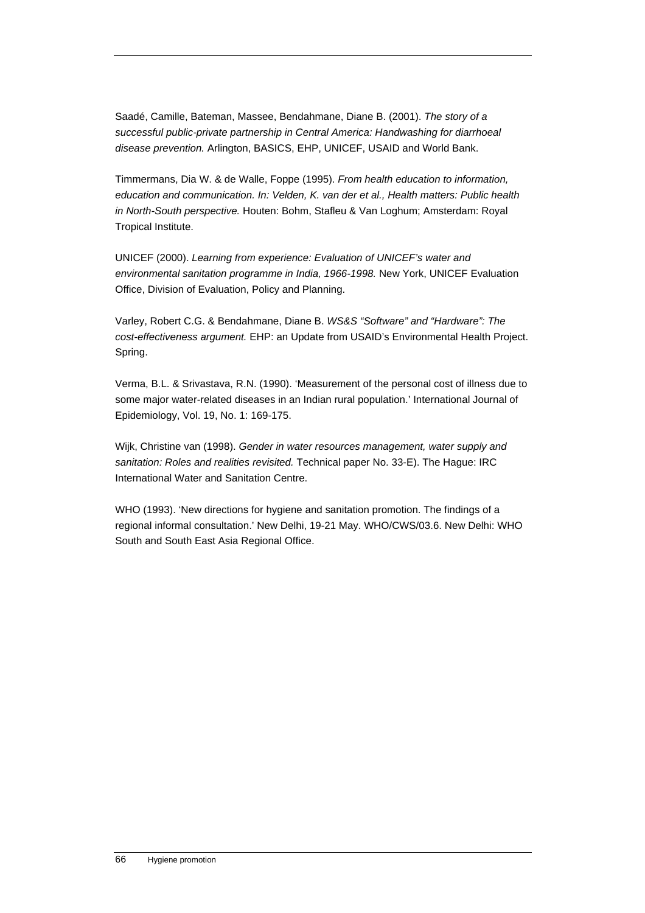Saadé, Camille, Bateman, Massee, Bendahmane, Diane B. (2001). *The story of a successful public-private partnership in Central America: Handwashing for diarrhoeal disease prevention.* Arlington, BASICS, EHP, UNICEF, USAID and World Bank.

Timmermans, Dia W. & de Walle, Foppe (1995). *From health education to information, education and communication. In: Velden, K. van der et al., Health matters: Public health in North-South perspective.* Houten: Bohm, Stafleu & Van Loghum; Amsterdam: Royal Tropical Institute.

UNICEF (2000). *Learning from experience: Evaluation of UNICEF's water and environmental sanitation programme in India, 1966-1998.* New York, UNICEF Evaluation Office, Division of Evaluation, Policy and Planning.

Varley, Robert C.G. & Bendahmane, Diane B. *WS&S "Software" and "Hardware": The cost-effectiveness argument.* EHP: an Update from USAID's Environmental Health Project. Spring.

Verma, B.L. & Srivastava, R.N. (1990). 'Measurement of the personal cost of illness due to some major water-related diseases in an Indian rural population.' International Journal of Epidemiology, Vol. 19, No. 1: 169-175.

Wijk, Christine van (1998). *Gender in water resources management, water supply and sanitation: Roles and realities revisited.* Technical paper No. 33-E). The Hague: IRC International Water and Sanitation Centre.

WHO (1993). 'New directions for hygiene and sanitation promotion. The findings of a regional informal consultation.' New Delhi, 19-21 May. WHO/CWS/03.6. New Delhi: WHO South and South East Asia Regional Office.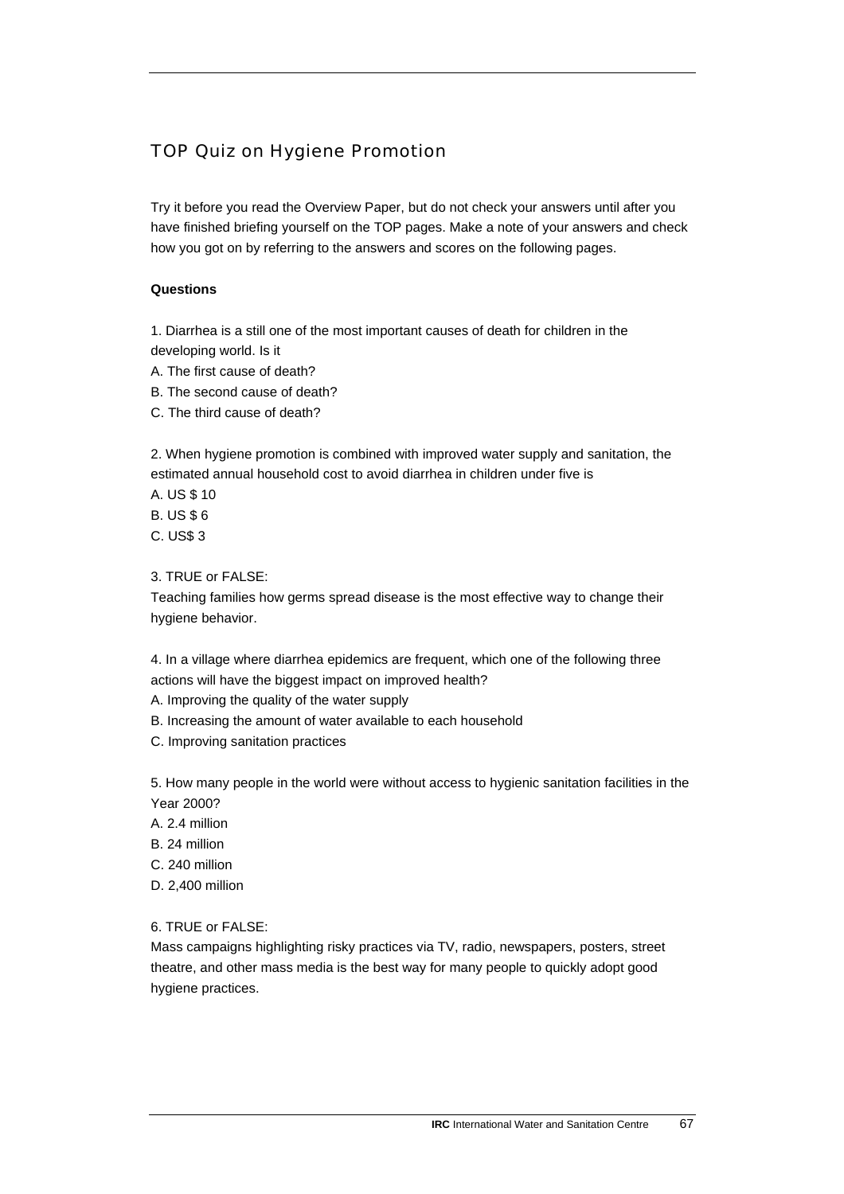## TOP Quiz on Hygiene Promotion

Try it before you read the Overview Paper, but do not check your answers until after you have finished briefing yourself on the TOP pages. Make a note of your answers and check how you got on by referring to the answers and scores on the following pages.

**Questions**

1. Diarrhea is a still one of the most important causes of death for children in the developing world. Is it

A. The first cause of death?
B. The second cause of death?
C. The third cause of death?

2. When hygiene promotion is combined with improved water supply and sanitation, the estimated annual household cost to avoid diarrhea in children under five is

A. US $ 10
B. US $ 6
C. US$ 3

3. TRUE or FALSE:
Teaching families how germs spread disease is the most effective way to change their hygiene behavior.

4. In a village where diarrhea epidemics are frequent, which one of the following three actions will have the biggest impact on improved health?

A. Improving the quality of the water supply
B. Increasing the amount of water available to each household
C. Improving sanitation practices

5. How many people in the world were without access to hygienic sanitation facilities in the Year 2000?

A. 2.4 million
B. 24 million
C. 240 million
D. 2,400 million

6. TRUE or FALSE:
Mass campaigns highlighting risky practices via TV, radio, newspapers, posters, street theatre, and other mass media is the best way for many people to quickly adopt good hygiene practices.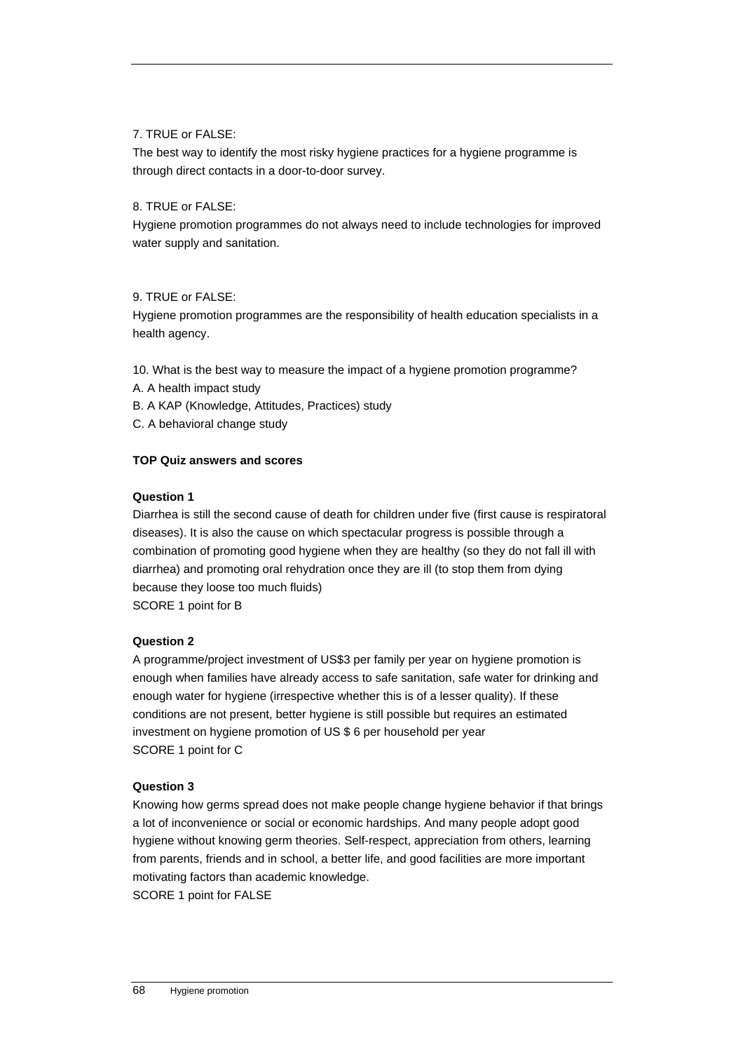7. TRUE or FALSE:
The best way to identify the most risky hygiene practices for a hygiene programme is through direct contacts in a door-to-door survey.

8. TRUE or FALSE:
Hygiene promotion programmes do not always need to include technologies for improved water supply and sanitation.

9. TRUE or FALSE:
Hygiene promotion programmes are the responsibility of health education specialists in a health agency.

10. What is the best way to measure the impact of a hygiene promotion programme?
A. A health impact study
B. A KAP (Knowledge, Attitudes, Practices) study
C. A behavioral change study

**TOP Quiz answers and scores**

**Question 1**

Diarrhea is still the second cause of death for children under five (first cause is respiratoral diseases). It is also the cause on which spectacular progress is possible through a combination of promoting good hygiene when they are healthy (so they do not fall ill with diarrhea) and promoting oral rehydration once they are ill (to stop them from dying because they loose too much fluids)
SCORE 1 point for B

**Question 2**

A programme/project investment of US$3 per family per year on hygiene promotion is enough when families have already access to safe sanitation, safe water for drinking and enough water for hygiene (irrespective whether this is of a lesser quality). If these conditions are not present, better hygiene is still possible but requires an estimated investment on hygiene promotion of US $ 6 per household per year
SCORE 1 point for C

**Question 3**

Knowing how germs spread does not make people change hygiene behavior if that brings a lot of inconvenience or social or economic hardships. And many people adopt good hygiene without knowing germ theories. Self-respect, appreciation from others, learning from parents, friends and in school, a better life, and good facilities are more important motivating factors than academic knowledge.
SCORE 1 point for FALSE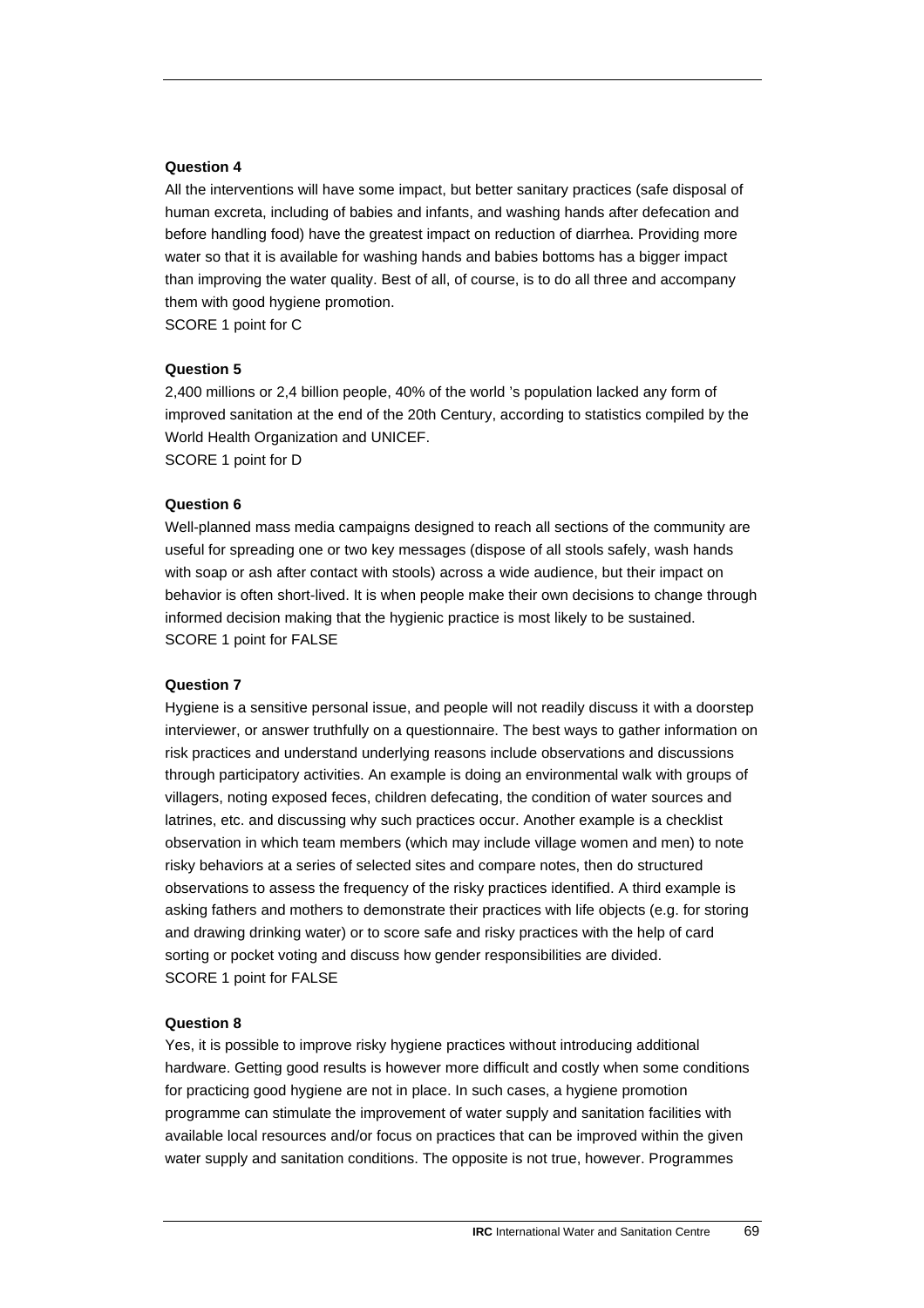**Question 4**

All the interventions will have some impact, but better sanitary practices (safe disposal of human excreta, including of babies and infants, and washing hands after defecation and before handling food) have the greatest impact on reduction of diarrhea. Providing more water so that it is available for washing hands and babies bottoms has a bigger impact than improving the water quality. Best of all, of course, is to do all three and accompany them with good hygiene promotion.

SCORE 1 point for C

**Question 5**

2,400 millions or 2,4 billion people, 40% of the world 's population lacked any form of improved sanitation at the end of the 20th Century, according to statistics compiled by the World Health Organization and UNICEF.

SCORE 1 point for D

**Question 6**

Well-planned mass media campaigns designed to reach all sections of the community are useful for spreading one or two key messages (dispose of all stools safely, wash hands with soap or ash after contact with stools) across a wide audience, but their impact on behavior is often short-lived. It is when people make their own decisions to change through informed decision making that the hygienic practice is most likely to be sustained.

SCORE 1 point for FALSE

**Question 7**

Hygiene is a sensitive personal issue, and people will not readily discuss it with a doorstep interviewer, or answer truthfully on a questionnaire. The best ways to gather information on risk practices and understand underlying reasons include observations and discussions through participatory activities. An example is doing an environmental walk with groups of villagers, noting exposed feces, children defecating, the condition of water sources and latrines, etc. and discussing why such practices occur. Another example is a checklist observation in which team members (which may include village women and men) to note risky behaviors at a series of selected sites and compare notes, then do structured observations to assess the frequency of the risky practices identified. A third example is asking fathers and mothers to demonstrate their practices with life objects (e.g. for storing and drawing drinking water) or to score safe and risky practices with the help of card sorting or pocket voting and discuss how gender responsibilities are divided.

SCORE 1 point for FALSE

**Question 8**

Yes, it is possible to improve risky hygiene practices without introducing additional hardware. Getting good results is however more difficult and costly when some conditions for practicing good hygiene are not in place. In such cases, a hygiene promotion programme can stimulate the improvement of water supply and sanitation facilities with available local resources and/or focus on practices that can be improved within the given water supply and sanitation conditions. The opposite is not true, however. Programmes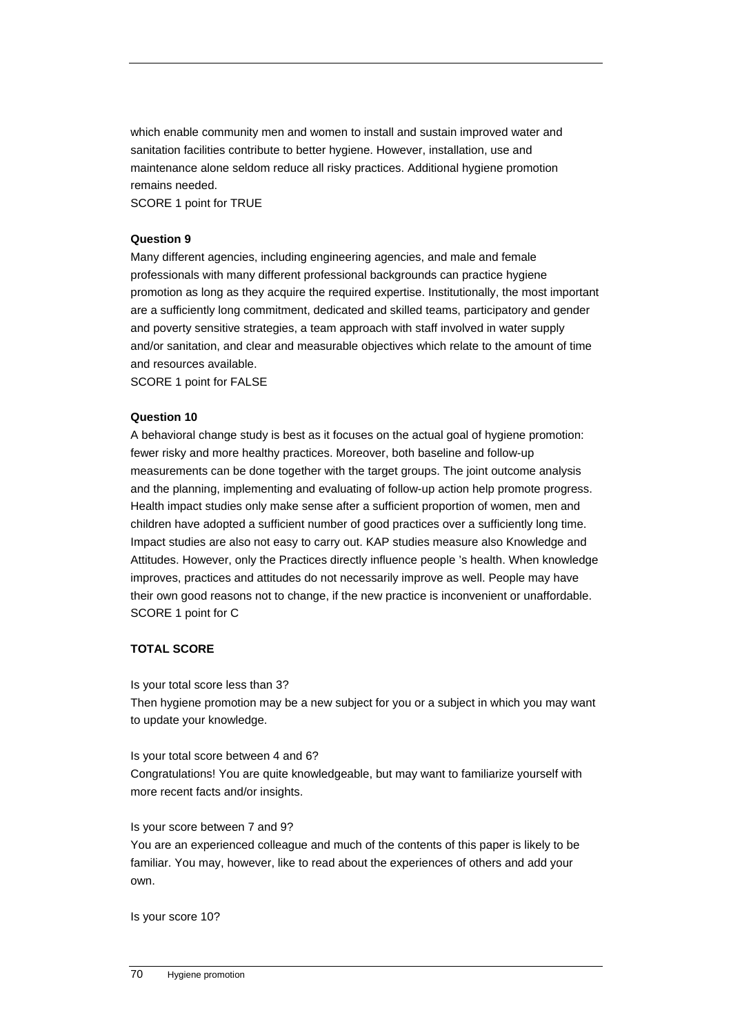which enable community men and women to install and sustain improved water and sanitation facilities contribute to better hygiene. However, installation, use and maintenance alone seldom reduce all risky practices. Additional hygiene promotion remains needed.
SCORE 1 point for TRUE

**Question 9**

Many different agencies, including engineering agencies, and male and female professionals with many different professional backgrounds can practice hygiene promotion as long as they acquire the required expertise. Institutionally, the most important are a sufficiently long commitment, dedicated and skilled teams, participatory and gender and poverty sensitive strategies, a team approach with staff involved in water supply and/or sanitation, and clear and measurable objectives which relate to the amount of time and resources available.
SCORE 1 point for FALSE

**Question 10**

A behavioral change study is best as it focuses on the actual goal of hygiene promotion: fewer risky and more healthy practices. Moreover, both baseline and follow-up measurements can be done together with the target groups. The joint outcome analysis and the planning, implementing and evaluating of follow-up action help promote progress. Health impact studies only make sense after a sufficient proportion of women, men and children have adopted a sufficient number of good practices over a sufficiently long time. Impact studies are also not easy to carry out. KAP studies measure also Knowledge and Attitudes. However, only the Practices directly influence people 's health. When knowledge improves, practices and attitudes do not necessarily improve as well. People may have their own good reasons not to change, if the new practice is inconvenient or unaffordable.
SCORE 1 point for C

**TOTAL SCORE**

Is your total score less than 3?
Then hygiene promotion may be a new subject for you or a subject in which you may want to update your knowledge.

Is your total score between 4 and 6?
Congratulations! You are quite knowledgeable, but may want to familiarize yourself with more recent facts and/or insights.

Is your score between 7 and 9?
You are an experienced colleague and much of the contents of this paper is likely to be familiar. You may, however, like to read about the experiences of others and add your own.

Is your score 10?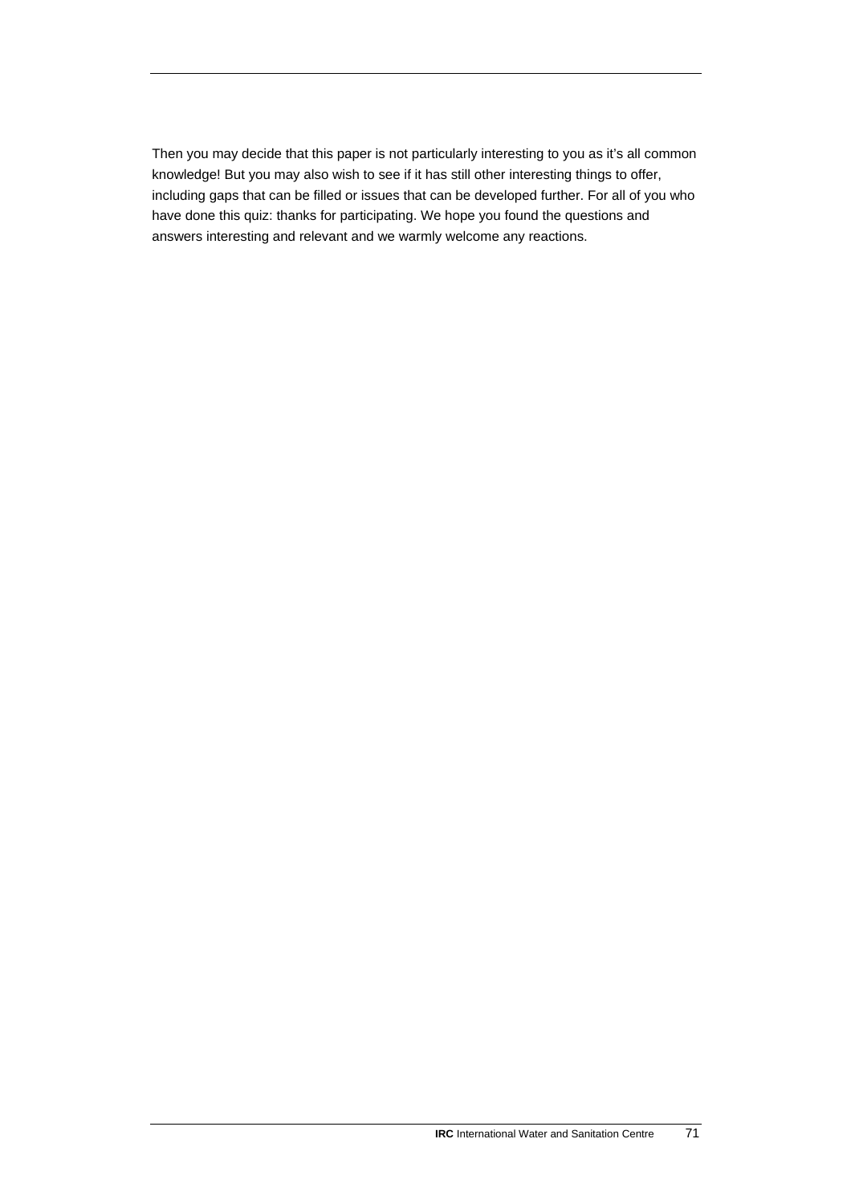Then you may decide that this paper is not particularly interesting to you as it's all common knowledge! But you may also wish to see if it has still other interesting things to offer, including gaps that can be filled or issues that can be developed further. For all of you who have done this quiz: thanks for participating. We hope you found the questions and answers interesting and relevant and we warmly welcome any reactions.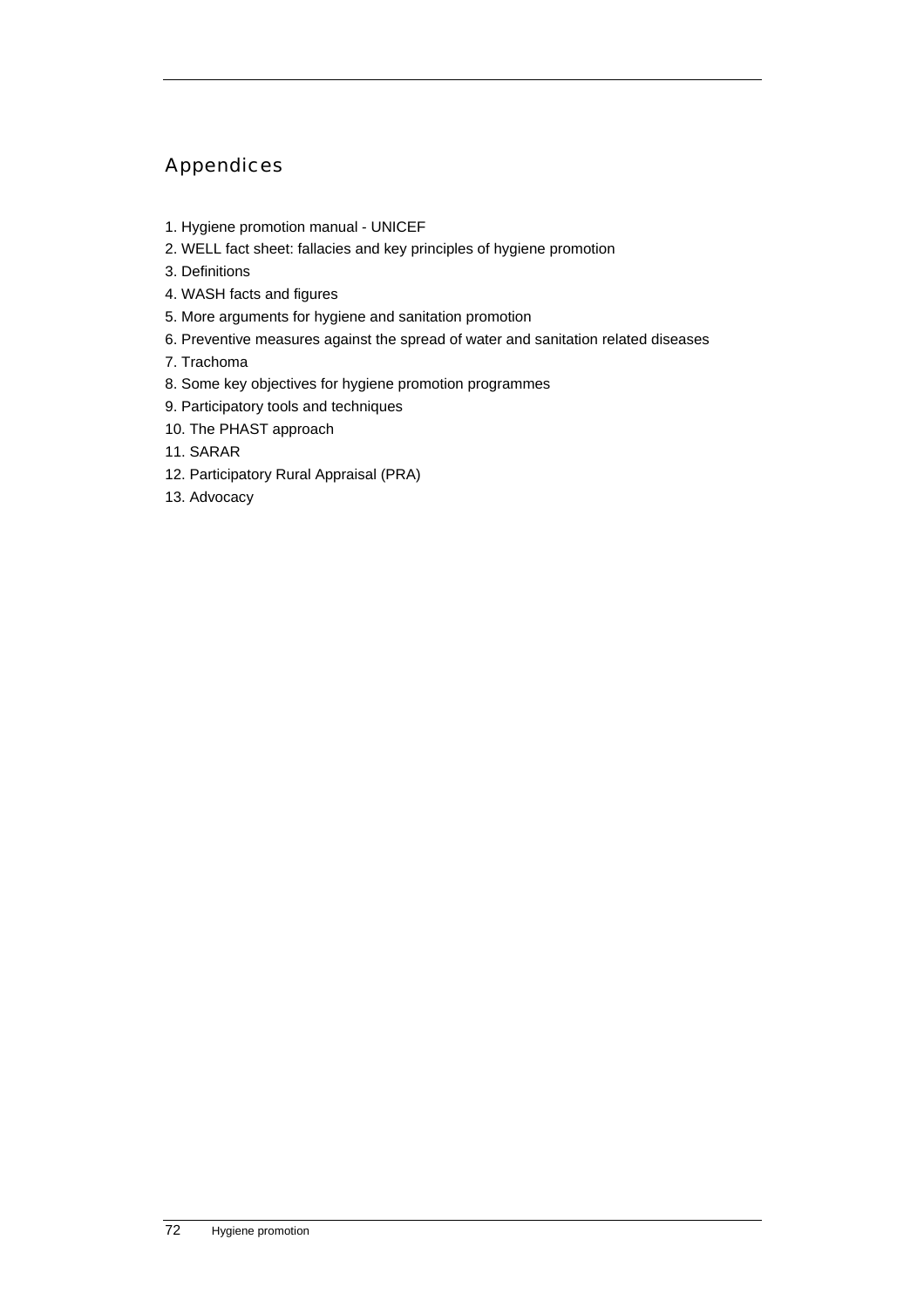# Appendices

1. Hygiene promotion manual - UNICEF
2. WELL fact sheet: fallacies and key principles of hygiene promotion
3. Definitions
4. WASH facts and figures
5. More arguments for hygiene and sanitation promotion
6. Preventive measures against the spread of water and sanitation related diseases
7. Trachoma
8. Some key objectives for hygiene promotion programmes
9. Participatory tools and techniques
10. The PHAST approach
11. SARAR
12. Participatory Rural Appraisal (PRA)
13. Advocacy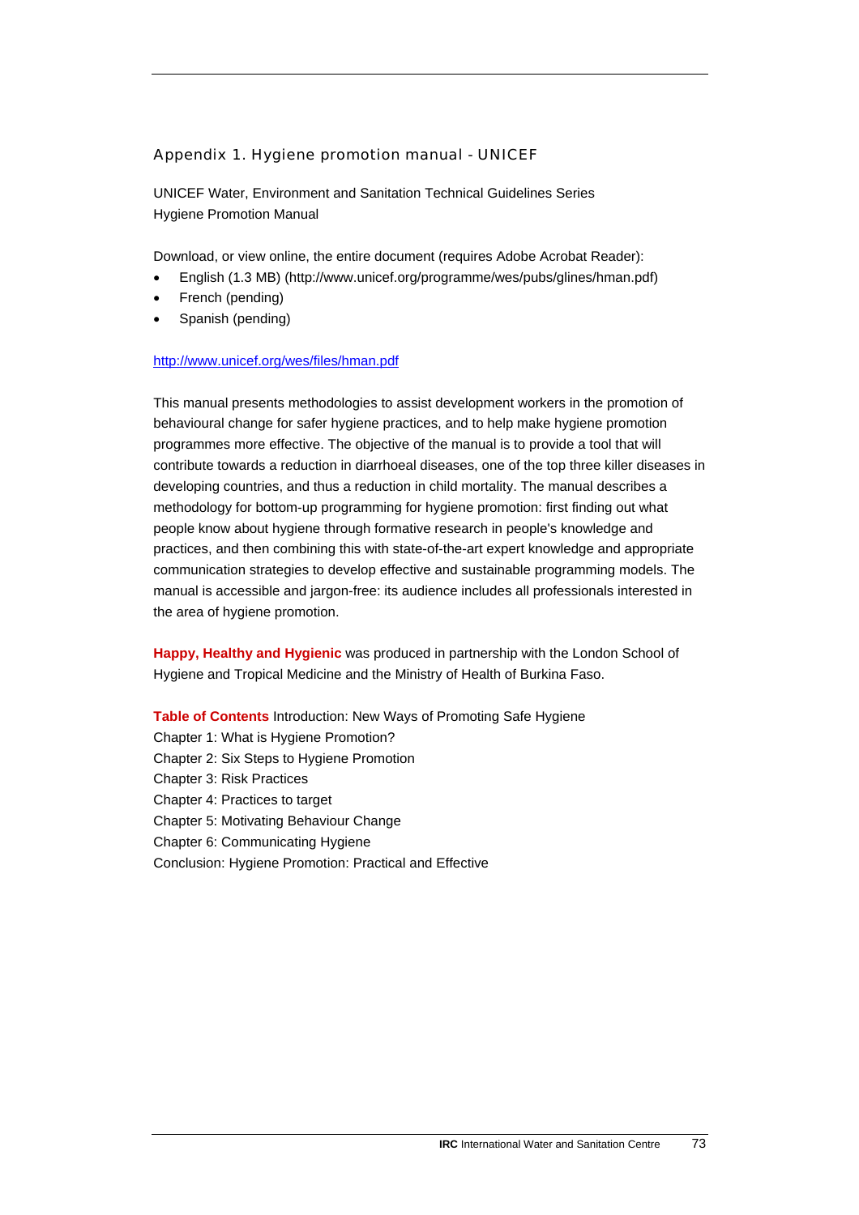## Appendix 1. Hygiene promotion manual - UNICEF

UNICEF Water, Environment and Sanitation Technical Guidelines Series
Hygiene Promotion Manual

Download, or view online, the entire document (requires Adobe Acrobat Reader):

- English (1.3 MB) (http://www.unicef.org/programme/wes/pubs/glines/hman.pdf)
- French (pending)
- Spanish (pending)

http://www.unicef.org/wes/files/hman.pdf

This manual presents methodologies to assist development workers in the promotion of behavioural change for safer hygiene practices, and to help make hygiene promotion programmes more effective. The objective of the manual is to provide a tool that will contribute towards a reduction in diarrhoeal diseases, one of the top three killer diseases in developing countries, and thus a reduction in child mortality. The manual describes a methodology for bottom-up programming for hygiene promotion: first finding out what people know about hygiene through formative research in people's knowledge and practices, and then combining this with state-of-the-art expert knowledge and appropriate communication strategies to develop effective and sustainable programming models. The manual is accessible and jargon-free: its audience includes all professionals interested in the area of hygiene promotion.

**Happy, Healthy and Hygienic** was produced in partnership with the London School of Hygiene and Tropical Medicine and the Ministry of Health of Burkina Faso.

**Table of Contents** Introduction: New Ways of Promoting Safe Hygiene
Chapter 1: What is Hygiene Promotion?
Chapter 2: Six Steps to Hygiene Promotion
Chapter 3: Risk Practices
Chapter 4: Practices to target
Chapter 5: Motivating Behaviour Change
Chapter 6: Communicating Hygiene
Conclusion: Hygiene Promotion: Practical and Effective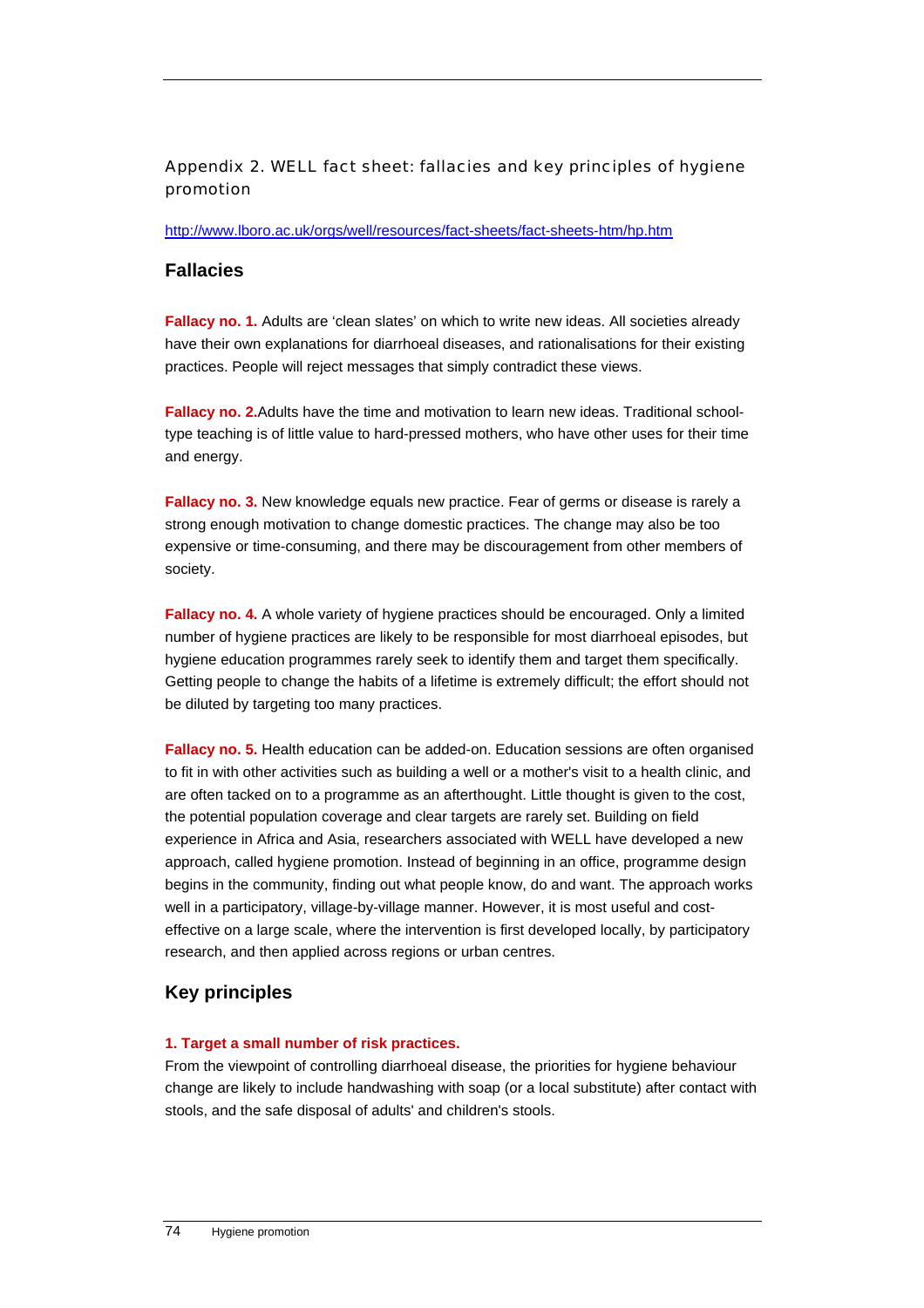## Appendix 2. WELL fact sheet: fallacies and key principles of hygiene promotion

http://www.lboro.ac.uk/orgs/well/resources/fact-sheets/fact-sheets-htm/hp.htm

### Fallacies

**Fallacy no. 1.** Adults are 'clean slates' on which to write new ideas. All societies already have their own explanations for diarrhoeal diseases, and rationalisations for their existing practices. People will reject messages that simply contradict these views.

**Fallacy no. 2.**Adults have the time and motivation to learn new ideas. Traditional school-type teaching is of little value to hard-pressed mothers, who have other uses for their time and energy.

**Fallacy no. 3.** New knowledge equals new practice. Fear of germs or disease is rarely a strong enough motivation to change domestic practices. The change may also be too expensive or time-consuming, and there may be discouragement from other members of society.

**Fallacy no. 4.** A whole variety of hygiene practices should be encouraged. Only a limited number of hygiene practices are likely to be responsible for most diarrhoeal episodes, but hygiene education programmes rarely seek to identify them and target them specifically. Getting people to change the habits of a lifetime is extremely difficult; the effort should not be diluted by targeting too many practices.

**Fallacy no. 5.** Health education can be added-on. Education sessions are often organised to fit in with other activities such as building a well or a mother's visit to a health clinic, and are often tacked on to a programme as an afterthought. Little thought is given to the cost, the potential population coverage and clear targets are rarely set. Building on field experience in Africa and Asia, researchers associated with WELL have developed a new approach, called hygiene promotion. Instead of beginning in an office, programme design begins in the community, finding out what people know, do and want. The approach works well in a participatory, village-by-village manner. However, it is most useful and cost-effective on a large scale, where the intervention is first developed locally, by participatory research, and then applied across regions or urban centres.

### Key principles

**1. Target a small number of risk practices.**
From the viewpoint of controlling diarrhoeal disease, the priorities for hygiene behaviour change are likely to include handwashing with soap (or a local substitute) after contact with stools, and the safe disposal of adults' and children's stools.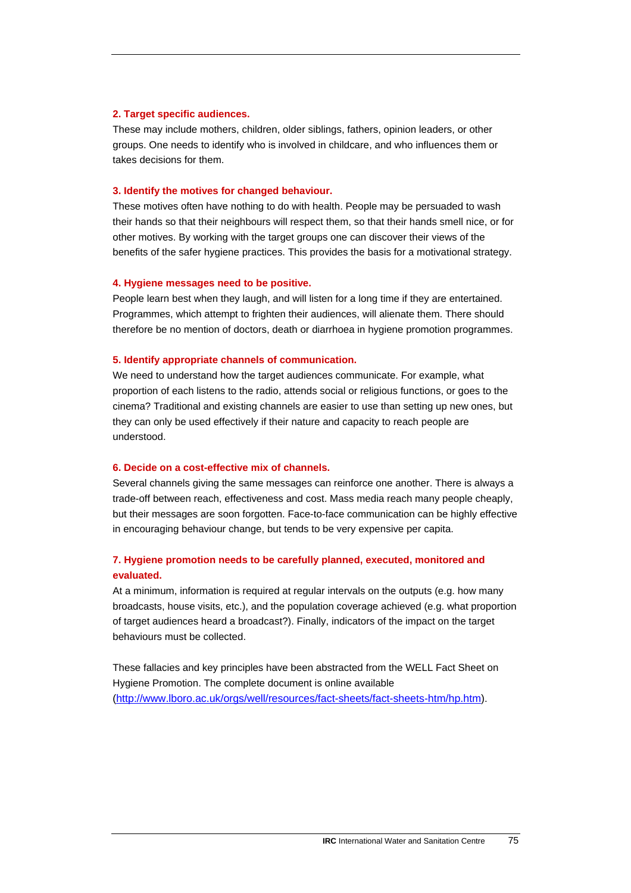**2. Target specific audiences.**

These may include mothers, children, older siblings, fathers, opinion leaders, or other groups. One needs to identify who is involved in childcare, and who influences them or takes decisions for them.

**3. Identify the motives for changed behaviour.**

These motives often have nothing to do with health. People may be persuaded to wash their hands so that their neighbours will respect them, so that their hands smell nice, or for other motives. By working with the target groups one can discover their views of the benefits of the safer hygiene practices. This provides the basis for a motivational strategy.

**4. Hygiene messages need to be positive.**

People learn best when they laugh, and will listen for a long time if they are entertained. Programmes, which attempt to frighten their audiences, will alienate them. There should therefore be no mention of doctors, death or diarrhoea in hygiene promotion programmes.

**5. Identify appropriate channels of communication.**

We need to understand how the target audiences communicate. For example, what proportion of each listens to the radio, attends social or religious functions, or goes to the cinema? Traditional and existing channels are easier to use than setting up new ones, but they can only be used effectively if their nature and capacity to reach people are understood.

**6. Decide on a cost-effective mix of channels.**

Several channels giving the same messages can reinforce one another. There is always a trade-off between reach, effectiveness and cost. Mass media reach many people cheaply, but their messages are soon forgotten. Face-to-face communication can be highly effective in encouraging behaviour change, but tends to be very expensive per capita.

**7. Hygiene promotion needs to be carefully planned, executed, monitored and evaluated.**

At a minimum, information is required at regular intervals on the outputs (e.g. how many broadcasts, house visits, etc.), and the population coverage achieved (e.g. what proportion of target audiences heard a broadcast?). Finally, indicators of the impact on the target behaviours must be collected.

These fallacies and key principles have been abstracted from the WELL Fact Sheet on Hygiene Promotion. The complete document is online available (http://www.lboro.ac.uk/orgs/well/resources/fact-sheets/fact-sheets-htm/hp.htm).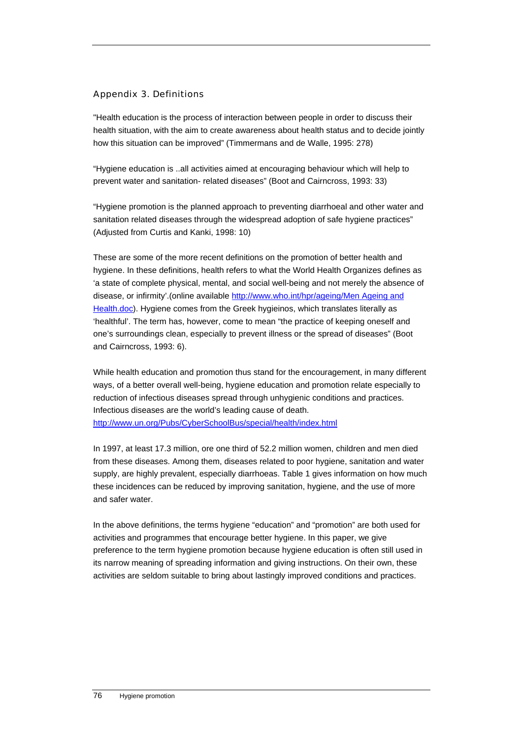## Appendix 3. Definitions

"Health education is the process of interaction between people in order to discuss their health situation, with the aim to create awareness about health status and to decide jointly how this situation can be improved" (Timmermans and de Walle, 1995: 278)

"Hygiene education is ..all activities aimed at encouraging behaviour which will help to prevent water and sanitation- related diseases" (Boot and Cairncross, 1993: 33)

"Hygiene promotion is the planned approach to preventing diarrhoeal and other water and sanitation related diseases through the widespread adoption of safe hygiene practices" (Adjusted from Curtis and Kanki, 1998: 10)

These are some of the more recent definitions on the promotion of better health and hygiene. In these definitions, health refers to what the World Health Organizes defines as 'a state of complete physical, mental, and social well-being and not merely the absence of disease, or infirmity'.(online available [http://www.who.int/hpr/ageing/Men Ageing and Health.doc](http://www.who.int/hpr/ageing/Men Ageing and Health.doc)). Hygiene comes from the Greek hygieinos, which translates literally as 'healthful'. The term has, however, come to mean "the practice of keeping oneself and one's surroundings clean, especially to prevent illness or the spread of diseases" (Boot and Cairncross, 1993: 6).

While health education and promotion thus stand for the encouragement, in many different ways, of a better overall well-being, hygiene education and promotion relate especially to reduction of infectious diseases spread through unhygienic conditions and practices. Infectious diseases are the world's leading cause of death. [http://www.un.org/Pubs/CyberSchoolBus/special/health/index.html](http://www.un.org/Pubs/CyberSchoolBus/special/health/index.html)

In 1997, at least 17.3 million, ore one third of 52.2 million women, children and men died from these diseases. Among them, diseases related to poor hygiene, sanitation and water supply, are highly prevalent, especially diarrhoeas. Table 1 gives information on how much these incidences can be reduced by improving sanitation, hygiene, and the use of more and safer water.

In the above definitions, the terms hygiene "education" and "promotion" are both used for activities and programmes that encourage better hygiene. In this paper, we give preference to the term hygiene promotion because hygiene education is often still used in its narrow meaning of spreading information and giving instructions. On their own, these activities are seldom suitable to bring about lastingly improved conditions and practices.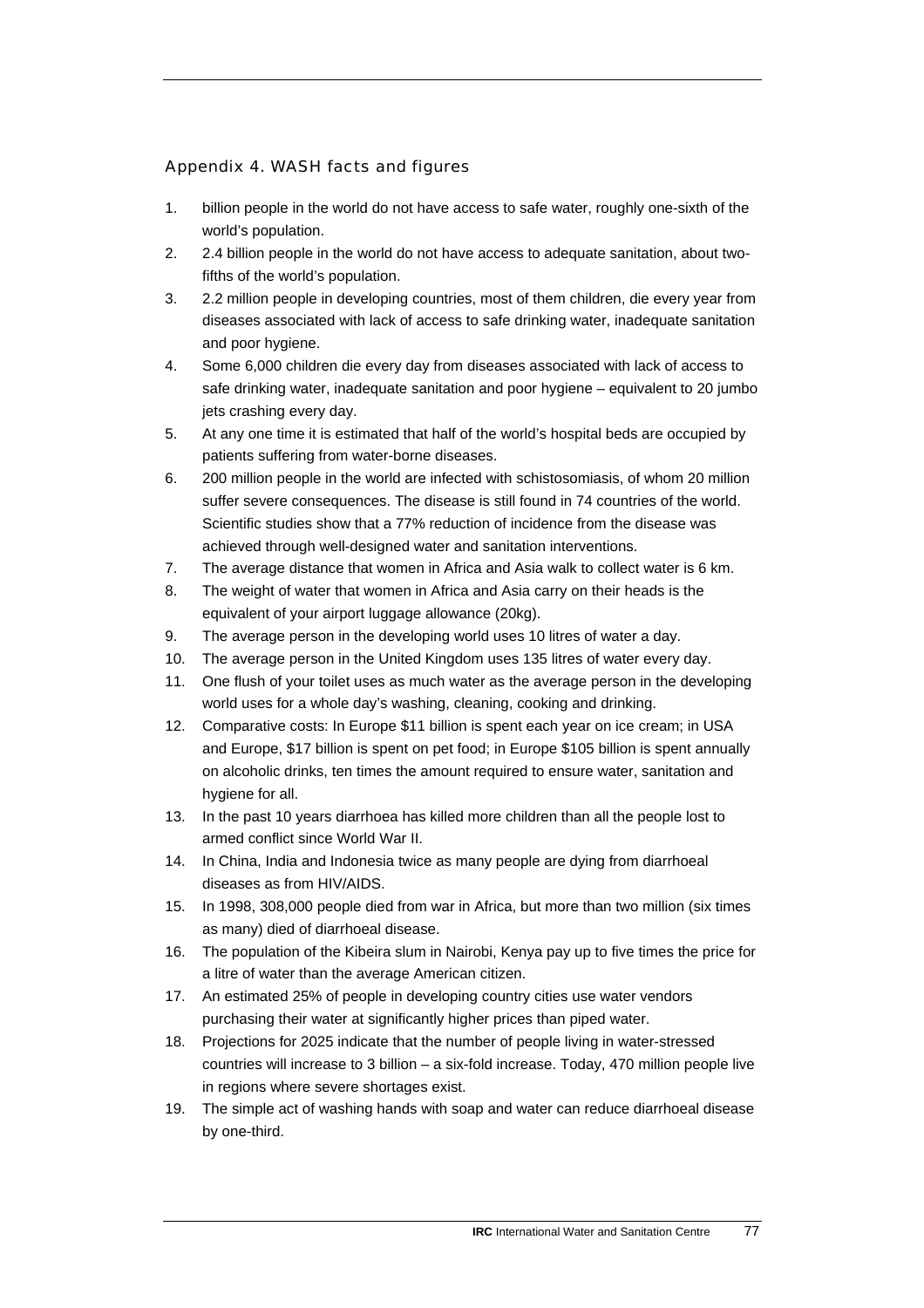## Appendix 4. WASH facts and figures

1. billion people in the world do not have access to safe water, roughly one-sixth of the world's population.
2. 2.4 billion people in the world do not have access to adequate sanitation, about two-fifths of the world's population.
3. 2.2 million people in developing countries, most of them children, die every year from diseases associated with lack of access to safe drinking water, inadequate sanitation and poor hygiene.
4. Some 6,000 children die every day from diseases associated with lack of access to safe drinking water, inadequate sanitation and poor hygiene – equivalent to 20 jumbo jets crashing every day.
5. At any one time it is estimated that half of the world's hospital beds are occupied by patients suffering from water-borne diseases.
6. 200 million people in the world are infected with schistosomiasis, of whom 20 million suffer severe consequences. The disease is still found in 74 countries of the world. Scientific studies show that a 77% reduction of incidence from the disease was achieved through well-designed water and sanitation interventions.
7. The average distance that women in Africa and Asia walk to collect water is 6 km.
8. The weight of water that women in Africa and Asia carry on their heads is the equivalent of your airport luggage allowance (20kg).
9. The average person in the developing world uses 10 litres of water a day.
10. The average person in the United Kingdom uses 135 litres of water every day.
11. One flush of your toilet uses as much water as the average person in the developing world uses for a whole day's washing, cleaning, cooking and drinking.
12. Comparative costs: In Europe $11 billion is spent each year on ice cream; in USA and Europe, $17 billion is spent on pet food; in Europe $105 billion is spent annually on alcoholic drinks, ten times the amount required to ensure water, sanitation and hygiene for all.
13. In the past 10 years diarrhoea has killed more children than all the people lost to armed conflict since World War II.
14. In China, India and Indonesia twice as many people are dying from diarrhoeal diseases as from HIV/AIDS.
15. In 1998, 308,000 people died from war in Africa, but more than two million (six times as many) died of diarrhoeal disease.
16. The population of the Kibeira slum in Nairobi, Kenya pay up to five times the price for a litre of water than the average American citizen.
17. An estimated 25% of people in developing country cities use water vendors purchasing their water at significantly higher prices than piped water.
18. Projections for 2025 indicate that the number of people living in water-stressed countries will increase to 3 billion – a six-fold increase. Today, 470 million people live in regions where severe shortages exist.
19. The simple act of washing hands with soap and water can reduce diarrhoeal disease by one-third.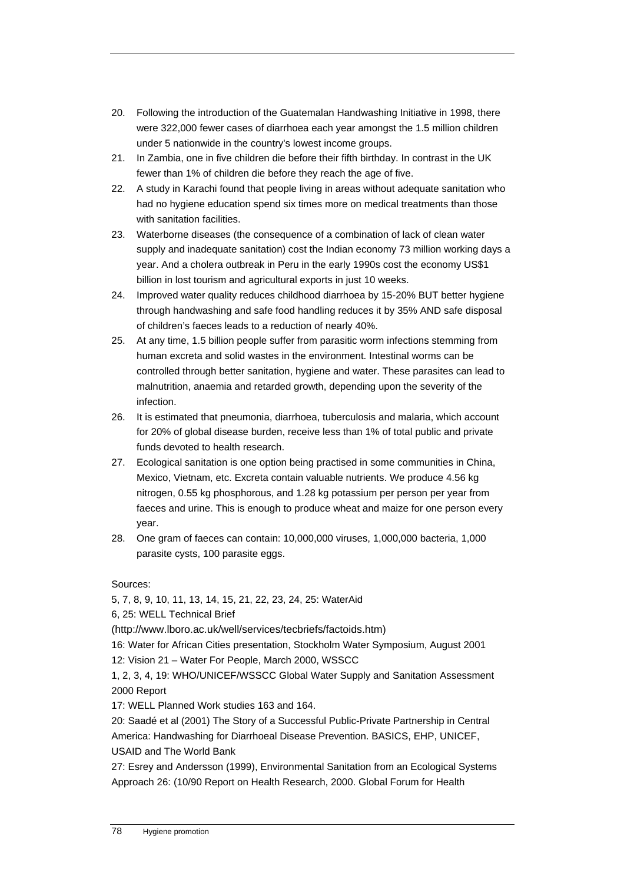20. Following the introduction of the Guatemalan Handwashing Initiative in 1998, there were 322,000 fewer cases of diarrhoea each year amongst the 1.5 million children under 5 nationwide in the country's lowest income groups.
21. In Zambia, one in five children die before their fifth birthday. In contrast in the UK fewer than 1% of children die before they reach the age of five.
22. A study in Karachi found that people living in areas without adequate sanitation who had no hygiene education spend six times more on medical treatments than those with sanitation facilities.
23. Waterborne diseases (the consequence of a combination of lack of clean water supply and inadequate sanitation) cost the Indian economy 73 million working days a year. And a cholera outbreak in Peru in the early 1990s cost the economy US$1 billion in lost tourism and agricultural exports in just 10 weeks.
24. Improved water quality reduces childhood diarrhoea by 15-20% BUT better hygiene through handwashing and safe food handling reduces it by 35% AND safe disposal of children's faeces leads to a reduction of nearly 40%.
25. At any time, 1.5 billion people suffer from parasitic worm infections stemming from human excreta and solid wastes in the environment. Intestinal worms can be controlled through better sanitation, hygiene and water. These parasites can lead to malnutrition, anaemia and retarded growth, depending upon the severity of the infection.
26. It is estimated that pneumonia, diarrhoea, tuberculosis and malaria, which account for 20% of global disease burden, receive less than 1% of total public and private funds devoted to health research.
27. Ecological sanitation is one option being practised in some communities in China, Mexico, Vietnam, etc. Excreta contain valuable nutrients. We produce 4.56 kg nitrogen, 0.55 kg phosphorous, and 1.28 kg potassium per person per year from faeces and urine. This is enough to produce wheat and maize for one person every year.
28. One gram of faeces can contain: 10,000,000 viruses, 1,000,000 bacteria, 1,000 parasite cysts, 100 parasite eggs.

Sources:

5, 7, 8, 9, 10, 11, 13, 14, 15, 21, 22, 23, 24, 25: WaterAid

6, 25: WELL Technical Brief
(http://www.lboro.ac.uk/well/services/tecbriefs/factoids.htm)

16: Water for African Cities presentation, Stockholm Water Symposium, August 2001

12: Vision 21 – Water For People, March 2000, WSSCC

1, 2, 3, 4, 19: WHO/UNICEF/WSSCC Global Water Supply and Sanitation Assessment 2000 Report

17: WELL Planned Work studies 163 and 164.

20: Saadé et al (2001) The Story of a Successful Public-Private Partnership in Central America: Handwashing for Diarrhoeal Disease Prevention. BASICS, EHP, UNICEF, USAID and The World Bank

27: Esrey and Andersson (1999), Environmental Sanitation from an Ecological Systems Approach 26: (10/90 Report on Health Research, 2000. Global Forum for Health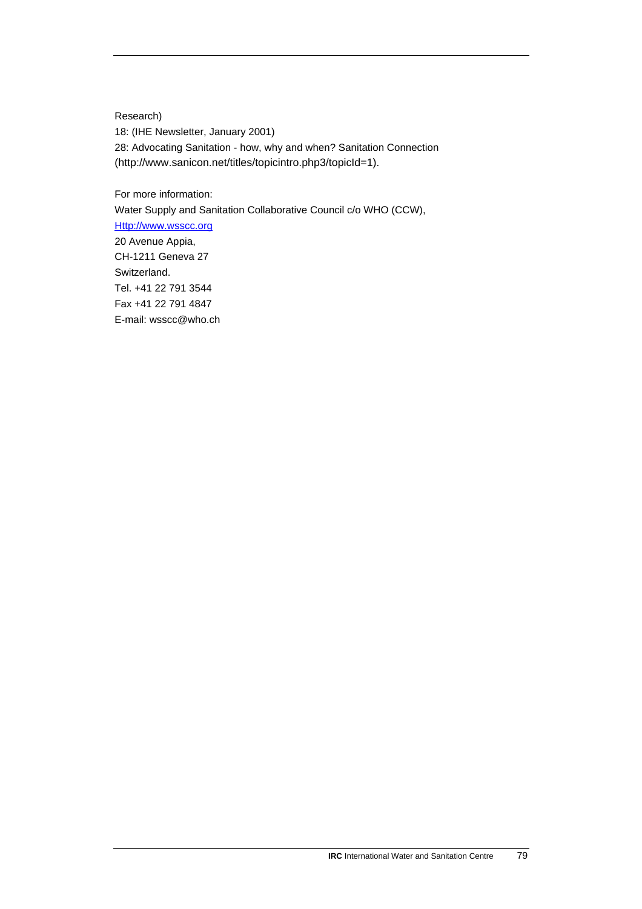Research)

18: (IHE Newsletter, January 2001)

28: Advocating Sanitation - how, why and when? Sanitation Connection (http://www.sanicon.net/titles/topicintro.php3/topicId=1).

For more information:

Water Supply and Sanitation Collaborative Council c/o WHO (CCW),

[Http://www.wsscc.org](Http://www.wsscc.org)

20 Avenue Appia,

CH-1211 Geneva 27

Switzerland.

Tel. +41 22 791 3544

Fax +41 22 791 4847

E-mail: wsscc@who.ch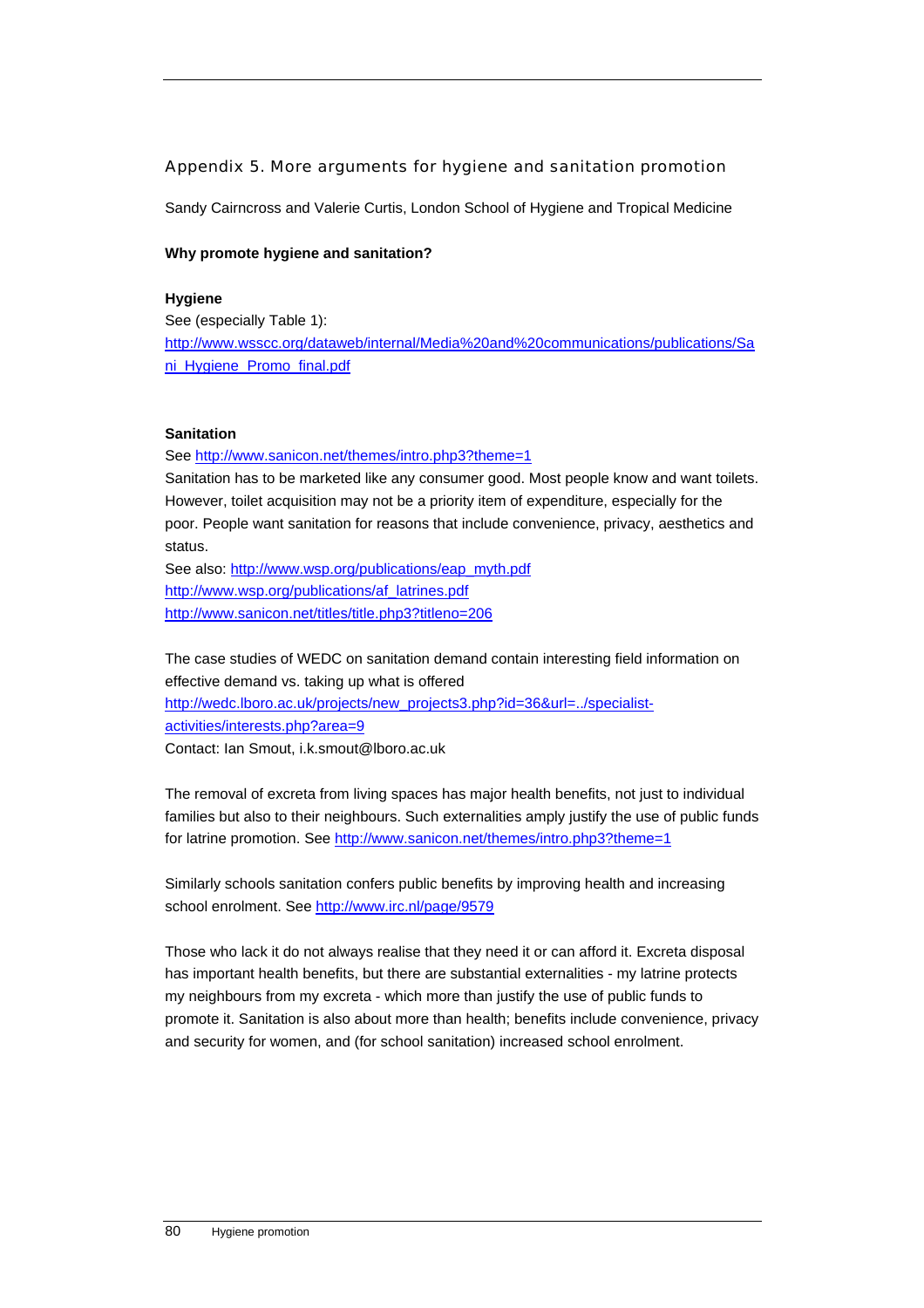## Appendix 5. More arguments for hygiene and sanitation promotion

Sandy Cairncross and Valerie Curtis, London School of Hygiene and Tropical Medicine

**Why promote hygiene and sanitation?**

**Hygiene**
See (especially Table 1):
http://www.wsscc.org/dataweb/internal/Media%20and%20communications/publications/Sani_Hygiene_Promo_final.pdf

**Sanitation**
See http://www.sanicon.net/themes/intro.php3?theme=1
Sanitation has to be marketed like any consumer good. Most people know and want toilets. However, toilet acquisition may not be a priority item of expenditure, especially for the poor. People want sanitation for reasons that include convenience, privacy, aesthetics and status.
See also: http://www.wsp.org/publications/eap_myth.pdf
http://www.wsp.org/publications/af_latrines.pdf
http://www.sanicon.net/titles/title.php3?titleno=206

The case studies of WEDC on sanitation demand contain interesting field information on effective demand vs. taking up what is offered
http://wedc.lboro.ac.uk/projects/new_projects3.php?id=36&url=../specialist-activities/interests.php?area=9
Contact: Ian Smout, i.k.smout@lboro.ac.uk

The removal of excreta from living spaces has major health benefits, not just to individual families but also to their neighbours. Such externalities amply justify the use of public funds for latrine promotion. See http://www.sanicon.net/themes/intro.php3?theme=1

Similarly schools sanitation confers public benefits by improving health and increasing school enrolment. See http://www.irc.nl/page/9579

Those who lack it do not always realise that they need it or can afford it. Excreta disposal has important health benefits, but there are substantial externalities - my latrine protects my neighbours from my excreta - which more than justify the use of public funds to promote it. Sanitation is also about more than health; benefits include convenience, privacy and security for women, and (for school sanitation) increased school enrolment.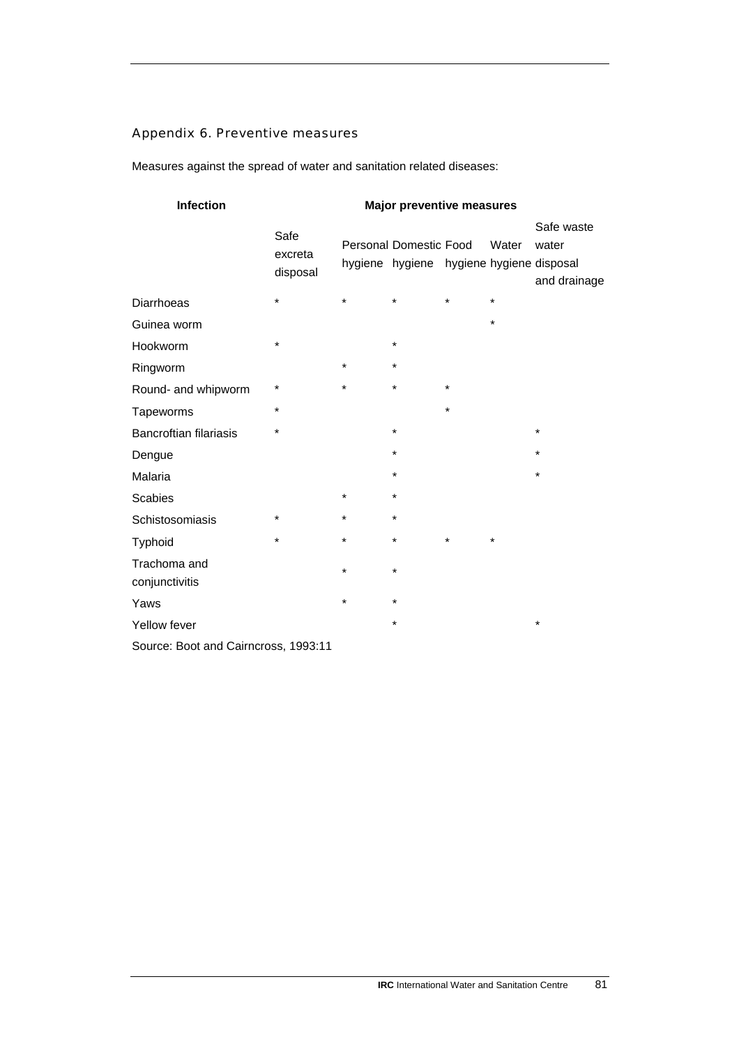## Appendix 6. Preventive measures

Measures against the spread of water and sanitation related diseases:

| Infection | Major preventive measures | | | | | |
|---|---|---|---|---|---|---|
| | Safe excreta disposal | Personal hygiene | Domestic hygiene | Food hygiene | Water hygiene | Safe waste water disposal and drainage |
| Diarrhoeas | * | * | * | * | * | |
| Guinea worm | | | | | * | |
| Hookworm | * | | * | | | |
| Ringworm | | * | * | | | |
| Round- and whipworm | * | * | * | * | | |
| Tapeworms | * | | | * | | |
| Bancroftian filariasis | * | | * | | | * |
| Dengue | | | * | | | * |
| Malaria | | | * | | | * |
| Scabies | | * | * | | | |
| Schistosomiasis | * | * | * | | | |
| Typhoid | * | * | * | * | * | |
| Trachoma and conjunctivitis | | * | * | | | |
| Yaws | | * | * | | | |
| Yellow fever | | | * | | | * |

Source: Boot and Cairncross, 1993:11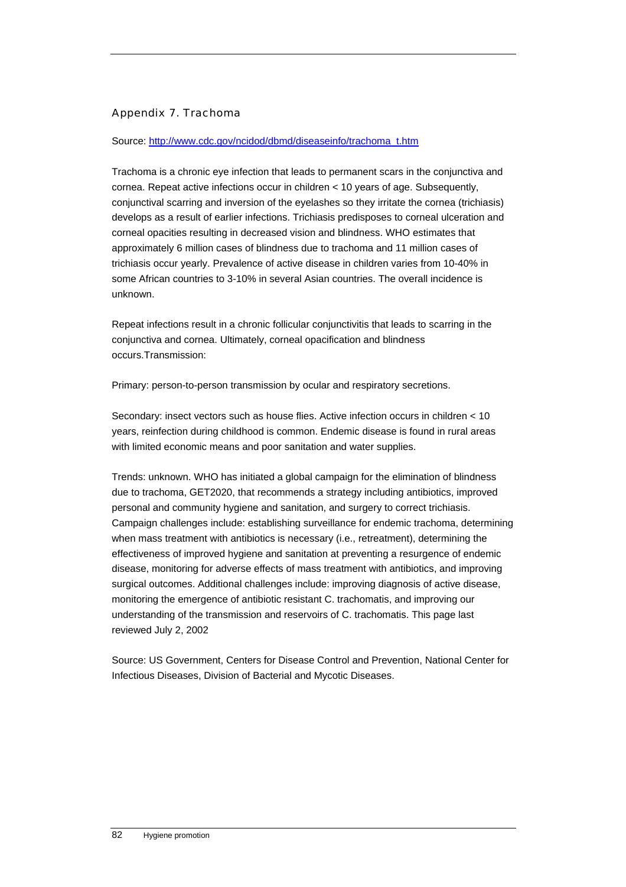## Appendix 7. Trachoma

Source: [http://www.cdc.gov/ncidod/dbmd/diseaseinfo/trachoma_t.htm](http://www.cdc.gov/ncidod/dbmd/diseaseinfo/trachoma_t.htm)

Trachoma is a chronic eye infection that leads to permanent scars in the conjunctiva and cornea. Repeat active infections occur in children < 10 years of age. Subsequently, conjunctival scarring and inversion of the eyelashes so they irritate the cornea (trichiasis) develops as a result of earlier infections. Trichiasis predisposes to corneal ulceration and corneal opacities resulting in decreased vision and blindness. WHO estimates that approximately 6 million cases of blindness due to trachoma and 11 million cases of trichiasis occur yearly. Prevalence of active disease in children varies from 10-40% in some African countries to 3-10% in several Asian countries. The overall incidence is unknown.

Repeat infections result in a chronic follicular conjunctivitis that leads to scarring in the conjunctiva and cornea. Ultimately, corneal opacification and blindness occurs.Transmission:

Primary: person-to-person transmission by ocular and respiratory secretions.

Secondary: insect vectors such as house flies. Active infection occurs in children < 10 years, reinfection during childhood is common. Endemic disease is found in rural areas with limited economic means and poor sanitation and water supplies.

Trends: unknown. WHO has initiated a global campaign for the elimination of blindness due to trachoma, GET2020, that recommends a strategy including antibiotics, improved personal and community hygiene and sanitation, and surgery to correct trichiasis. Campaign challenges include: establishing surveillance for endemic trachoma, determining when mass treatment with antibiotics is necessary (i.e., retreatment), determining the effectiveness of improved hygiene and sanitation at preventing a resurgence of endemic disease, monitoring for adverse effects of mass treatment with antibiotics, and improving surgical outcomes. Additional challenges include: improving diagnosis of active disease, monitoring the emergence of antibiotic resistant C. trachomatis, and improving our understanding of the transmission and reservoirs of C. trachomatis. This page last reviewed July 2, 2002

Source: US Government, Centers for Disease Control and Prevention, National Center for Infectious Diseases, Division of Bacterial and Mycotic Diseases.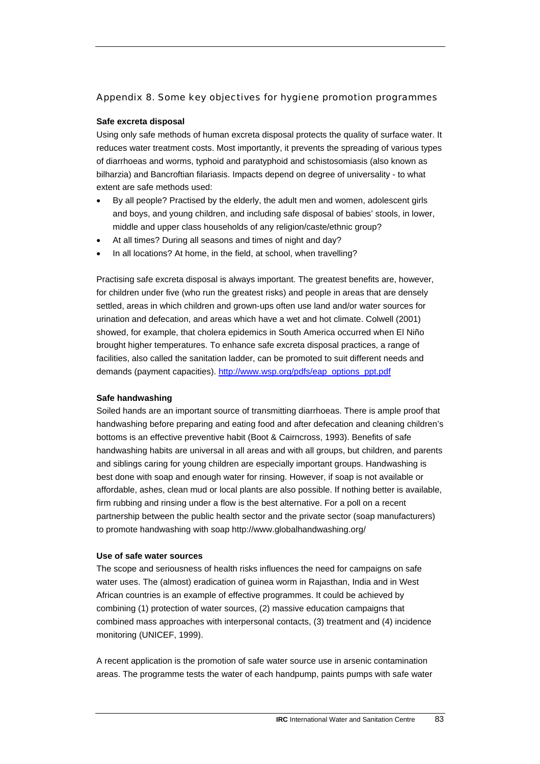## Appendix 8. Some key objectives for hygiene promotion programmes

**Safe excreta disposal**

Using only safe methods of human excreta disposal protects the quality of surface water. It reduces water treatment costs. Most importantly, it prevents the spreading of various types of diarrhoeas and worms, typhoid and paratyphoid and schistosomiasis (also known as bilharzia) and Bancroftian filariasis. Impacts depend on degree of universality - to what extent are safe methods used:

- By all people? Practised by the elderly, the adult men and women, adolescent girls and boys, and young children, and including safe disposal of babies' stools, in lower, middle and upper class households of any religion/caste/ethnic group?
- At all times? During all seasons and times of night and day?
- In all locations? At home, in the field, at school, when travelling?

Practising safe excreta disposal is always important. The greatest benefits are, however, for children under five (who run the greatest risks) and people in areas that are densely settled, areas in which children and grown-ups often use land and/or water sources for urination and defecation, and areas which have a wet and hot climate. Colwell (2001) showed, for example, that cholera epidemics in South America occurred when El Niño brought higher temperatures. To enhance safe excreta disposal practices, a range of facilities, also called the sanitation ladder, can be promoted to suit different needs and demands (payment capacities). http://www.wsp.org/pdfs/eap_options_ppt.pdf

**Safe handwashing**

Soiled hands are an important source of transmitting diarrhoeas. There is ample proof that handwashing before preparing and eating food and after defecation and cleaning children's bottoms is an effective preventive habit (Boot & Cairncross, 1993). Benefits of safe handwashing habits are universal in all areas and with all groups, but children, and parents and siblings caring for young children are especially important groups. Handwashing is best done with soap and enough water for rinsing. However, if soap is not available or affordable, ashes, clean mud or local plants are also possible. If nothing better is available, firm rubbing and rinsing under a flow is the best alternative. For a poll on a recent partnership between the public health sector and the private sector (soap manufacturers) to promote handwashing with soap http://www.globalhandwashing.org/

**Use of safe water sources**

The scope and seriousness of health risks influences the need for campaigns on safe water uses. The (almost) eradication of guinea worm in Rajasthan, India and in West African countries is an example of effective programmes. It could be achieved by combining (1) protection of water sources, (2) massive education campaigns that combined mass approaches with interpersonal contacts, (3) treatment and (4) incidence monitoring (UNICEF, 1999).

A recent application is the promotion of safe water source use in arsenic contamination areas. The programme tests the water of each handpump, paints pumps with safe water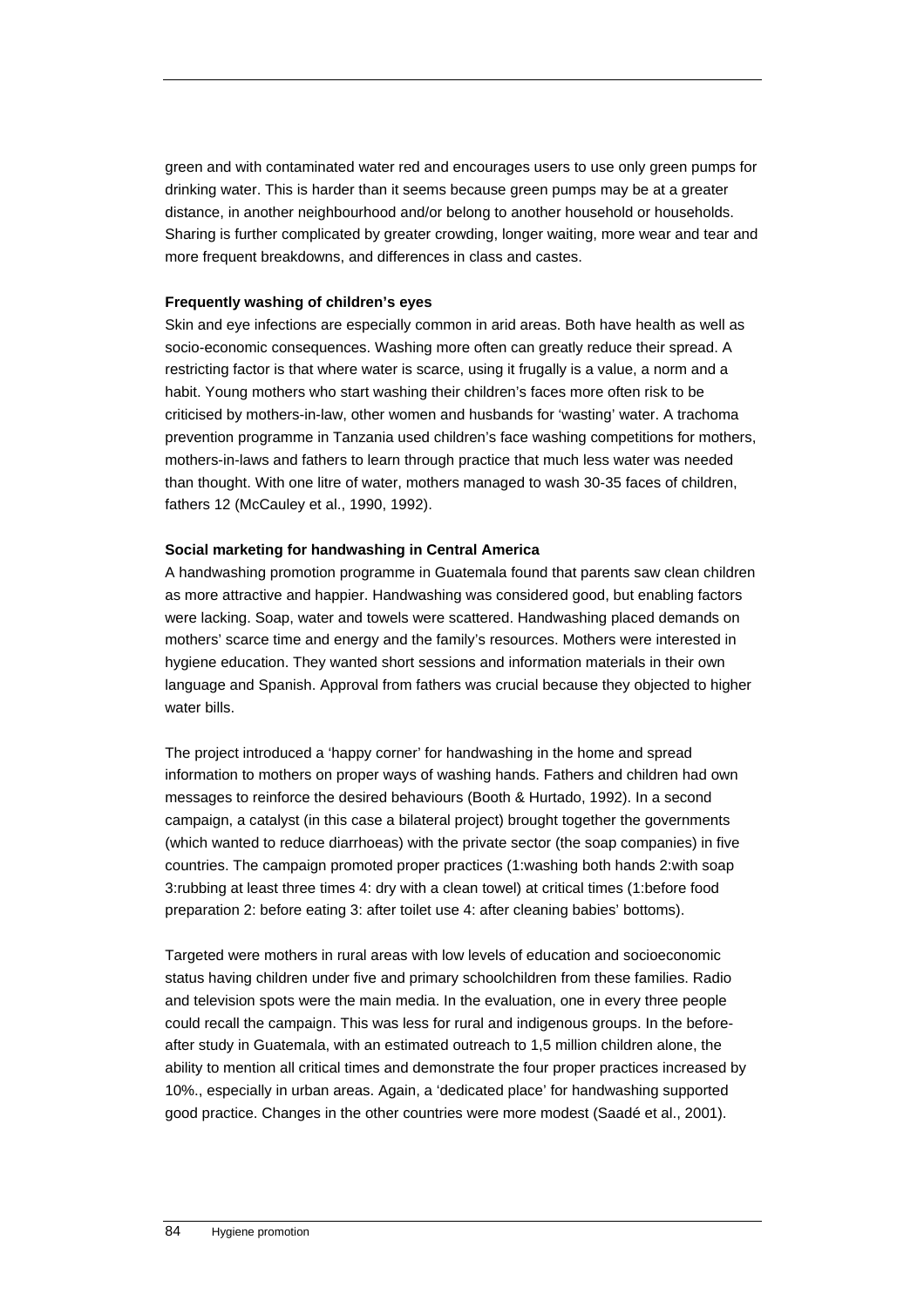green and with contaminated water red and encourages users to use only green pumps for drinking water. This is harder than it seems because green pumps may be at a greater distance, in another neighbourhood and/or belong to another household or households. Sharing is further complicated by greater crowding, longer waiting, more wear and tear and more frequent breakdowns, and differences in class and castes.

**Frequently washing of children's eyes**

Skin and eye infections are especially common in arid areas. Both have health as well as socio-economic consequences. Washing more often can greatly reduce their spread. A restricting factor is that where water is scarce, using it frugally is a value, a norm and a habit. Young mothers who start washing their children's faces more often risk to be criticised by mothers-in-law, other women and husbands for 'wasting' water. A trachoma prevention programme in Tanzania used children's face washing competitions for mothers, mothers-in-laws and fathers to learn through practice that much less water was needed than thought. With one litre of water, mothers managed to wash 30-35 faces of children, fathers 12 (McCauley et al., 1990, 1992).

**Social marketing for handwashing in Central America**

A handwashing promotion programme in Guatemala found that parents saw clean children as more attractive and happier. Handwashing was considered good, but enabling factors were lacking. Soap, water and towels were scattered. Handwashing placed demands on mothers' scarce time and energy and the family's resources. Mothers were interested in hygiene education. They wanted short sessions and information materials in their own language and Spanish. Approval from fathers was crucial because they objected to higher water bills.

The project introduced a 'happy corner' for handwashing in the home and spread information to mothers on proper ways of washing hands. Fathers and children had own messages to reinforce the desired behaviours (Booth & Hurtado, 1992). In a second campaign, a catalyst (in this case a bilateral project) brought together the governments (which wanted to reduce diarrhoeas) with the private sector (the soap companies) in five countries. The campaign promoted proper practices (1:washing both hands 2:with soap 3:rubbing at least three times 4: dry with a clean towel) at critical times (1:before food preparation 2: before eating 3: after toilet use 4: after cleaning babies' bottoms).

Targeted were mothers in rural areas with low levels of education and socioeconomic status having children under five and primary schoolchildren from these families. Radio and television spots were the main media. In the evaluation, one in every three people could recall the campaign. This was less for rural and indigenous groups. In the before-after study in Guatemala, with an estimated outreach to 1,5 million children alone, the ability to mention all critical times and demonstrate the four proper practices increased by 10%., especially in urban areas. Again, a 'dedicated place' for handwashing supported good practice. Changes in the other countries were more modest (Saadé et al., 2001).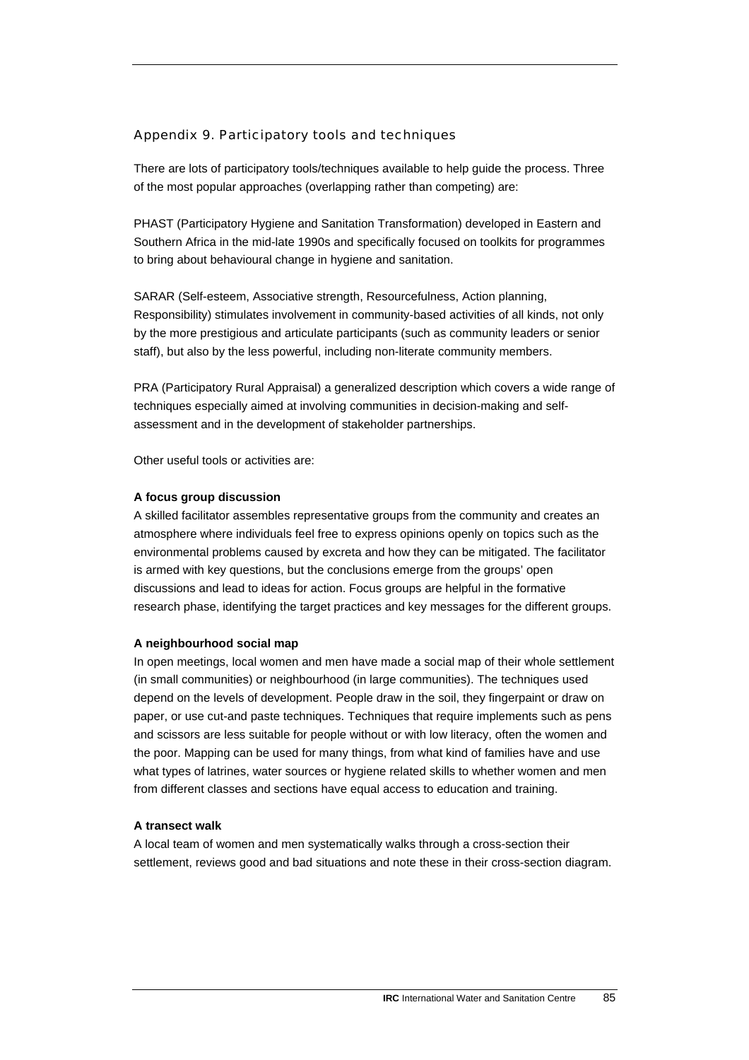## Appendix 9. Participatory tools and techniques

There are lots of participatory tools/techniques available to help guide the process. Three of the most popular approaches (overlapping rather than competing) are:

PHAST (Participatory Hygiene and Sanitation Transformation) developed in Eastern and Southern Africa in the mid-late 1990s and specifically focused on toolkits for programmes to bring about behavioural change in hygiene and sanitation.

SARAR (Self-esteem, Associative strength, Resourcefulness, Action planning, Responsibility) stimulates involvement in community-based activities of all kinds, not only by the more prestigious and articulate participants (such as community leaders or senior staff), but also by the less powerful, including non-literate community members.

PRA (Participatory Rural Appraisal) a generalized description which covers a wide range of techniques especially aimed at involving communities in decision-making and self-assessment and in the development of stakeholder partnerships.

Other useful tools or activities are:

**A focus group discussion**

A skilled facilitator assembles representative groups from the community and creates an atmosphere where individuals feel free to express opinions openly on topics such as the environmental problems caused by excreta and how they can be mitigated. The facilitator is armed with key questions, but the conclusions emerge from the groups' open discussions and lead to ideas for action. Focus groups are helpful in the formative research phase, identifying the target practices and key messages for the different groups.

**A neighbourhood social map**

In open meetings, local women and men have made a social map of their whole settlement (in small communities) or neighbourhood (in large communities). The techniques used depend on the levels of development. People draw in the soil, they fingerpaint or draw on paper, or use cut-and paste techniques. Techniques that require implements such as pens and scissors are less suitable for people without or with low literacy, often the women and the poor. Mapping can be used for many things, from what kind of families have and use what types of latrines, water sources or hygiene related skills to whether women and men from different classes and sections have equal access to education and training.

**A transect walk**

A local team of women and men systematically walks through a cross-section their settlement, reviews good and bad situations and note these in their cross-section diagram.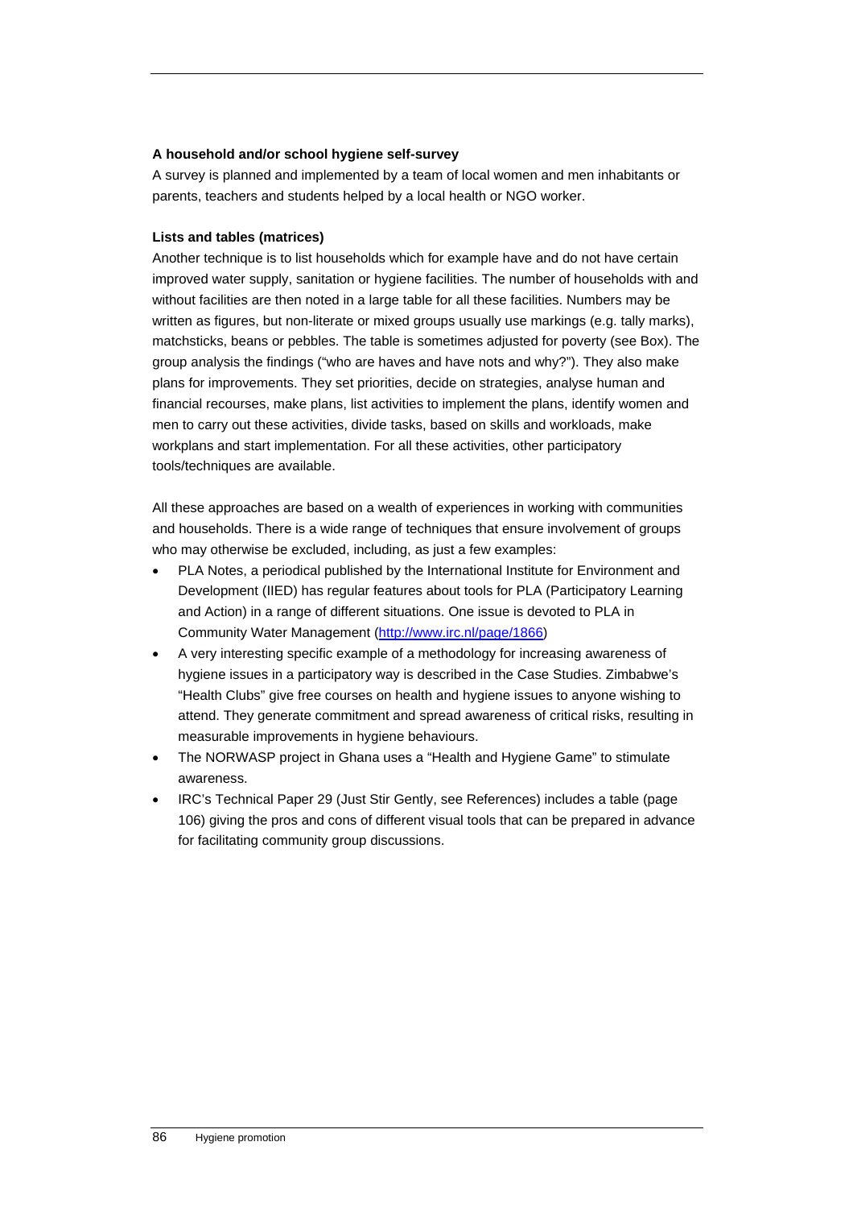**A household and/or school hygiene self-survey**

A survey is planned and implemented by a team of local women and men inhabitants or parents, teachers and students helped by a local health or NGO worker.

**Lists and tables (matrices)**

Another technique is to list households which for example have and do not have certain improved water supply, sanitation or hygiene facilities. The number of households with and without facilities are then noted in a large table for all these facilities. Numbers may be written as figures, but non-literate or mixed groups usually use markings (e.g. tally marks), matchsticks, beans or pebbles. The table is sometimes adjusted for poverty (see Box). The group analysis the findings ("who are haves and have nots and why?"). They also make plans for improvements. They set priorities, decide on strategies, analyse human and financial recourses, make plans, list activities to implement the plans, identify women and men to carry out these activities, divide tasks, based on skills and workloads, make workplans and start implementation. For all these activities, other participatory tools/techniques are available.

All these approaches are based on a wealth of experiences in working with communities and households. There is a wide range of techniques that ensure involvement of groups who may otherwise be excluded, including, as just a few examples:

- PLA Notes, a periodical published by the International Institute for Environment and Development (IIED) has regular features about tools for PLA (Participatory Learning and Action) in a range of different situations. One issue is devoted to PLA in Community Water Management (http://www.irc.nl/page/1866)
- A very interesting specific example of a methodology for increasing awareness of hygiene issues in a participatory way is described in the Case Studies. Zimbabwe's "Health Clubs" give free courses on health and hygiene issues to anyone wishing to attend. They generate commitment and spread awareness of critical risks, resulting in measurable improvements in hygiene behaviours.
- The NORWASP project in Ghana uses a "Health and Hygiene Game" to stimulate awareness.
- IRC's Technical Paper 29 (Just Stir Gently, see References) includes a table (page 106) giving the pros and cons of different visual tools that can be prepared in advance for facilitating community group discussions.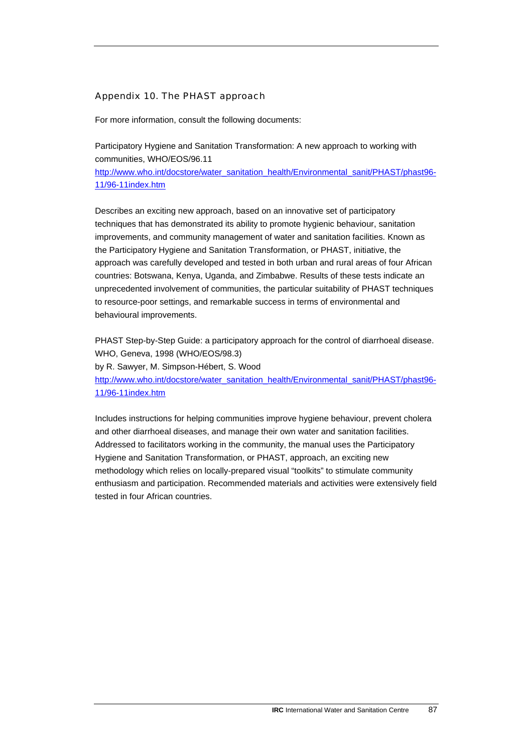## Appendix 10. The PHAST approach

For more information, consult the following documents:

Participatory Hygiene and Sanitation Transformation: A new approach to working with communities, WHO/EOS/96.11
http://www.who.int/docstore/water_sanitation_health/Environmental_sanit/PHAST/phast96-11/96-11index.htm

Describes an exciting new approach, based on an innovative set of participatory techniques that has demonstrated its ability to promote hygienic behaviour, sanitation improvements, and community management of water and sanitation facilities. Known as the Participatory Hygiene and Sanitation Transformation, or PHAST, initiative, the approach was carefully developed and tested in both urban and rural areas of four African countries: Botswana, Kenya, Uganda, and Zimbabwe. Results of these tests indicate an unprecedented involvement of communities, the particular suitability of PHAST techniques to resource-poor settings, and remarkable success in terms of environmental and behavioural improvements.

PHAST Step-by-Step Guide: a participatory approach for the control of diarrhoeal disease. WHO, Geneva, 1998 (WHO/EOS/98.3)
by R. Sawyer, M. Simpson-Hébert, S. Wood
http://www.who.int/docstore/water_sanitation_health/Environmental_sanit/PHAST/phast96-11/96-11index.htm

Includes instructions for helping communities improve hygiene behaviour, prevent cholera and other diarrhoeal diseases, and manage their own water and sanitation facilities. Addressed to facilitators working in the community, the manual uses the Participatory Hygiene and Sanitation Transformation, or PHAST, approach, an exciting new methodology which relies on locally-prepared visual "toolkits" to stimulate community enthusiasm and participation. Recommended materials and activities were extensively field tested in four African countries.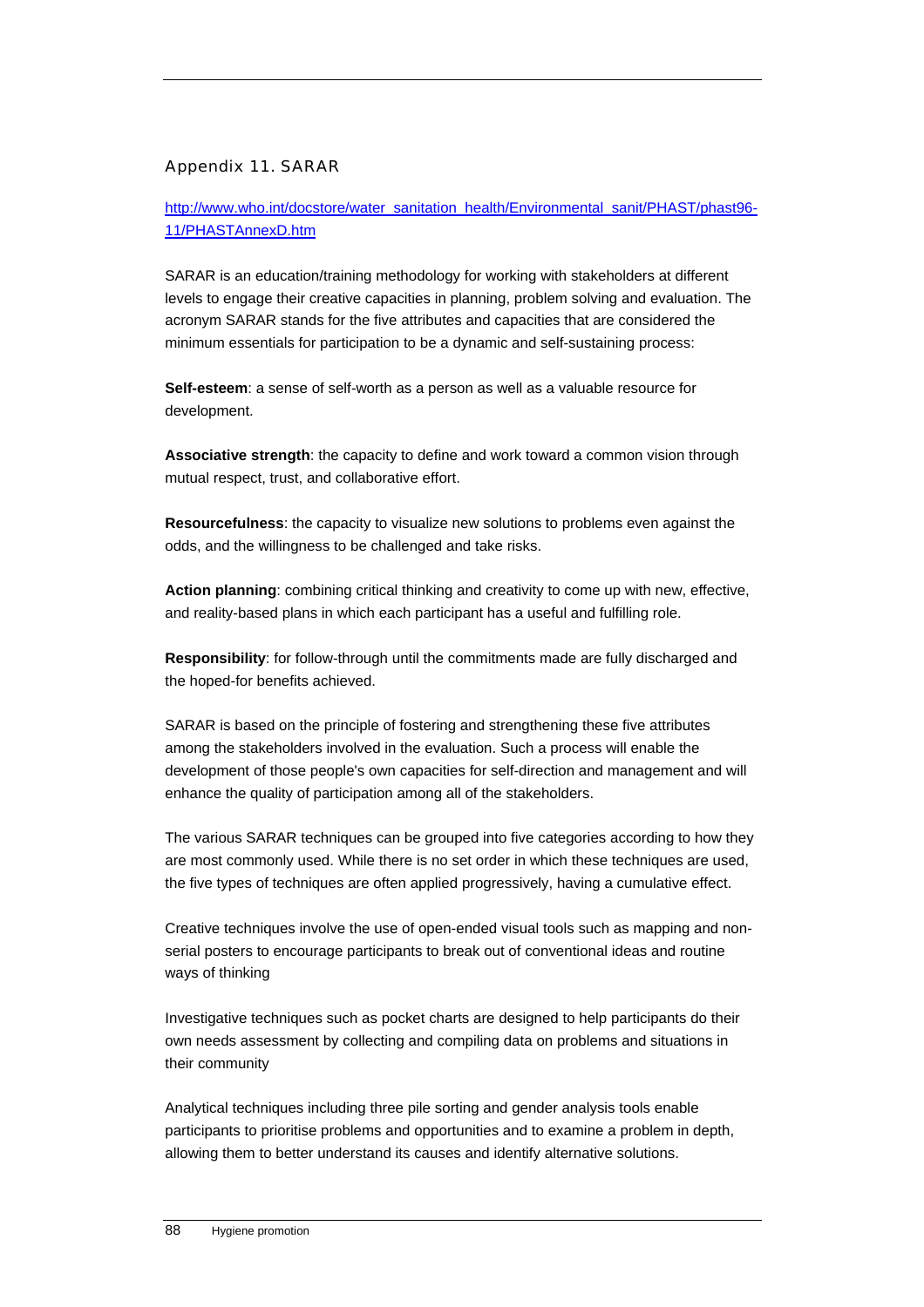## Appendix 11. SARAR

http://www.who.int/docstore/water_sanitation_health/Environmental_sanit/PHAST/phast96-11/PHASTAnnexD.htm

SARAR is an education/training methodology for working with stakeholders at different levels to engage their creative capacities in planning, problem solving and evaluation. The acronym SARAR stands for the five attributes and capacities that are considered the minimum essentials for participation to be a dynamic and self-sustaining process:

**Self-esteem**: a sense of self-worth as a person as well as a valuable resource for development.

**Associative strength**: the capacity to define and work toward a common vision through mutual respect, trust, and collaborative effort.

**Resourcefulness**: the capacity to visualize new solutions to problems even against the odds, and the willingness to be challenged and take risks.

**Action planning**: combining critical thinking and creativity to come up with new, effective, and reality-based plans in which each participant has a useful and fulfilling role.

**Responsibility**: for follow-through until the commitments made are fully discharged and the hoped-for benefits achieved.

SARAR is based on the principle of fostering and strengthening these five attributes among the stakeholders involved in the evaluation. Such a process will enable the development of those people's own capacities for self-direction and management and will enhance the quality of participation among all of the stakeholders.

The various SARAR techniques can be grouped into five categories according to how they are most commonly used. While there is no set order in which these techniques are used, the five types of techniques are often applied progressively, having a cumulative effect.

Creative techniques involve the use of open-ended visual tools such as mapping and non-serial posters to encourage participants to break out of conventional ideas and routine ways of thinking

Investigative techniques such as pocket charts are designed to help participants do their own needs assessment by collecting and compiling data on problems and situations in their community

Analytical techniques including three pile sorting and gender analysis tools enable participants to prioritise problems and opportunities and to examine a problem in depth, allowing them to better understand its causes and identify alternative solutions.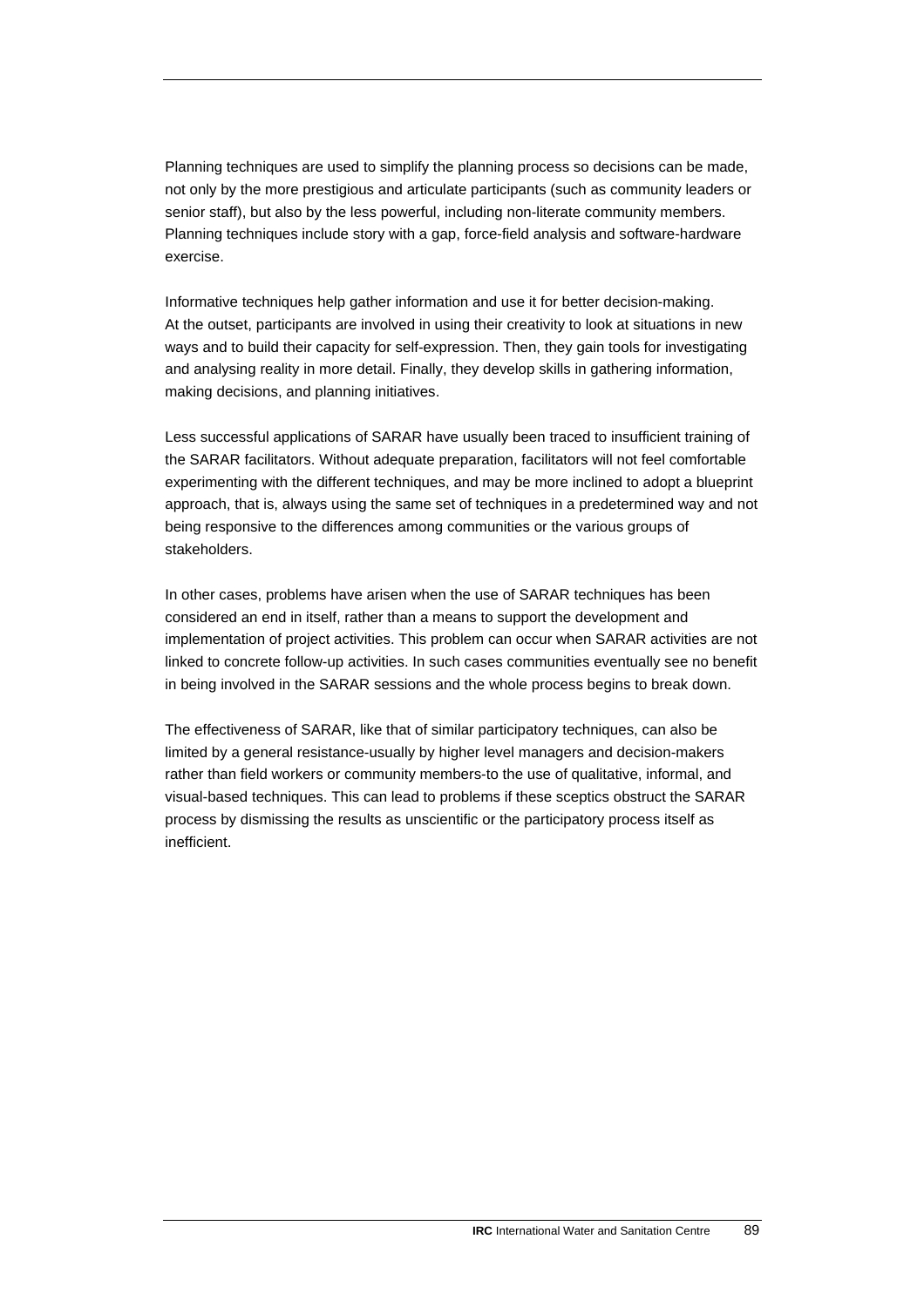Planning techniques are used to simplify the planning process so decisions can be made, not only by the more prestigious and articulate participants (such as community leaders or senior staff), but also by the less powerful, including non-literate community members. Planning techniques include story with a gap, force-field analysis and software-hardware exercise.

Informative techniques help gather information and use it for better decision-making. At the outset, participants are involved in using their creativity to look at situations in new ways and to build their capacity for self-expression. Then, they gain tools for investigating and analysing reality in more detail. Finally, they develop skills in gathering information, making decisions, and planning initiatives.

Less successful applications of SARAR have usually been traced to insufficient training of the SARAR facilitators. Without adequate preparation, facilitators will not feel comfortable experimenting with the different techniques, and may be more inclined to adopt a blueprint approach, that is, always using the same set of techniques in a predetermined way and not being responsive to the differences among communities or the various groups of stakeholders.

In other cases, problems have arisen when the use of SARAR techniques has been considered an end in itself, rather than a means to support the development and implementation of project activities. This problem can occur when SARAR activities are not linked to concrete follow-up activities. In such cases communities eventually see no benefit in being involved in the SARAR sessions and the whole process begins to break down.

The effectiveness of SARAR, like that of similar participatory techniques, can also be limited by a general resistance-usually by higher level managers and decision-makers rather than field workers or community members-to the use of qualitative, informal, and visual-based techniques. This can lead to problems if these sceptics obstruct the SARAR process by dismissing the results as unscientific or the participatory process itself as inefficient.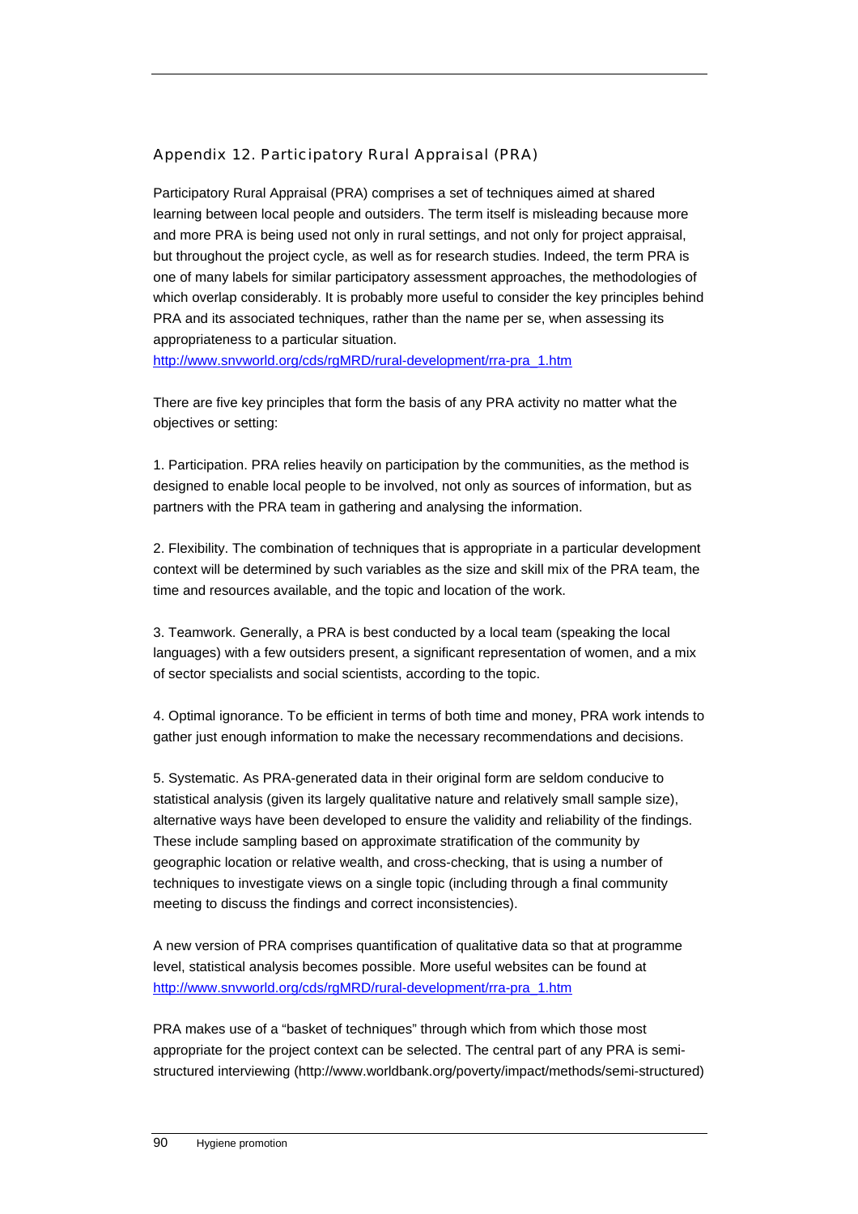## Appendix 12. Participatory Rural Appraisal (PRA)

Participatory Rural Appraisal (PRA) comprises a set of techniques aimed at shared learning between local people and outsiders. The term itself is misleading because more and more PRA is being used not only in rural settings, and not only for project appraisal, but throughout the project cycle, as well as for research studies. Indeed, the term PRA is one of many labels for similar participatory assessment approaches, the methodologies of which overlap considerably. It is probably more useful to consider the key principles behind PRA and its associated techniques, rather than the name per se, when assessing its appropriateness to a particular situation.
http://www.snvworld.org/cds/rgMRD/rural-development/rra-pra_1.htm

There are five key principles that form the basis of any PRA activity no matter what the objectives or setting:

1. Participation. PRA relies heavily on participation by the communities, as the method is designed to enable local people to be involved, not only as sources of information, but as partners with the PRA team in gathering and analysing the information.

2. Flexibility. The combination of techniques that is appropriate in a particular development context will be determined by such variables as the size and skill mix of the PRA team, the time and resources available, and the topic and location of the work.

3. Teamwork. Generally, a PRA is best conducted by a local team (speaking the local languages) with a few outsiders present, a significant representation of women, and a mix of sector specialists and social scientists, according to the topic.

4. Optimal ignorance. To be efficient in terms of both time and money, PRA work intends to gather just enough information to make the necessary recommendations and decisions.

5. Systematic. As PRA-generated data in their original form are seldom conducive to statistical analysis (given its largely qualitative nature and relatively small sample size), alternative ways have been developed to ensure the validity and reliability of the findings. These include sampling based on approximate stratification of the community by geographic location or relative wealth, and cross-checking, that is using a number of techniques to investigate views on a single topic (including through a final community meeting to discuss the findings and correct inconsistencies).

A new version of PRA comprises quantification of qualitative data so that at programme level, statistical analysis becomes possible. More useful websites can be found at http://www.snvworld.org/cds/rgMRD/rural-development/rra-pra_1.htm

PRA makes use of a "basket of techniques" through which from which those most appropriate for the project context can be selected. The central part of any PRA is semi-structured interviewing (http://www.worldbank.org/poverty/impact/methods/semi-structured)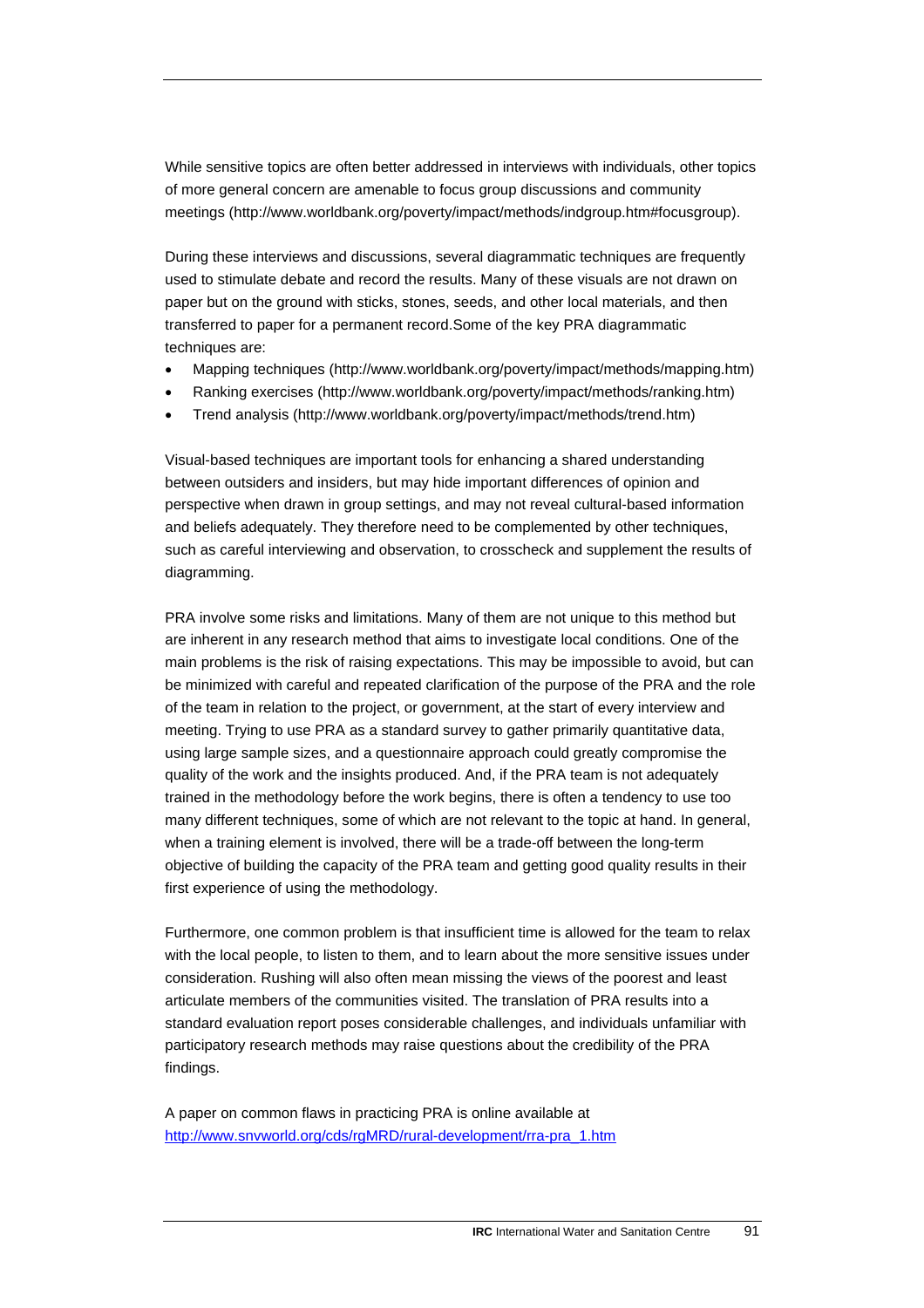While sensitive topics are often better addressed in interviews with individuals, other topics of more general concern are amenable to focus group discussions and community meetings (http://www.worldbank.org/poverty/impact/methods/indgroup.htm#focusgroup).

During these interviews and discussions, several diagrammatic techniques are frequently used to stimulate debate and record the results. Many of these visuals are not drawn on paper but on the ground with sticks, stones, seeds, and other local materials, and then transferred to paper for a permanent record.Some of the key PRA diagrammatic techniques are:

- Mapping techniques (http://www.worldbank.org/poverty/impact/methods/mapping.htm)
- Ranking exercises (http://www.worldbank.org/poverty/impact/methods/ranking.htm)
- Trend analysis (http://www.worldbank.org/poverty/impact/methods/trend.htm)

Visual-based techniques are important tools for enhancing a shared understanding between outsiders and insiders, but may hide important differences of opinion and perspective when drawn in group settings, and may not reveal cultural-based information and beliefs adequately. They therefore need to be complemented by other techniques, such as careful interviewing and observation, to crosscheck and supplement the results of diagramming.

PRA involve some risks and limitations. Many of them are not unique to this method but are inherent in any research method that aims to investigate local conditions. One of the main problems is the risk of raising expectations. This may be impossible to avoid, but can be minimized with careful and repeated clarification of the purpose of the PRA and the role of the team in relation to the project, or government, at the start of every interview and meeting. Trying to use PRA as a standard survey to gather primarily quantitative data, using large sample sizes, and a questionnaire approach could greatly compromise the quality of the work and the insights produced. And, if the PRA team is not adequately trained in the methodology before the work begins, there is often a tendency to use too many different techniques, some of which are not relevant to the topic at hand. In general, when a training element is involved, there will be a trade-off between the long-term objective of building the capacity of the PRA team and getting good quality results in their first experience of using the methodology.

Furthermore, one common problem is that insufficient time is allowed for the team to relax with the local people, to listen to them, and to learn about the more sensitive issues under consideration. Rushing will also often mean missing the views of the poorest and least articulate members of the communities visited. The translation of PRA results into a standard evaluation report poses considerable challenges, and individuals unfamiliar with participatory research methods may raise questions about the credibility of the PRA findings.

A paper on common flaws in practicing PRA is online available at http://www.snvworld.org/cds/rgMRD/rural-development/rra-pra_1.htm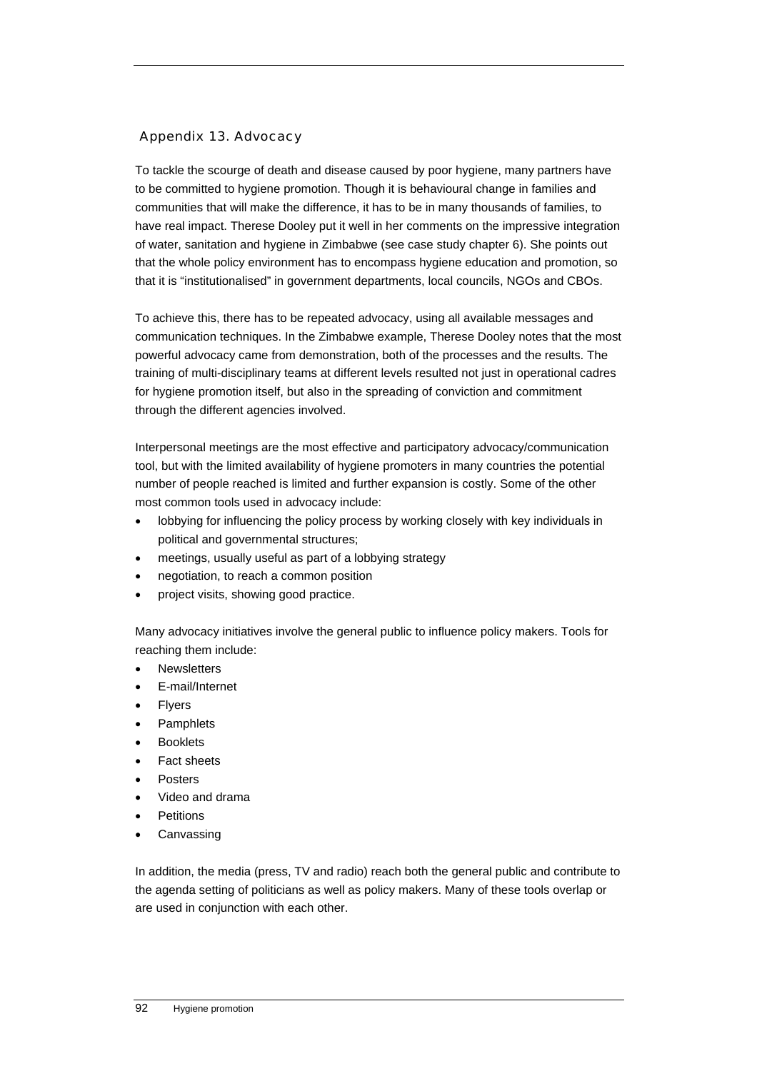## Appendix 13. Advocacy

To tackle the scourge of death and disease caused by poor hygiene, many partners have to be committed to hygiene promotion. Though it is behavioural change in families and communities that will make the difference, it has to be in many thousands of families, to have real impact. Therese Dooley put it well in her comments on the impressive integration of water, sanitation and hygiene in Zimbabwe (see case study chapter 6). She points out that the whole policy environment has to encompass hygiene education and promotion, so that it is "institutionalised" in government departments, local councils, NGOs and CBOs.

To achieve this, there has to be repeated advocacy, using all available messages and communication techniques. In the Zimbabwe example, Therese Dooley notes that the most powerful advocacy came from demonstration, both of the processes and the results. The training of multi-disciplinary teams at different levels resulted not just in operational cadres for hygiene promotion itself, but also in the spreading of conviction and commitment through the different agencies involved.

Interpersonal meetings are the most effective and participatory advocacy/communication tool, but with the limited availability of hygiene promoters in many countries the potential number of people reached is limited and further expansion is costly. Some of the other most common tools used in advocacy include:

- lobbying for influencing the policy process by working closely with key individuals in political and governmental structures;
- meetings, usually useful as part of a lobbying strategy
- negotiation, to reach a common position
- project visits, showing good practice.

Many advocacy initiatives involve the general public to influence policy makers. Tools for reaching them include:

- Newsletters
- E-mail/Internet
- Flyers
- Pamphlets
- Booklets
- Fact sheets
- Posters
- Video and drama
- Petitions
- Canvassing

In addition, the media (press, TV and radio) reach both the general public and contribute to the agenda setting of politicians as well as policy makers. Many of these tools overlap or are used in conjunction with each other.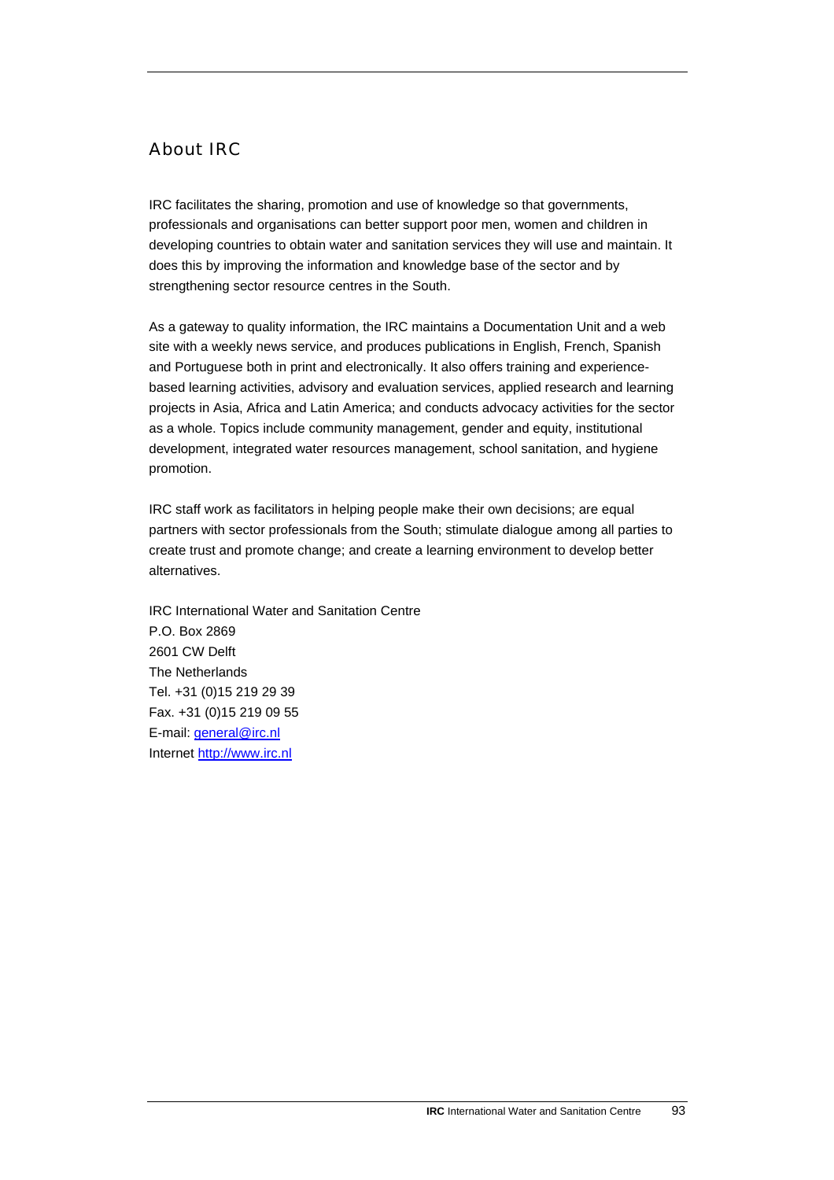## About IRC

IRC facilitates the sharing, promotion and use of knowledge so that governments, professionals and organisations can better support poor men, women and children in developing countries to obtain water and sanitation services they will use and maintain. It does this by improving the information and knowledge base of the sector and by strengthening sector resource centres in the South.

As a gateway to quality information, the IRC maintains a Documentation Unit and a web site with a weekly news service, and produces publications in English, French, Spanish and Portuguese both in print and electronically. It also offers training and experience-based learning activities, advisory and evaluation services, applied research and learning projects in Asia, Africa and Latin America; and conducts advocacy activities for the sector as a whole. Topics include community management, gender and equity, institutional development, integrated water resources management, school sanitation, and hygiene promotion.

IRC staff work as facilitators in helping people make their own decisions; are equal partners with sector professionals from the South; stimulate dialogue among all parties to create trust and promote change; and create a learning environment to develop better alternatives.

IRC International Water and Sanitation Centre
P.O. Box 2869
2601 CW Delft
The Netherlands
Tel. +31 (0)15 219 29 39
Fax. +31 (0)15 219 09 55
E-mail: general@irc.nl
Internet http://www.irc.nl